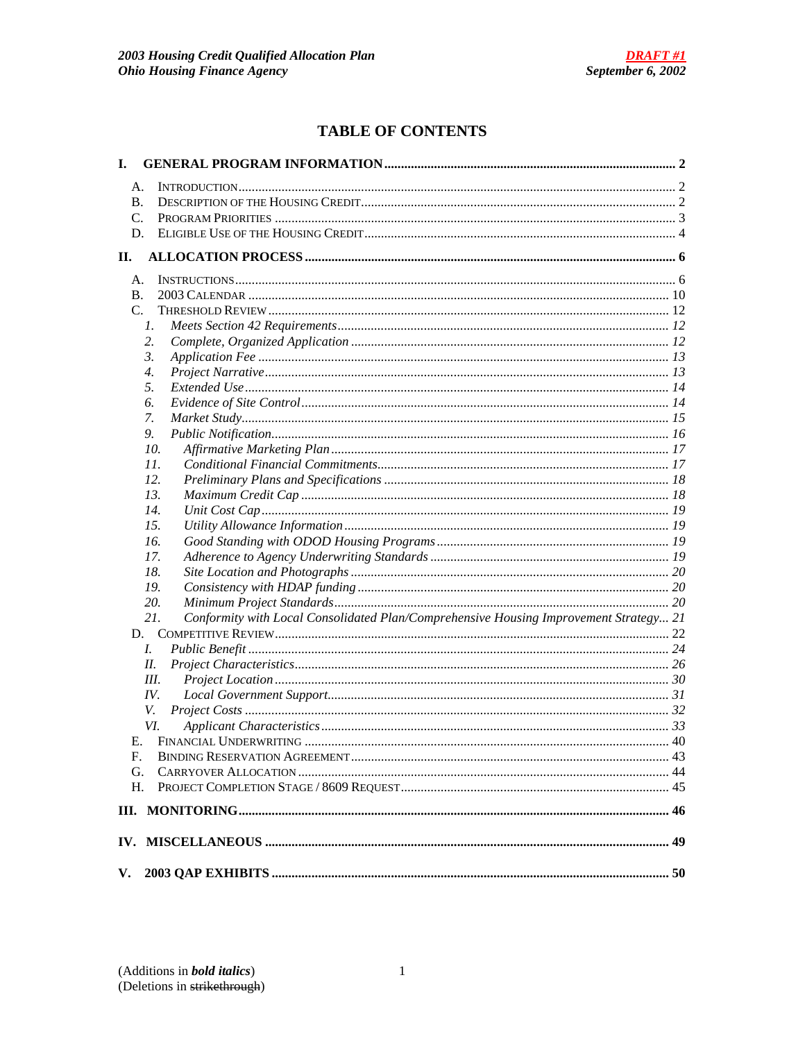# TABLE OF CONTENTS

**I. GENERAL PROGRAM INFORMATION** .......... **2**

- A. Introduction .......... 2
- B. Description of the Housing Credit .......... 2
- C. Program Priorities .......... 3
- D. Eligible Use of the Housing Credit .......... 4

**II. ALLOCATION PROCESS** .......... **6**

- A. Instructions .......... 6
- B. 2003 Calendar .......... 10
- C. Threshold Review .......... 12
  - *1. Meets Section 42 Requirements* .......... *12*
  - *2. Complete, Organized Application* .......... *12*
  - *3. Application Fee* .......... *13*
  - *4. Project Narrative* .......... *13*
  - *5. Extended Use* .......... *14*
  - *6. Evidence of Site Control* .......... *14*
  - *7. Market Study* .......... *15*
  - *9. Public Notification* .......... *16*
  - *10. Affirmative Marketing Plan* .......... *17*
  - *11. Conditional Financial Commitments* .......... *17*
  - *12. Preliminary Plans and Specifications* .......... *18*
  - *13. Maximum Credit Cap* .......... *18*
  - *14. Unit Cost Cap* .......... *19*
  - *15. Utility Allowance Information* .......... *19*
  - *16. Good Standing with ODOD Housing Programs* .......... *19*
  - *17. Adherence to Agency Underwriting Standards* .......... *19*
  - *18. Site Location and Photographs* .......... *20*
  - *19. Consistency with HDAP funding* .......... *20*
  - *20. Minimum Project Standards* .......... *20*
  - *21. Conformity with Local Consolidated Plan/Comprehensive Housing Improvement Strategy* .......... *21*
- D. Competitive Review .......... 22
  - *I. Public Benefit* .......... *24*
  - *II. Project Characteristics* .......... *26*
  - *III. Project Location* .......... *30*
  - *IV. Local Government Support* .......... *31*
  - *V. Project Costs* .......... *32*
  - *VI. Applicant Characteristics* .......... *33*
- E. Financial Underwriting .......... 40
- F. Binding Reservation Agreement .......... 43
- G. Carryover Allocation .......... 44
- H. Project Completion Stage / 8609 Request .......... 45

**III. MONITORING** .......... **46**

**IV. MISCELLANEOUS** .......... **49**

**V. 2003 QAP EXHIBITS** .......... **50**

(Additions in ***bold italics***)
(Deletions in ~~strikethrough~~)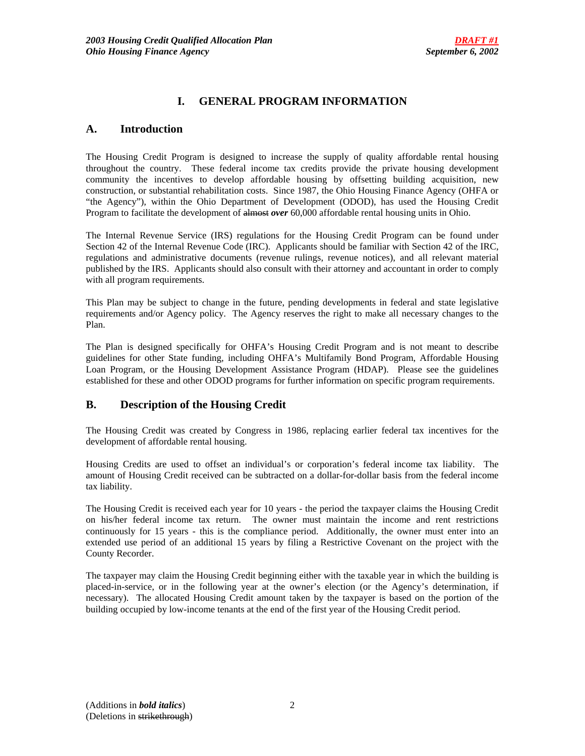# I. GENERAL PROGRAM INFORMATION

## A. Introduction

The Housing Credit Program is designed to increase the supply of quality affordable rental housing throughout the country. These federal income tax credits provide the private housing development community the incentives to develop affordable housing by offsetting building acquisition, new construction, or substantial rehabilitation costs. Since 1987, the Ohio Housing Finance Agency (OHFA or "the Agency"), within the Ohio Department of Development (ODOD), has used the Housing Credit Program to facilitate the development of ~~almost~~ ***over*** 60,000 affordable rental housing units in Ohio.

The Internal Revenue Service (IRS) regulations for the Housing Credit Program can be found under Section 42 of the Internal Revenue Code (IRC). Applicants should be familiar with Section 42 of the IRC, regulations and administrative documents (revenue rulings, revenue notices), and all relevant material published by the IRS. Applicants should also consult with their attorney and accountant in order to comply with all program requirements.

This Plan may be subject to change in the future, pending developments in federal and state legislative requirements and/or Agency policy. The Agency reserves the right to make all necessary changes to the Plan.

The Plan is designed specifically for OHFA's Housing Credit Program and is not meant to describe guidelines for other State funding, including OHFA's Multifamily Bond Program, Affordable Housing Loan Program, or the Housing Development Assistance Program (HDAP). Please see the guidelines established for these and other ODOD programs for further information on specific program requirements.

## B. Description of the Housing Credit

The Housing Credit was created by Congress in 1986, replacing earlier federal tax incentives for the development of affordable rental housing.

Housing Credits are used to offset an individual's or corporation's federal income tax liability. The amount of Housing Credit received can be subtracted on a dollar-for-dollar basis from the federal income tax liability.

The Housing Credit is received each year for 10 years - the period the taxpayer claims the Housing Credit on his/her federal income tax return. The owner must maintain the income and rent restrictions continuously for 15 years - this is the compliance period. Additionally, the owner must enter into an extended use period of an additional 15 years by filing a Restrictive Covenant on the project with the County Recorder.

The taxpayer may claim the Housing Credit beginning either with the taxable year in which the building is placed-in-service, or in the following year at the owner's election (or the Agency's determination, if necessary). The allocated Housing Credit amount taken by the taxpayer is based on the portion of the building occupied by low-income tenants at the end of the first year of the Housing Credit period.

(Additions in ***bold italics***)
(Deletions in ~~strikethrough~~)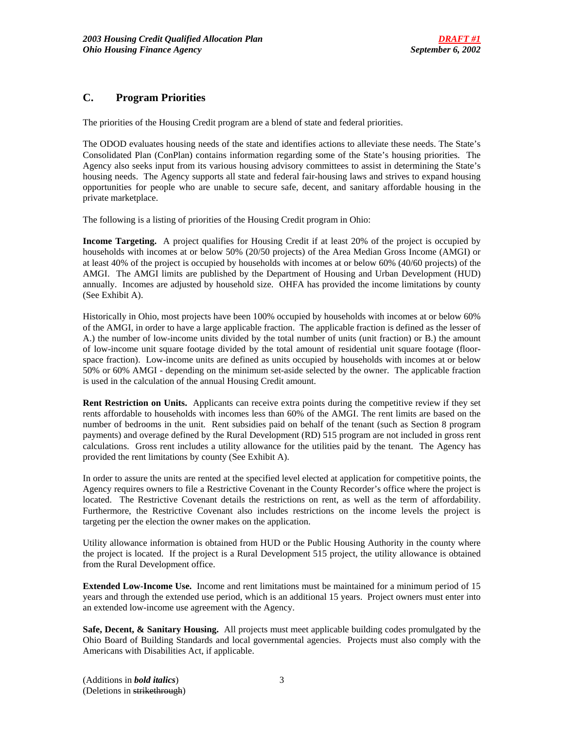## C. Program Priorities

The priorities of the Housing Credit program are a blend of state and federal priorities.

The ODOD evaluates housing needs of the state and identifies actions to alleviate these needs. The State's Consolidated Plan (ConPlan) contains information regarding some of the State's housing priorities. The Agency also seeks input from its various housing advisory committees to assist in determining the State's housing needs. The Agency supports all state and federal fair-housing laws and strives to expand housing opportunities for people who are unable to secure safe, decent, and sanitary affordable housing in the private marketplace.

The following is a listing of priorities of the Housing Credit program in Ohio:

**Income Targeting.** A project qualifies for Housing Credit if at least 20% of the project is occupied by households with incomes at or below 50% (20/50 projects) of the Area Median Gross Income (AMGI) or at least 40% of the project is occupied by households with incomes at or below 60% (40/60 projects) of the AMGI. The AMGI limits are published by the Department of Housing and Urban Development (HUD) annually. Incomes are adjusted by household size. OHFA has provided the income limitations by county (See Exhibit A).

Historically in Ohio, most projects have been 100% occupied by households with incomes at or below 60% of the AMGI, in order to have a large applicable fraction. The applicable fraction is defined as the lesser of A.) the number of low-income units divided by the total number of units (unit fraction) or B.) the amount of low-income unit square footage divided by the total amount of residential unit square footage (floor-space fraction). Low-income units are defined as units occupied by households with incomes at or below 50% or 60% AMGI - depending on the minimum set-aside selected by the owner. The applicable fraction is used in the calculation of the annual Housing Credit amount.

**Rent Restriction on Units.** Applicants can receive extra points during the competitive review if they set rents affordable to households with incomes less than 60% of the AMGI. The rent limits are based on the number of bedrooms in the unit. Rent subsidies paid on behalf of the tenant (such as Section 8 program payments) and overage defined by the Rural Development (RD) 515 program are not included in gross rent calculations. Gross rent includes a utility allowance for the utilities paid by the tenant. The Agency has provided the rent limitations by county (See Exhibit A).

In order to assure the units are rented at the specified level elected at application for competitive points, the Agency requires owners to file a Restrictive Covenant in the County Recorder's office where the project is located. The Restrictive Covenant details the restrictions on rent, as well as the term of affordability. Furthermore, the Restrictive Covenant also includes restrictions on the income levels the project is targeting per the election the owner makes on the application.

Utility allowance information is obtained from HUD or the Public Housing Authority in the county where the project is located. If the project is a Rural Development 515 project, the utility allowance is obtained from the Rural Development office.

**Extended Low-Income Use.** Income and rent limitations must be maintained for a minimum period of 15 years and through the extended use period, which is an additional 15 years. Project owners must enter into an extended low-income use agreement with the Agency.

**Safe, Decent, & Sanitary Housing.** All projects must meet applicable building codes promulgated by the Ohio Board of Building Standards and local governmental agencies. Projects must also comply with the Americans with Disabilities Act, if applicable.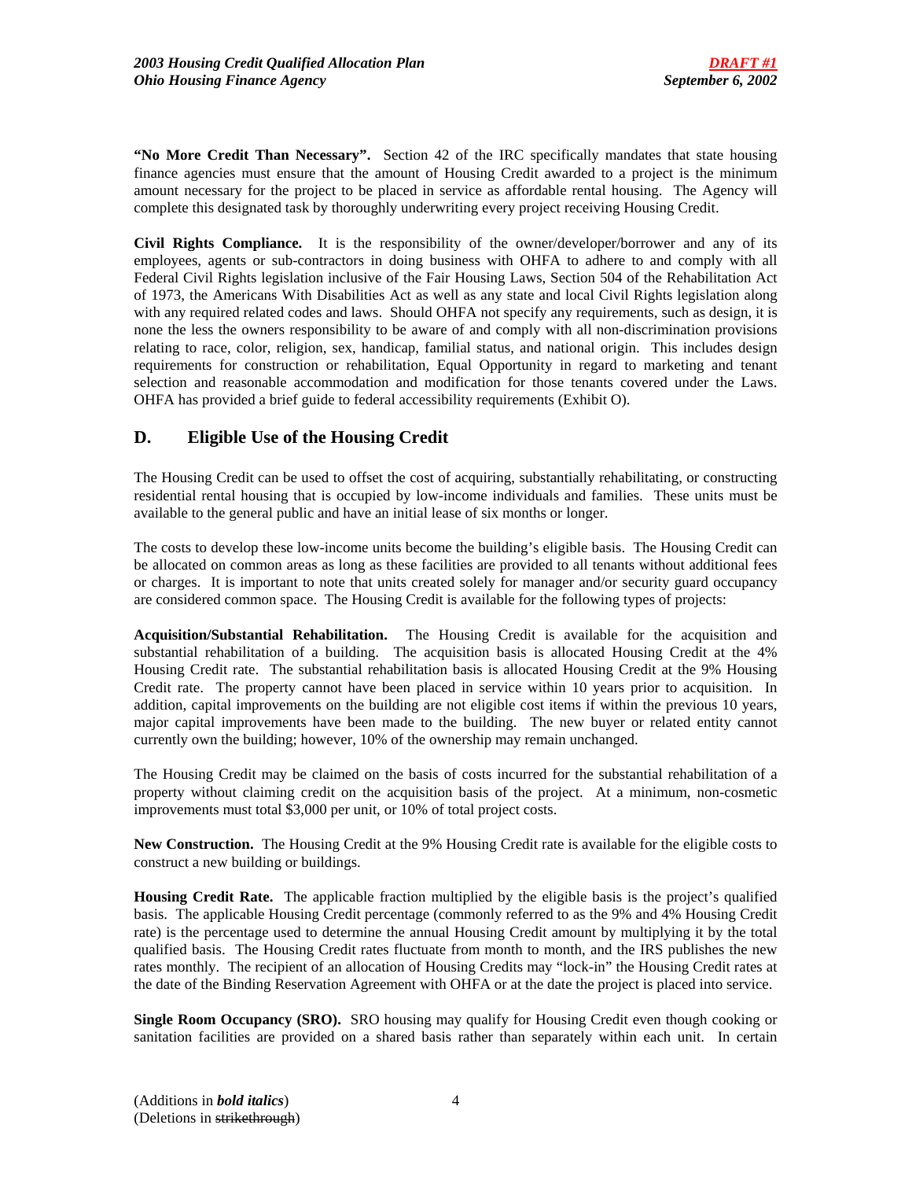**"No More Credit Than Necessary".** Section 42 of the IRC specifically mandates that state housing finance agencies must ensure that the amount of Housing Credit awarded to a project is the minimum amount necessary for the project to be placed in service as affordable rental housing. The Agency will complete this designated task by thoroughly underwriting every project receiving Housing Credit.

**Civil Rights Compliance.** It is the responsibility of the owner/developer/borrower and any of its employees, agents or sub-contractors in doing business with OHFA to adhere to and comply with all Federal Civil Rights legislation inclusive of the Fair Housing Laws, Section 504 of the Rehabilitation Act of 1973, the Americans With Disabilities Act as well as any state and local Civil Rights legislation along with any required related codes and laws. Should OHFA not specify any requirements, such as design, it is none the less the owners responsibility to be aware of and comply with all non-discrimination provisions relating to race, color, religion, sex, handicap, familial status, and national origin. This includes design requirements for construction or rehabilitation, Equal Opportunity in regard to marketing and tenant selection and reasonable accommodation and modification for those tenants covered under the Laws. OHFA has provided a brief guide to federal accessibility requirements (Exhibit O).

## D. Eligible Use of the Housing Credit

The Housing Credit can be used to offset the cost of acquiring, substantially rehabilitating, or constructing residential rental housing that is occupied by low-income individuals and families. These units must be available to the general public and have an initial lease of six months or longer.

The costs to develop these low-income units become the building's eligible basis. The Housing Credit can be allocated on common areas as long as these facilities are provided to all tenants without additional fees or charges. It is important to note that units created solely for manager and/or security guard occupancy are considered common space. The Housing Credit is available for the following types of projects:

**Acquisition/Substantial Rehabilitation.** The Housing Credit is available for the acquisition and substantial rehabilitation of a building. The acquisition basis is allocated Housing Credit at the 4% Housing Credit rate. The substantial rehabilitation basis is allocated Housing Credit at the 9% Housing Credit rate. The property cannot have been placed in service within 10 years prior to acquisition. In addition, capital improvements on the building are not eligible cost items if within the previous 10 years, major capital improvements have been made to the building. The new buyer or related entity cannot currently own the building; however, 10% of the ownership may remain unchanged.

The Housing Credit may be claimed on the basis of costs incurred for the substantial rehabilitation of a property without claiming credit on the acquisition basis of the project. At a minimum, non-cosmetic improvements must total $3,000 per unit, or 10% of total project costs.

**New Construction.** The Housing Credit at the 9% Housing Credit rate is available for the eligible costs to construct a new building or buildings.

**Housing Credit Rate.** The applicable fraction multiplied by the eligible basis is the project's qualified basis. The applicable Housing Credit percentage (commonly referred to as the 9% and 4% Housing Credit rate) is the percentage used to determine the annual Housing Credit amount by multiplying it by the total qualified basis. The Housing Credit rates fluctuate from month to month, and the IRS publishes the new rates monthly. The recipient of an allocation of Housing Credits may "lock-in" the Housing Credit rates at the date of the Binding Reservation Agreement with OHFA or at the date the project is placed into service.

**Single Room Occupancy (SRO).** SRO housing may qualify for Housing Credit even though cooking or sanitation facilities are provided on a shared basis rather than separately within each unit. In certain

(Additions in ***bold italics***)
(Deletions in ~~strikethrough~~)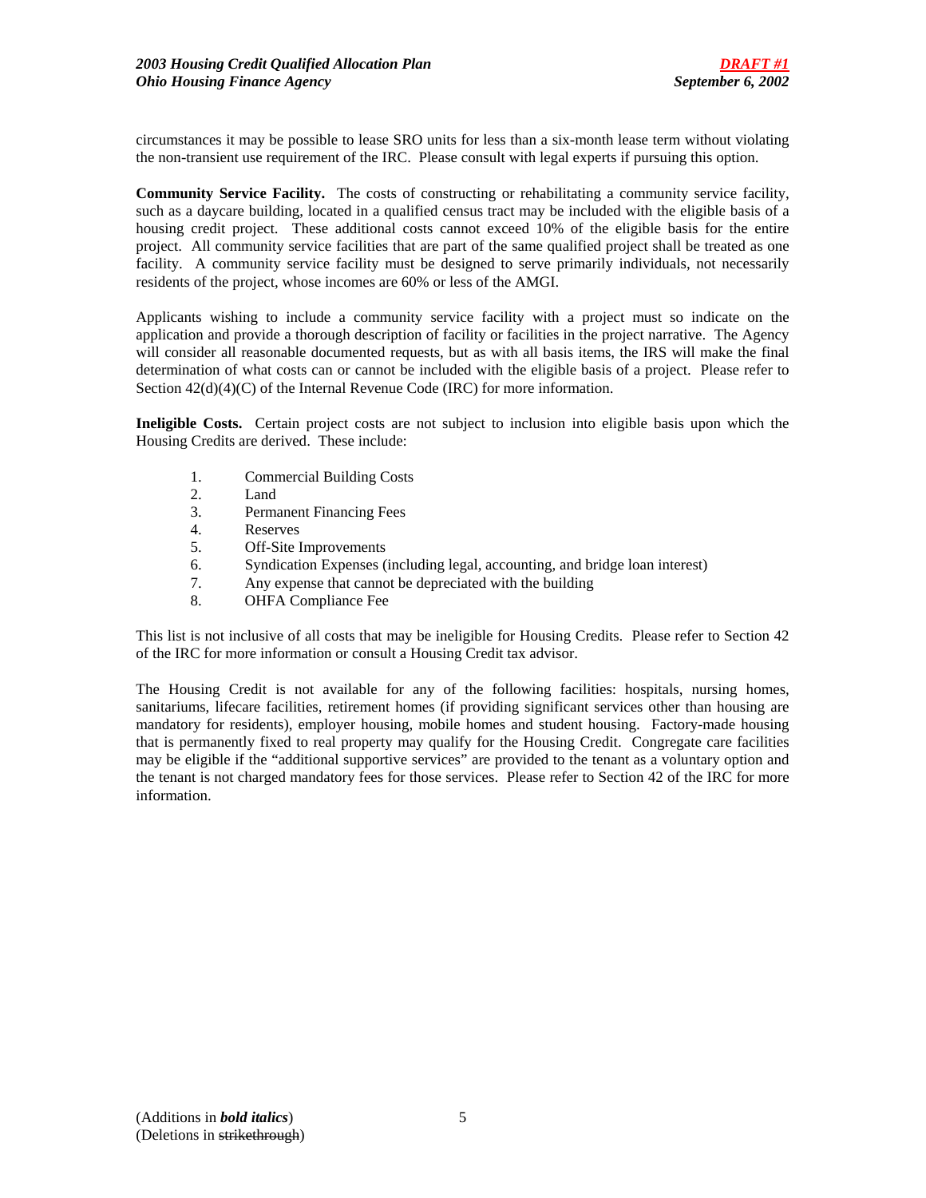circumstances it may be possible to lease SRO units for less than a six-month lease term without violating the non-transient use requirement of the IRC. Please consult with legal experts if pursuing this option.

**Community Service Facility.** The costs of constructing or rehabilitating a community service facility, such as a daycare building, located in a qualified census tract may be included with the eligible basis of a housing credit project. These additional costs cannot exceed 10% of the eligible basis for the entire project. All community service facilities that are part of the same qualified project shall be treated as one facility. A community service facility must be designed to serve primarily individuals, not necessarily residents of the project, whose incomes are 60% or less of the AMGI.

Applicants wishing to include a community service facility with a project must so indicate on the application and provide a thorough description of facility or facilities in the project narrative. The Agency will consider all reasonable documented requests, but as with all basis items, the IRS will make the final determination of what costs can or cannot be included with the eligible basis of a project. Please refer to Section 42(d)(4)(C) of the Internal Revenue Code (IRC) for more information.

**Ineligible Costs.** Certain project costs are not subject to inclusion into eligible basis upon which the Housing Credits are derived. These include:

1. Commercial Building Costs
2. Land
3. Permanent Financing Fees
4. Reserves
5. Off-Site Improvements
6. Syndication Expenses (including legal, accounting, and bridge loan interest)
7. Any expense that cannot be depreciated with the building
8. OHFA Compliance Fee

This list is not inclusive of all costs that may be ineligible for Housing Credits. Please refer to Section 42 of the IRC for more information or consult a Housing Credit tax advisor.

The Housing Credit is not available for any of the following facilities: hospitals, nursing homes, sanitariums, lifecare facilities, retirement homes (if providing significant services other than housing are mandatory for residents), employer housing, mobile homes and student housing. Factory-made housing that is permanently fixed to real property may qualify for the Housing Credit. Congregate care facilities may be eligible if the "additional supportive services" are provided to the tenant as a voluntary option and the tenant is not charged mandatory fees for those services. Please refer to Section 42 of the IRC for more information.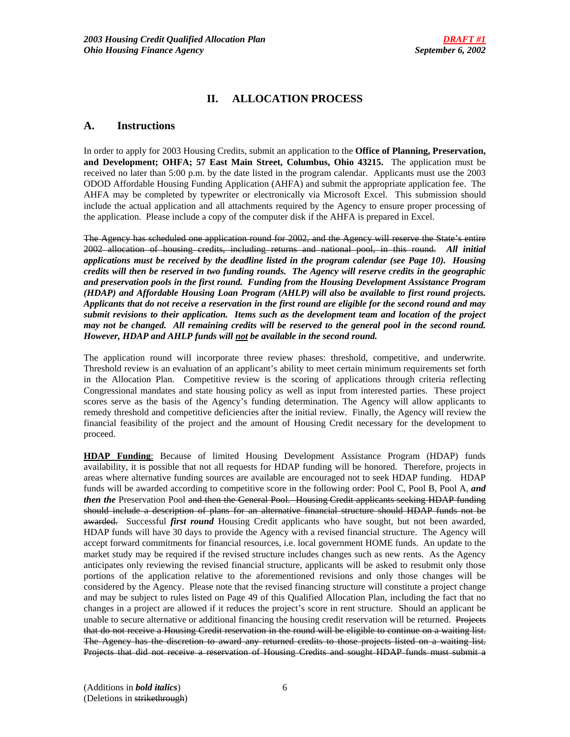## II. ALLOCATION PROCESS

### A. Instructions

In order to apply for 2003 Housing Credits, submit an application to the **Office of Planning, Preservation, and Development; OHFA; 57 East Main Street, Columbus, Ohio 43215.** The application must be received no later than 5:00 p.m. by the date listed in the program calendar. Applicants must use the 2003 ODOD Affordable Housing Funding Application (AHFA) and submit the appropriate application fee. The AHFA may be completed by typewriter or electronically via Microsoft Excel. This submission should include the actual application and all attachments required by the Agency to ensure proper processing of the application. Please include a copy of the computer disk if the AHFA is prepared in Excel.

~~The Agency has scheduled one application round for 2002, and the Agency will reserve the State's entire 2002 allocation of housing credits, including returns and national pool, in this round.~~ ***All initial applications must be received by the deadline listed in the program calendar (see Page 10). Housing credits will then be reserved in two funding rounds. The Agency will reserve credits in the geographic and preservation pools in the first round. Funding from the Housing Development Assistance Program (HDAP) and Affordable Housing Loan Program (AHLP) will also be available to first round projects. Applicants that do not receive a reservation in the first round are eligible for the second round and may submit revisions to their application. Items such as the development team and location of the project may not be changed. All remaining credits will be reserved to the general pool in the second round. However, HDAP and AHLP funds will <u>not</u> be available in the second round.***

The application round will incorporate three review phases: threshold, competitive, and underwrite. Threshold review is an evaluation of an applicant's ability to meet certain minimum requirements set forth in the Allocation Plan. Competitive review is the scoring of applications through criteria reflecting Congressional mandates and state housing policy as well as input from interested parties. These project scores serve as the basis of the Agency's funding determination. The Agency will allow applicants to remedy threshold and competitive deficiencies after the initial review. Finally, the Agency will review the financial feasibility of the project and the amount of Housing Credit necessary for the development to proceed.

**<u>HDAP Funding</u>**: Because of limited Housing Development Assistance Program (HDAP) funds availability, it is possible that not all requests for HDAP funding will be honored. Therefore, projects in areas where alternative funding sources are available are encouraged not to seek HDAP funding. HDAP funds will be awarded according to competitive score in the following order: Pool C, Pool B, Pool A, ***and then the*** Preservation Pool ~~and then the General Pool. Housing Credit applicants seeking HDAP funding should include a description of plans for an alternative financial structure should HDAP funds not be awarded.~~ Successful ***first round*** Housing Credit applicants who have sought, but not been awarded, HDAP funds will have 30 days to provide the Agency with a revised financial structure. The Agency will accept forward commitments for financial resources, i.e. local government HOME funds. An update to the market study may be required if the revised structure includes changes such as new rents. As the Agency anticipates only reviewing the revised financial structure, applicants will be asked to resubmit only those portions of the application relative to the aforementioned revisions and only those changes will be considered by the Agency. Please note that the revised financing structure will constitute a project change and may be subject to rules listed on Page 49 of this Qualified Allocation Plan, including the fact that no changes in a project are allowed if it reduces the project's score in rent structure. Should an applicant be unable to secure alternative or additional financing the housing credit reservation will be returned. ~~Projects that do not receive a Housing Credit reservation in the round will be eligible to continue on a waiting list. The Agency has the discretion to award any returned credits to those projects listed on a waiting list. Projects that did not receive a reservation of Housing Credits and sought HDAP funds must submit a~~

(Additions in ***bold italics***)
(Deletions in ~~strikethrough~~)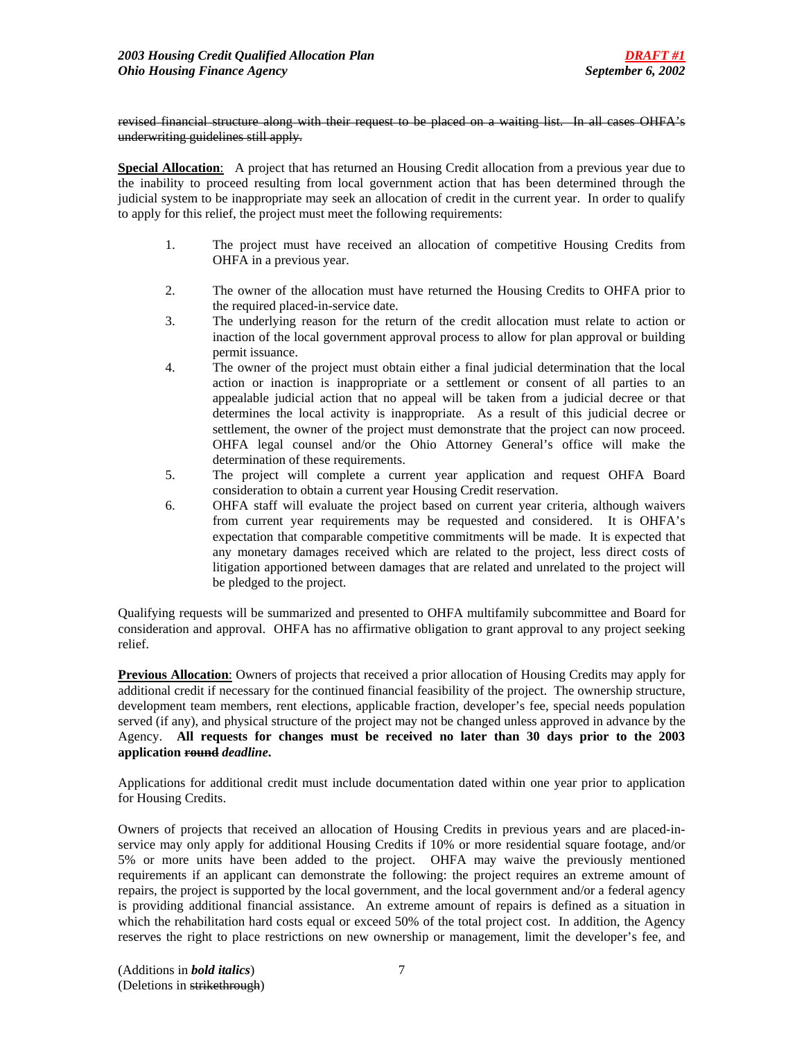~~revised financial structure along with their request to be placed on a waiting list. In all cases OHFA's underwriting guidelines still apply.~~

**Special Allocation**: A project that has returned an Housing Credit allocation from a previous year due to the inability to proceed resulting from local government action that has been determined through the judicial system to be inappropriate may seek an allocation of credit in the current year. In order to qualify to apply for this relief, the project must meet the following requirements:

1. The project must have received an allocation of competitive Housing Credits from OHFA in a previous year.
2. The owner of the allocation must have returned the Housing Credits to OHFA prior to the required placed-in-service date.
3. The underlying reason for the return of the credit allocation must relate to action or inaction of the local government approval process to allow for plan approval or building permit issuance.
4. The owner of the project must obtain either a final judicial determination that the local action or inaction is inappropriate or a settlement or consent of all parties to an appealable judicial action that no appeal will be taken from a judicial decree or that determines the local activity is inappropriate. As a result of this judicial decree or settlement, the owner of the project must demonstrate that the project can now proceed. OHFA legal counsel and/or the Ohio Attorney General's office will make the determination of these requirements.
5. The project will complete a current year application and request OHFA Board consideration to obtain a current year Housing Credit reservation.
6. OHFA staff will evaluate the project based on current year criteria, although waivers from current year requirements may be requested and considered. It is OHFA's expectation that comparable competitive commitments will be made. It is expected that any monetary damages received which are related to the project, less direct costs of litigation apportioned between damages that are related and unrelated to the project will be pledged to the project.

Qualifying requests will be summarized and presented to OHFA multifamily subcommittee and Board for consideration and approval. OHFA has no affirmative obligation to grant approval to any project seeking relief.

**Previous Allocation**: Owners of projects that received a prior allocation of Housing Credits may apply for additional credit if necessary for the continued financial feasibility of the project. The ownership structure, development team members, rent elections, applicable fraction, developer's fee, special needs population served (if any), and physical structure of the project may not be changed unless approved in advance by the Agency. **All requests for changes must be received no later than 30 days prior to the 2003 application ~~round~~ *deadline*.**

Applications for additional credit must include documentation dated within one year prior to application for Housing Credits.

Owners of projects that received an allocation of Housing Credits in previous years and are placed-in-service may only apply for additional Housing Credits if 10% or more residential square footage, and/or 5% or more units have been added to the project. OHFA may waive the previously mentioned requirements if an applicant can demonstrate the following: the project requires an extreme amount of repairs, the project is supported by the local government, and the local government and/or a federal agency is providing additional financial assistance. An extreme amount of repairs is defined as a situation in which the rehabilitation hard costs equal or exceed 50% of the total project cost. In addition, the Agency reserves the right to place restrictions on new ownership or management, limit the developer's fee, and

(Additions in ***bold italics***)
(Deletions in ~~strikethrough~~)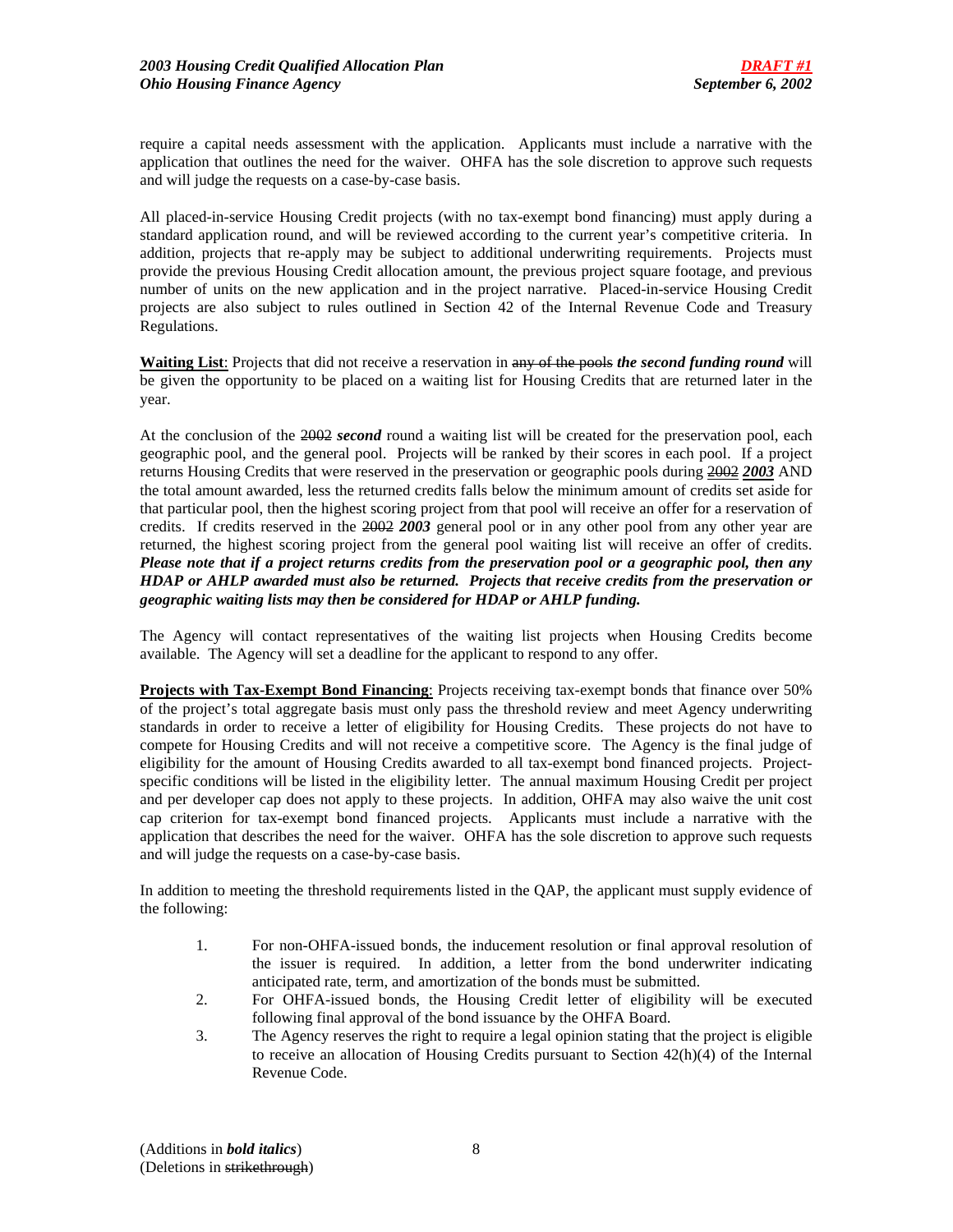require a capital needs assessment with the application. Applicants must include a narrative with the application that outlines the need for the waiver. OHFA has the sole discretion to approve such requests and will judge the requests on a case-by-case basis.

All placed-in-service Housing Credit projects (with no tax-exempt bond financing) must apply during a standard application round, and will be reviewed according to the current year's competitive criteria. In addition, projects that re-apply may be subject to additional underwriting requirements. Projects must provide the previous Housing Credit allocation amount, the previous project square footage, and previous number of units on the new application and in the project narrative. Placed-in-service Housing Credit projects are also subject to rules outlined in Section 42 of the Internal Revenue Code and Treasury Regulations.

**Waiting List**: Projects that did not receive a reservation in ~~any of the pools~~ ***the second funding round*** will be given the opportunity to be placed on a waiting list for Housing Credits that are returned later in the year.

At the conclusion of the ~~2002~~ ***second*** round a waiting list will be created for the preservation pool, each geographic pool, and the general pool. Projects will be ranked by their scores in each pool. If a project returns Housing Credits that were reserved in the preservation or geographic pools during ~~2002~~ ***2003*** AND the total amount awarded, less the returned credits falls below the minimum amount of credits set aside for that particular pool, then the highest scoring project from that pool will receive an offer for a reservation of credits. If credits reserved in the ~~2002~~ ***2003*** general pool or in any other pool from any other year are returned, the highest scoring project from the general pool waiting list will receive an offer of credits. ***Please note that if a project returns credits from the preservation pool or a geographic pool, then any HDAP or AHLP awarded must also be returned. Projects that receive credits from the preservation or geographic waiting lists may then be considered for HDAP or AHLP funding.***

The Agency will contact representatives of the waiting list projects when Housing Credits become available. The Agency will set a deadline for the applicant to respond to any offer.

**Projects with Tax-Exempt Bond Financing**: Projects receiving tax-exempt bonds that finance over 50% of the project's total aggregate basis must only pass the threshold review and meet Agency underwriting standards in order to receive a letter of eligibility for Housing Credits. These projects do not have to compete for Housing Credits and will not receive a competitive score. The Agency is the final judge of eligibility for the amount of Housing Credits awarded to all tax-exempt bond financed projects. Project-specific conditions will be listed in the eligibility letter. The annual maximum Housing Credit per project and per developer cap does not apply to these projects. In addition, OHFA may also waive the unit cost cap criterion for tax-exempt bond financed projects. Applicants must include a narrative with the application that describes the need for the waiver. OHFA has the sole discretion to approve such requests and will judge the requests on a case-by-case basis.

In addition to meeting the threshold requirements listed in the QAP, the applicant must supply evidence of the following:

1. For non-OHFA-issued bonds, the inducement resolution or final approval resolution of the issuer is required. In addition, a letter from the bond underwriter indicating anticipated rate, term, and amortization of the bonds must be submitted.
2. For OHFA-issued bonds, the Housing Credit letter of eligibility will be executed following final approval of the bond issuance by the OHFA Board.
3. The Agency reserves the right to require a legal opinion stating that the project is eligible to receive an allocation of Housing Credits pursuant to Section 42(h)(4) of the Internal Revenue Code.

(Additions in ***bold italics***)
(Deletions in ~~strikethrough~~)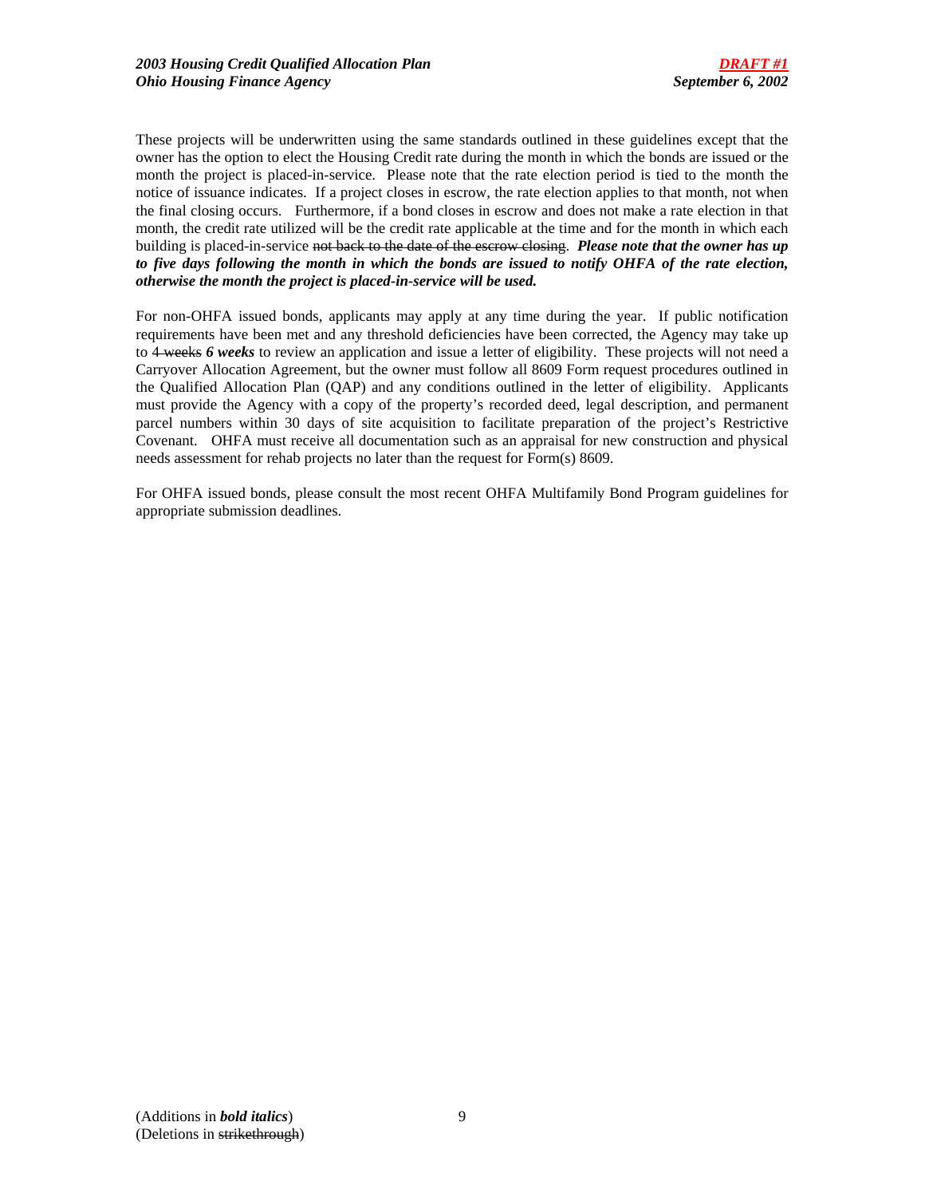These projects will be underwritten using the same standards outlined in these guidelines except that the owner has the option to elect the Housing Credit rate during the month in which the bonds are issued or the month the project is placed-in-service. Please note that the rate election period is tied to the month the notice of issuance indicates. If a project closes in escrow, the rate election applies to that month, not when the final closing occurs. Furthermore, if a bond closes in escrow and does not make a rate election in that month, the credit rate utilized will be the credit rate applicable at the time and for the month in which each building is placed-in-service ~~not back to the date of the escrow closing~~. ***Please note that the owner has up to five days following the month in which the bonds are issued to notify OHFA of the rate election, otherwise the month the project is placed-in-service will be used.***

For non-OHFA issued bonds, applicants may apply at any time during the year. If public notification requirements have been met and any threshold deficiencies have been corrected, the Agency may take up to ~~4 weeks~~ ***6 weeks*** to review an application and issue a letter of eligibility. These projects will not need a Carryover Allocation Agreement, but the owner must follow all 8609 Form request procedures outlined in the Qualified Allocation Plan (QAP) and any conditions outlined in the letter of eligibility. Applicants must provide the Agency with a copy of the property's recorded deed, legal description, and permanent parcel numbers within 30 days of site acquisition to facilitate preparation of the project's Restrictive Covenant. OHFA must receive all documentation such as an appraisal for new construction and physical needs assessment for rehab projects no later than the request for Form(s) 8609.

For OHFA issued bonds, please consult the most recent OHFA Multifamily Bond Program guidelines for appropriate submission deadlines.

(Additions in ***bold italics***)
(Deletions in ~~strikethrough~~)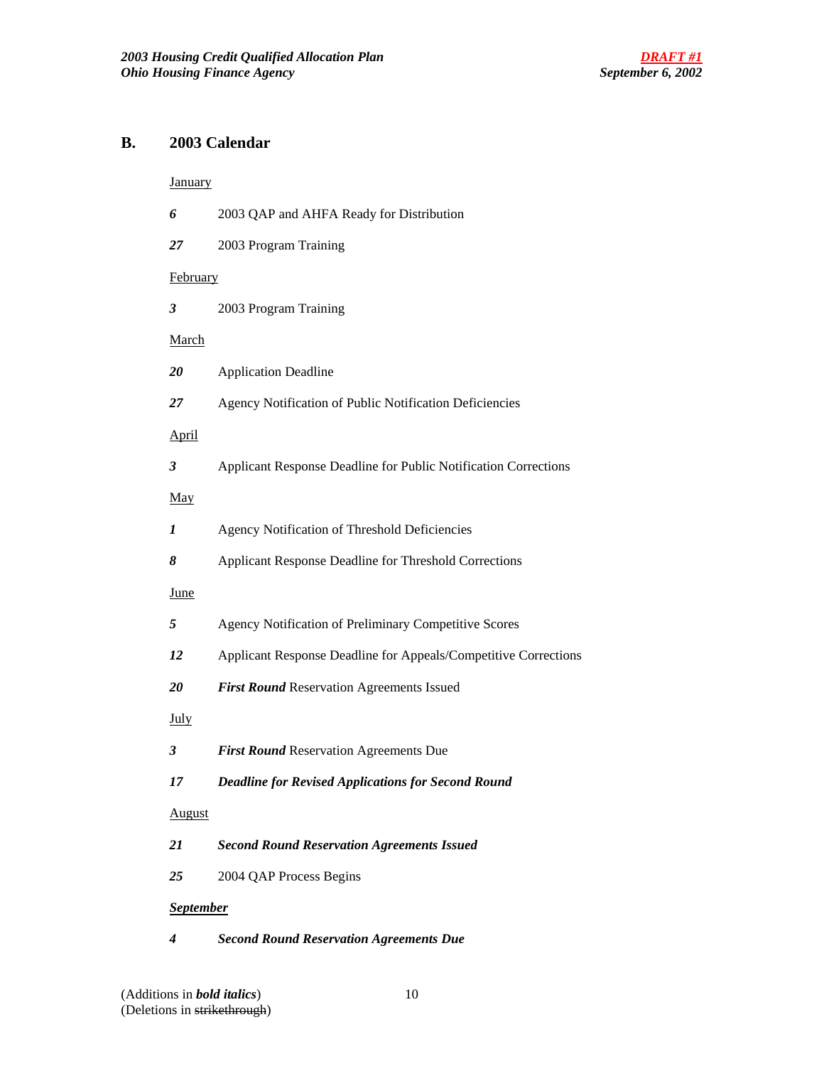## B. 2003 Calendar

January

***6*** 2003 QAP and AHFA Ready for Distribution

***27*** 2003 Program Training

February

***3*** 2003 Program Training

March

***20*** Application Deadline

***27*** Agency Notification of Public Notification Deficiencies

April

***3*** Applicant Response Deadline for Public Notification Corrections

May

***1*** Agency Notification of Threshold Deficiencies

***8*** Applicant Response Deadline for Threshold Corrections

June

***5*** Agency Notification of Preliminary Competitive Scores

***12*** Applicant Response Deadline for Appeals/Competitive Corrections

***20*** ***First Round*** Reservation Agreements Issued

July

***3*** ***First Round*** Reservation Agreements Due

***17*** ***Deadline for Revised Applications for Second Round***

August

***21*** ***Second Round Reservation Agreements Issued***

***25*** 2004 QAP Process Begins

***September***

***4*** ***Second Round Reservation Agreements Due***

(Additions in ***bold italics***)
(Deletions in ~~strikethrough~~)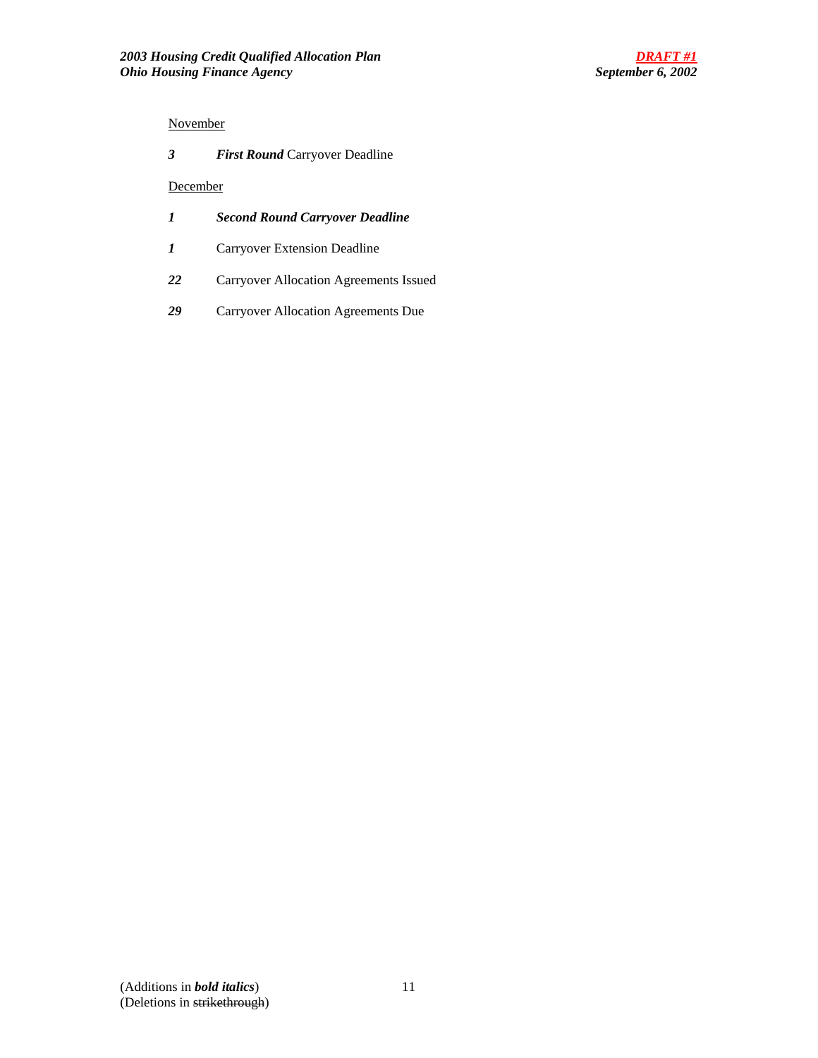<u>November</u>

***3*** ***First Round*** Carryover Deadline

<u>December</u>

***1*** ***Second Round Carryover Deadline***

***1*** Carryover Extension Deadline

***22*** Carryover Allocation Agreements Issued

***29*** Carryover Allocation Agreements Due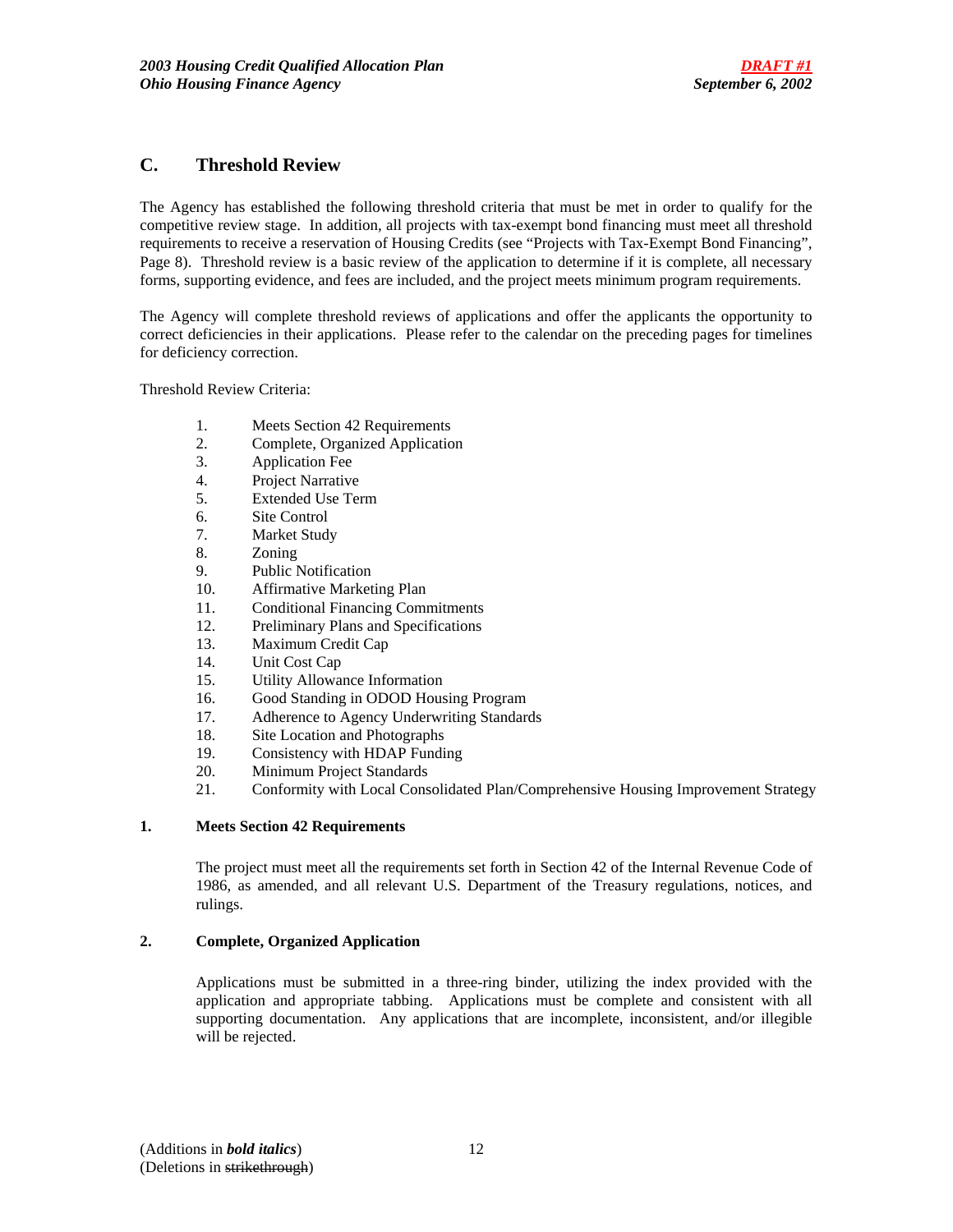## C. Threshold Review

The Agency has established the following threshold criteria that must be met in order to qualify for the competitive review stage. In addition, all projects with tax-exempt bond financing must meet all threshold requirements to receive a reservation of Housing Credits (see "Projects with Tax-Exempt Bond Financing", Page 8). Threshold review is a basic review of the application to determine if it is complete, all necessary forms, supporting evidence, and fees are included, and the project meets minimum program requirements.

The Agency will complete threshold reviews of applications and offer the applicants the opportunity to correct deficiencies in their applications. Please refer to the calendar on the preceding pages for timelines for deficiency correction.

Threshold Review Criteria:

1. Meets Section 42 Requirements
2. Complete, Organized Application
3. Application Fee
4. Project Narrative
5. Extended Use Term
6. Site Control
7. Market Study
8. Zoning
9. Public Notification
10. Affirmative Marketing Plan
11. Conditional Financing Commitments
12. Preliminary Plans and Specifications
13. Maximum Credit Cap
14. Unit Cost Cap
15. Utility Allowance Information
16. Good Standing in ODOD Housing Program
17. Adherence to Agency Underwriting Standards
18. Site Location and Photographs
19. Consistency with HDAP Funding
20. Minimum Project Standards
21. Conformity with Local Consolidated Plan/Comprehensive Housing Improvement Strategy

### 1. Meets Section 42 Requirements

The project must meet all the requirements set forth in Section 42 of the Internal Revenue Code of 1986, as amended, and all relevant U.S. Department of the Treasury regulations, notices, and rulings.

### 2. Complete, Organized Application

Applications must be submitted in a three-ring binder, utilizing the index provided with the application and appropriate tabbing. Applications must be complete and consistent with all supporting documentation. Any applications that are incomplete, inconsistent, and/or illegible will be rejected.

(Additions in ***bold italics***)
(Deletions in ~~strikethrough~~)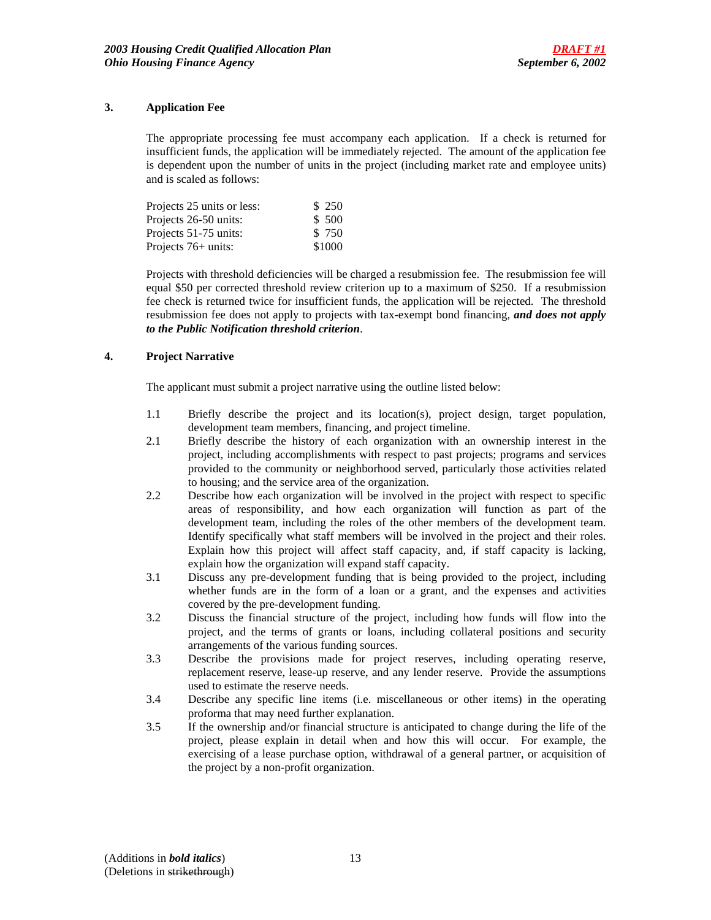### 3. Application Fee

The appropriate processing fee must accompany each application. If a check is returned for insufficient funds, the application will be immediately rejected. The amount of the application fee is dependent upon the number of units in the project (including market rate and employee units) and is scaled as follows:

| | |
|---|---|
| Projects 25 units or less: | $ 250 |
| Projects 26-50 units: | $ 500 |
| Projects 51-75 units: | $ 750 |
| Projects 76+ units: | $1000 |

Projects with threshold deficiencies will be charged a resubmission fee. The resubmission fee will equal $50 per corrected threshold review criterion up to a maximum of $250. If a resubmission fee check is returned twice for insufficient funds, the application will be rejected. The threshold resubmission fee does not apply to projects with tax-exempt bond financing, ***and does not apply to the Public Notification threshold criterion***.

### 4. Project Narrative

The applicant must submit a project narrative using the outline listed below:

1.1 Briefly describe the project and its location(s), project design, target population, development team members, financing, and project timeline.

2.1 Briefly describe the history of each organization with an ownership interest in the project, including accomplishments with respect to past projects; programs and services provided to the community or neighborhood served, particularly those activities related to housing; and the service area of the organization.

2.2 Describe how each organization will be involved in the project with respect to specific areas of responsibility, and how each organization will function as part of the development team, including the roles of the other members of the development team. Identify specifically what staff members will be involved in the project and their roles. Explain how this project will affect staff capacity, and, if staff capacity is lacking, explain how the organization will expand staff capacity.

3.1 Discuss any pre-development funding that is being provided to the project, including whether funds are in the form of a loan or a grant, and the expenses and activities covered by the pre-development funding.

3.2 Discuss the financial structure of the project, including how funds will flow into the project, and the terms of grants or loans, including collateral positions and security arrangements of the various funding sources.

3.3 Describe the provisions made for project reserves, including operating reserve, replacement reserve, lease-up reserve, and any lender reserve. Provide the assumptions used to estimate the reserve needs.

3.4 Describe any specific line items (i.e. miscellaneous or other items) in the operating proforma that may need further explanation.

3.5 If the ownership and/or financial structure is anticipated to change during the life of the project, please explain in detail when and how this will occur. For example, the exercising of a lease purchase option, withdrawal of a general partner, or acquisition of the project by a non-profit organization.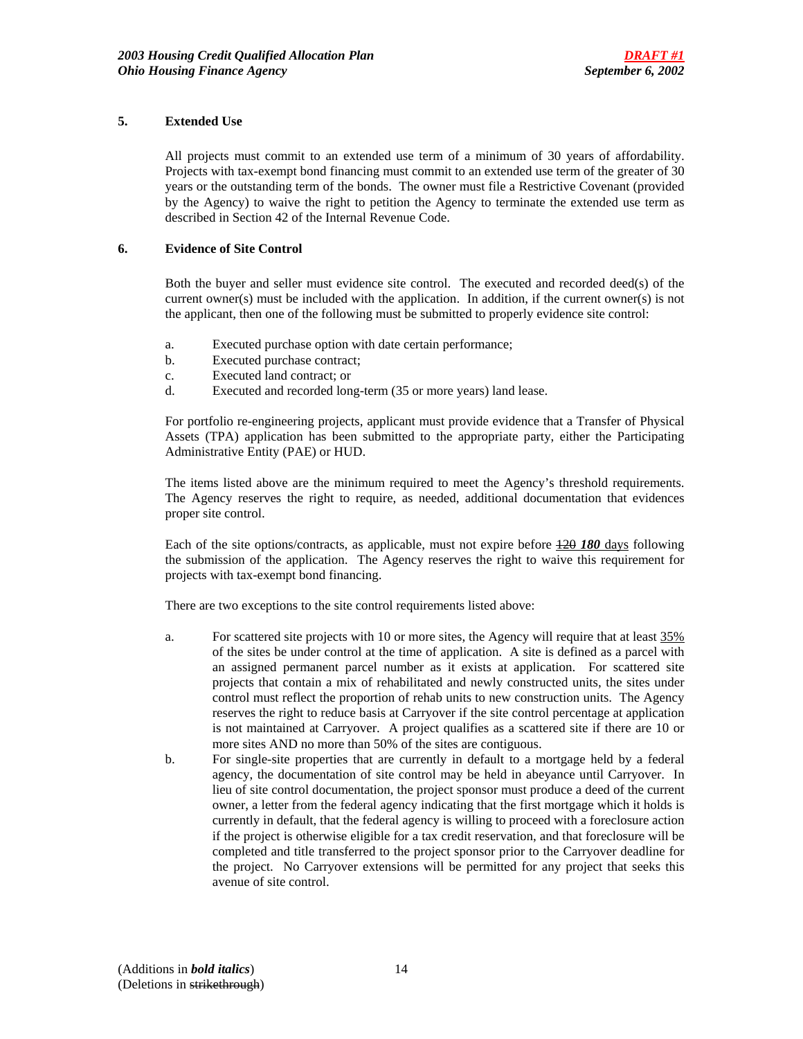### 5. Extended Use

All projects must commit to an extended use term of a minimum of 30 years of affordability. Projects with tax-exempt bond financing must commit to an extended use term of the greater of 30 years or the outstanding term of the bonds. The owner must file a Restrictive Covenant (provided by the Agency) to waive the right to petition the Agency to terminate the extended use term as described in Section 42 of the Internal Revenue Code.

### 6. Evidence of Site Control

Both the buyer and seller must evidence site control. The executed and recorded deed(s) of the current owner(s) must be included with the application. In addition, if the current owner(s) is not the applicant, then one of the following must be submitted to properly evidence site control:

a. Executed purchase option with date certain performance;
b. Executed purchase contract;
c. Executed land contract; or
d. Executed and recorded long-term (35 or more years) land lease.

For portfolio re-engineering projects, applicant must provide evidence that a Transfer of Physical Assets (TPA) application has been submitted to the appropriate party, either the Participating Administrative Entity (PAE) or HUD.

The items listed above are the minimum required to meet the Agency's threshold requirements. The Agency reserves the right to require, as needed, additional documentation that evidences proper site control.

Each of the site options/contracts, as applicable, must not expire before ~~120~~ ***180*** days following the submission of the application. The Agency reserves the right to waive this requirement for projects with tax-exempt bond financing.

There are two exceptions to the site control requirements listed above:

a. For scattered site projects with 10 or more sites, the Agency will require that at least 35% of the sites be under control at the time of application. A site is defined as a parcel with an assigned permanent parcel number as it exists at application. For scattered site projects that contain a mix of rehabilitated and newly constructed units, the sites under control must reflect the proportion of rehab units to new construction units. The Agency reserves the right to reduce basis at Carryover if the site control percentage at application is not maintained at Carryover. A project qualifies as a scattered site if there are 10 or more sites AND no more than 50% of the sites are contiguous.
b. For single-site properties that are currently in default to a mortgage held by a federal agency, the documentation of site control may be held in abeyance until Carryover. In lieu of site control documentation, the project sponsor must produce a deed of the current owner, a letter from the federal agency indicating that the first mortgage which it holds is currently in default, that the federal agency is willing to proceed with a foreclosure action if the project is otherwise eligible for a tax credit reservation, and that foreclosure will be completed and title transferred to the project sponsor prior to the Carryover deadline for the project. No Carryover extensions will be permitted for any project that seeks this avenue of site control.

(Additions in ***bold italics***)
(Deletions in ~~strikethrough~~)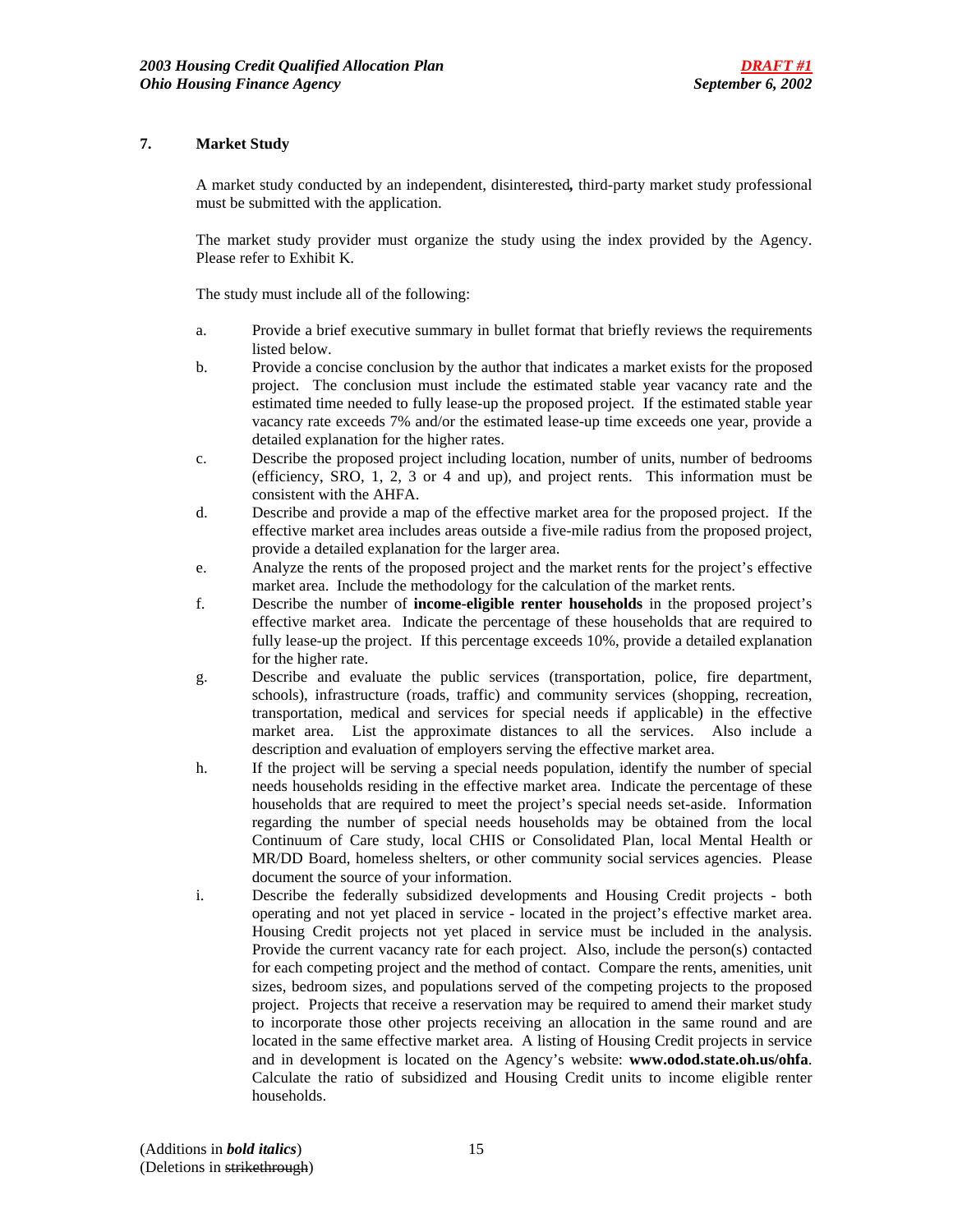## 7. Market Study

A market study conducted by an independent, disinterested*,* third-party market study professional must be submitted with the application.

The market study provider must organize the study using the index provided by the Agency. Please refer to Exhibit K.

The study must include all of the following:

a. Provide a brief executive summary in bullet format that briefly reviews the requirements listed below.

b. Provide a concise conclusion by the author that indicates a market exists for the proposed project. The conclusion must include the estimated stable year vacancy rate and the estimated time needed to fully lease-up the proposed project. If the estimated stable year vacancy rate exceeds 7% and/or the estimated lease-up time exceeds one year, provide a detailed explanation for the higher rates.

c. Describe the proposed project including location, number of units, number of bedrooms (efficiency, SRO, 1, 2, 3 or 4 and up), and project rents. This information must be consistent with the AHFA.

d. Describe and provide a map of the effective market area for the proposed project. If the effective market area includes areas outside a five-mile radius from the proposed project, provide a detailed explanation for the larger area.

e. Analyze the rents of the proposed project and the market rents for the project's effective market area. Include the methodology for the calculation of the market rents.

f. Describe the number of **income-eligible renter households** in the proposed project's effective market area. Indicate the percentage of these households that are required to fully lease-up the project. If this percentage exceeds 10%, provide a detailed explanation for the higher rate.

g. Describe and evaluate the public services (transportation, police, fire department, schools), infrastructure (roads, traffic) and community services (shopping, recreation, transportation, medical and services for special needs if applicable) in the effective market area. List the approximate distances to all the services. Also include a description and evaluation of employers serving the effective market area.

h. If the project will be serving a special needs population, identify the number of special needs households residing in the effective market area. Indicate the percentage of these households that are required to meet the project's special needs set-aside. Information regarding the number of special needs households may be obtained from the local Continuum of Care study, local CHIS or Consolidated Plan, local Mental Health or MR/DD Board, homeless shelters, or other community social services agencies. Please document the source of your information.

i. Describe the federally subsidized developments and Housing Credit projects - both operating and not yet placed in service - located in the project's effective market area. Housing Credit projects not yet placed in service must be included in the analysis. Provide the current vacancy rate for each project. Also, include the person(s) contacted for each competing project and the method of contact. Compare the rents, amenities, unit sizes, bedroom sizes, and populations served of the competing projects to the proposed project. Projects that receive a reservation may be required to amend their market study to incorporate those other projects receiving an allocation in the same round and are located in the same effective market area. A listing of Housing Credit projects in service and in development is located on the Agency's website: **www.odod.state.oh.us/ohfa**. Calculate the ratio of subsidized and Housing Credit units to income eligible renter households.

(Additions in ***bold italics***)
(Deletions in ~~strikethrough~~)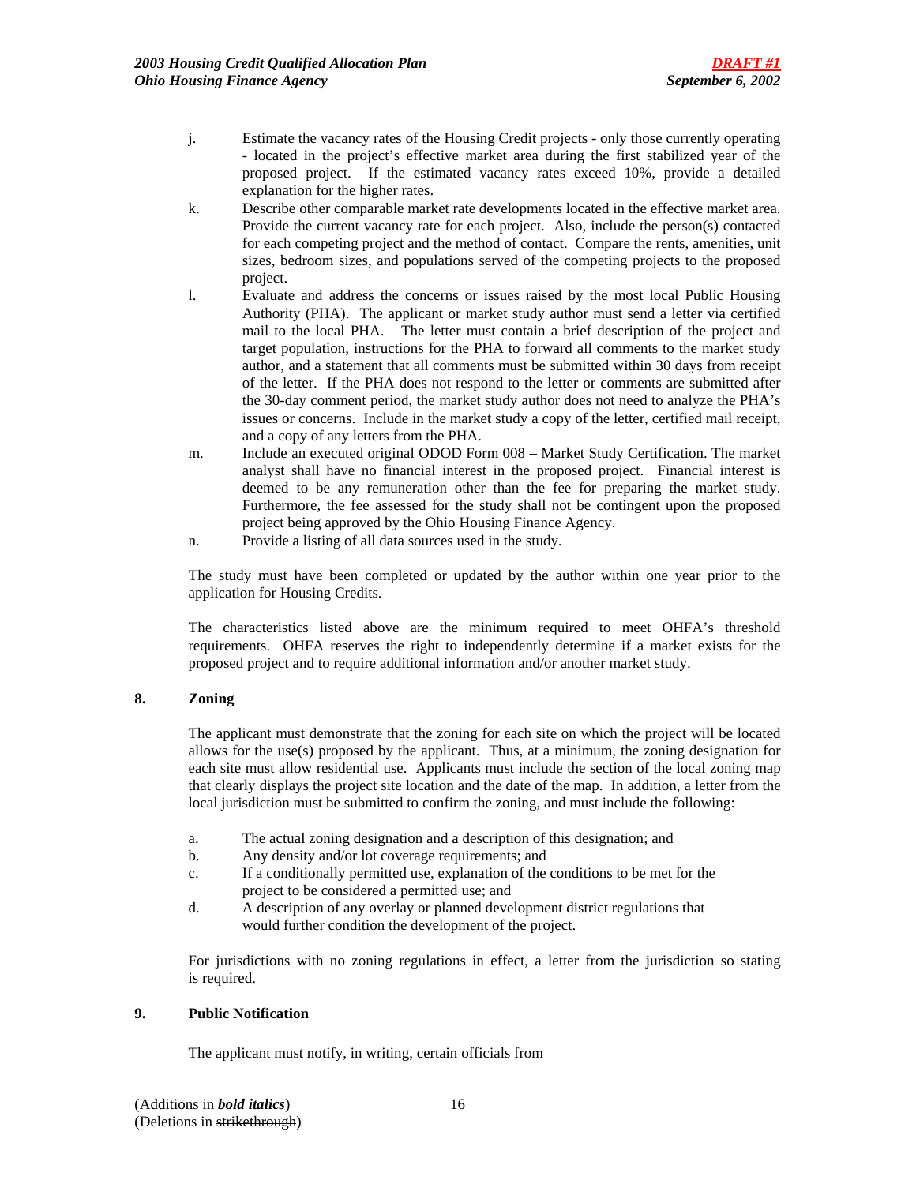j. Estimate the vacancy rates of the Housing Credit projects - only those currently operating - located in the project's effective market area during the first stabilized year of the proposed project. If the estimated vacancy rates exceed 10%, provide a detailed explanation for the higher rates.

k. Describe other comparable market rate developments located in the effective market area. Provide the current vacancy rate for each project. Also, include the person(s) contacted for each competing project and the method of contact. Compare the rents, amenities, unit sizes, bedroom sizes, and populations served of the competing projects to the proposed project.

l. Evaluate and address the concerns or issues raised by the most local Public Housing Authority (PHA). The applicant or market study author must send a letter via certified mail to the local PHA. The letter must contain a brief description of the project and target population, instructions for the PHA to forward all comments to the market study author, and a statement that all comments must be submitted within 30 days from receipt of the letter. If the PHA does not respond to the letter or comments are submitted after the 30-day comment period, the market study author does not need to analyze the PHA's issues or concerns. Include in the market study a copy of the letter, certified mail receipt, and a copy of any letters from the PHA.

m. Include an executed original ODOD Form 008 – Market Study Certification. The market analyst shall have no financial interest in the proposed project. Financial interest is deemed to be any remuneration other than the fee for preparing the market study. Furthermore, the fee assessed for the study shall not be contingent upon the proposed project being approved by the Ohio Housing Finance Agency.

n. Provide a listing of all data sources used in the study.

The study must have been completed or updated by the author within one year prior to the application for Housing Credits.

The characteristics listed above are the minimum required to meet OHFA's threshold requirements. OHFA reserves the right to independently determine if a market exists for the proposed project and to require additional information and/or another market study.

### 8. Zoning

The applicant must demonstrate that the zoning for each site on which the project will be located allows for the use(s) proposed by the applicant. Thus, at a minimum, the zoning designation for each site must allow residential use. Applicants must include the section of the local zoning map that clearly displays the project site location and the date of the map. In addition, a letter from the local jurisdiction must be submitted to confirm the zoning, and must include the following:

a. The actual zoning designation and a description of this designation; and

b. Any density and/or lot coverage requirements; and

c. If a conditionally permitted use, explanation of the conditions to be met for the project to be considered a permitted use; and

d. A description of any overlay or planned development district regulations that would further condition the development of the project.

For jurisdictions with no zoning regulations in effect, a letter from the jurisdiction so stating is required.

### 9. Public Notification

The applicant must notify, in writing, certain officials from

(Additions in ***bold italics***)
(Deletions in ~~strikethrough~~)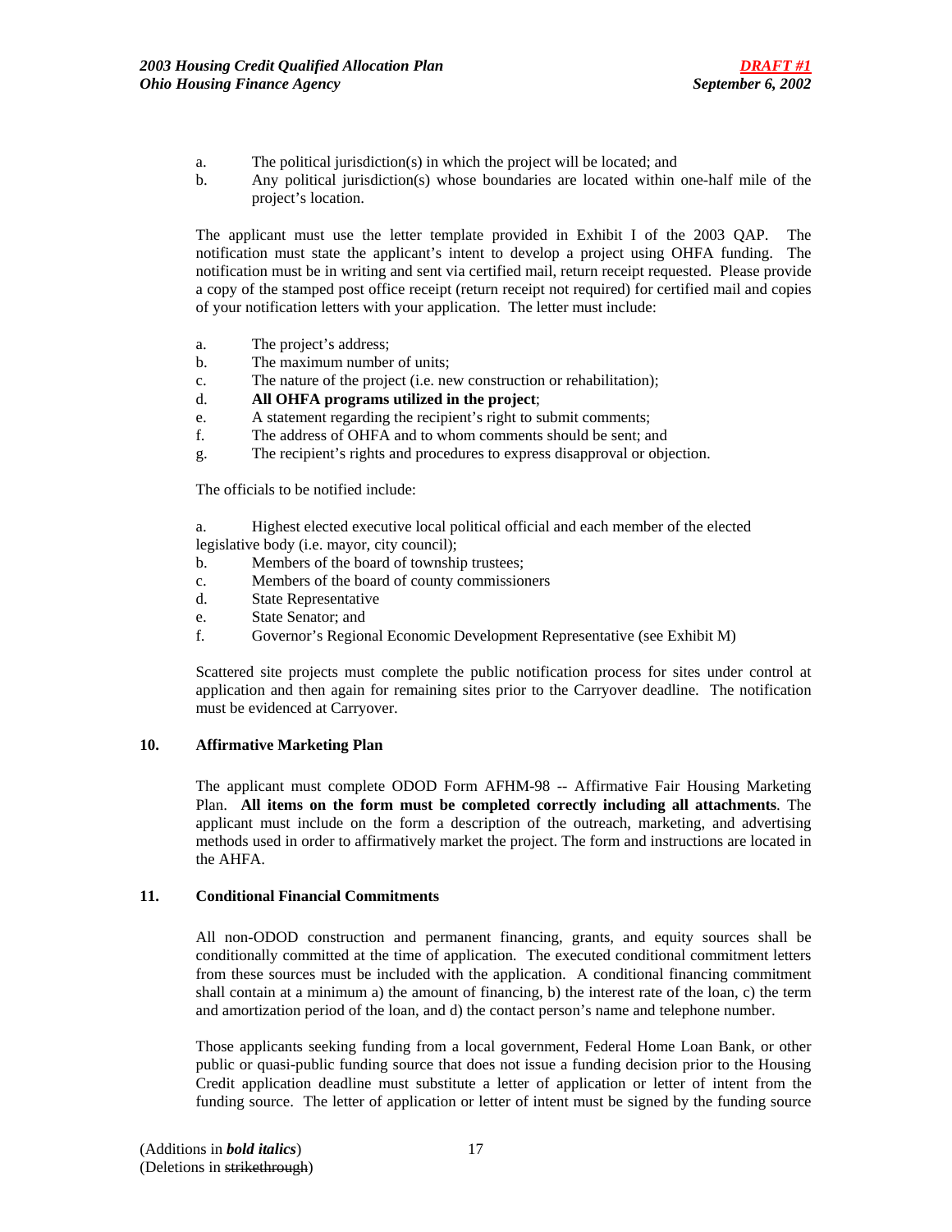a. The political jurisdiction(s) in which the project will be located; and
b. Any political jurisdiction(s) whose boundaries are located within one-half mile of the project's location.

The applicant must use the letter template provided in Exhibit I of the 2003 QAP. The notification must state the applicant's intent to develop a project using OHFA funding. The notification must be in writing and sent via certified mail, return receipt requested. Please provide a copy of the stamped post office receipt (return receipt not required) for certified mail and copies of your notification letters with your application. The letter must include:

a. The project's address;
b. The maximum number of units;
c. The nature of the project (i.e. new construction or rehabilitation);
d. **All OHFA programs utilized in the project**;
e. A statement regarding the recipient's right to submit comments;
f. The address of OHFA and to whom comments should be sent; and
g. The recipient's rights and procedures to express disapproval or objection.

The officials to be notified include:

a. Highest elected executive local political official and each member of the elected legislative body (i.e. mayor, city council);
b. Members of the board of township trustees;
c. Members of the board of county commissioners
d. State Representative
e. State Senator; and
f. Governor's Regional Economic Development Representative (see Exhibit M)

Scattered site projects must complete the public notification process for sites under control at application and then again for remaining sites prior to the Carryover deadline. The notification must be evidenced at Carryover.

**10. Affirmative Marketing Plan**

The applicant must complete ODOD Form AFHM-98 -- Affirmative Fair Housing Marketing Plan. **All items on the form must be completed correctly including all attachments**. The applicant must include on the form a description of the outreach, marketing, and advertising methods used in order to affirmatively market the project. The form and instructions are located in the AHFA.

**11. Conditional Financial Commitments**

All non-ODOD construction and permanent financing, grants, and equity sources shall be conditionally committed at the time of application. The executed conditional commitment letters from these sources must be included with the application. A conditional financing commitment shall contain at a minimum a) the amount of financing, b) the interest rate of the loan, c) the term and amortization period of the loan, and d) the contact person's name and telephone number.

Those applicants seeking funding from a local government, Federal Home Loan Bank, or other public or quasi-public funding source that does not issue a funding decision prior to the Housing Credit application deadline must substitute a letter of application or letter of intent from the funding source. The letter of application or letter of intent must be signed by the funding source

(Additions in ***bold italics***)
(Deletions in ~~strikethrough~~)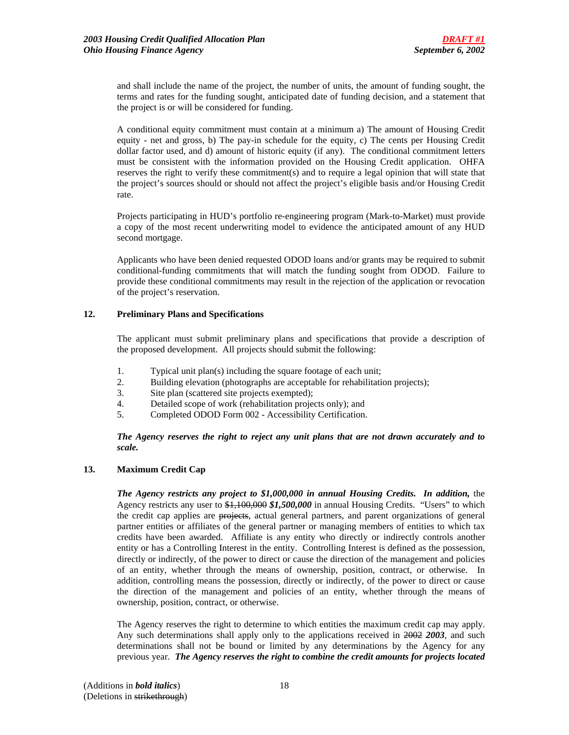and shall include the name of the project, the number of units, the amount of funding sought, the terms and rates for the funding sought, anticipated date of funding decision, and a statement that the project is or will be considered for funding.

A conditional equity commitment must contain at a minimum a) The amount of Housing Credit equity - net and gross, b) The pay-in schedule for the equity, c) The cents per Housing Credit dollar factor used, and d) amount of historic equity (if any). The conditional commitment letters must be consistent with the information provided on the Housing Credit application. OHFA reserves the right to verify these commitment(s) and to require a legal opinion that will state that the project's sources should or should not affect the project's eligible basis and/or Housing Credit rate.

Projects participating in HUD's portfolio re-engineering program (Mark-to-Market) must provide a copy of the most recent underwriting model to evidence the anticipated amount of any HUD second mortgage.

Applicants who have been denied requested ODOD loans and/or grants may be required to submit conditional-funding commitments that will match the funding sought from ODOD. Failure to provide these conditional commitments may result in the rejection of the application or revocation of the project's reservation.

## 12. Preliminary Plans and Specifications

The applicant must submit preliminary plans and specifications that provide a description of the proposed development. All projects should submit the following:

1. Typical unit plan(s) including the square footage of each unit;
2. Building elevation (photographs are acceptable for rehabilitation projects);
3. Site plan (scattered site projects exempted);
4. Detailed scope of work (rehabilitation projects only); and
5. Completed ODOD Form 002 - Accessibility Certification.

***The Agency reserves the right to reject any unit plans that are not drawn accurately and to scale.***

## 13. Maximum Credit Cap

***The Agency restricts any project to $1,000,000 in annual Housing Credits. In addition,*** the Agency restricts any user to ~~$1,100,000~~ ***$1,500,000*** in annual Housing Credits. "Users" to which the credit cap applies are ~~projects~~, actual general partners, and parent organizations of general partner entities or affiliates of the general partner or managing members of entities to which tax credits have been awarded. Affiliate is any entity who directly or indirectly controls another entity or has a Controlling Interest in the entity. Controlling Interest is defined as the possession, directly or indirectly, of the power to direct or cause the direction of the management and policies of an entity, whether through the means of ownership, position, contract, or otherwise. In addition, controlling means the possession, directly or indirectly, of the power to direct or cause the direction of the management and policies of an entity, whether through the means of ownership, position, contract, or otherwise.

The Agency reserves the right to determine to which entities the maximum credit cap may apply. Any such determinations shall apply only to the applications received in ~~2002~~ ***2003***, and such determinations shall not be bound or limited by any determinations by the Agency for any previous year. ***The Agency reserves the right to combine the credit amounts for projects located***

(Additions in ***bold italics***)
(Deletions in ~~strikethrough~~)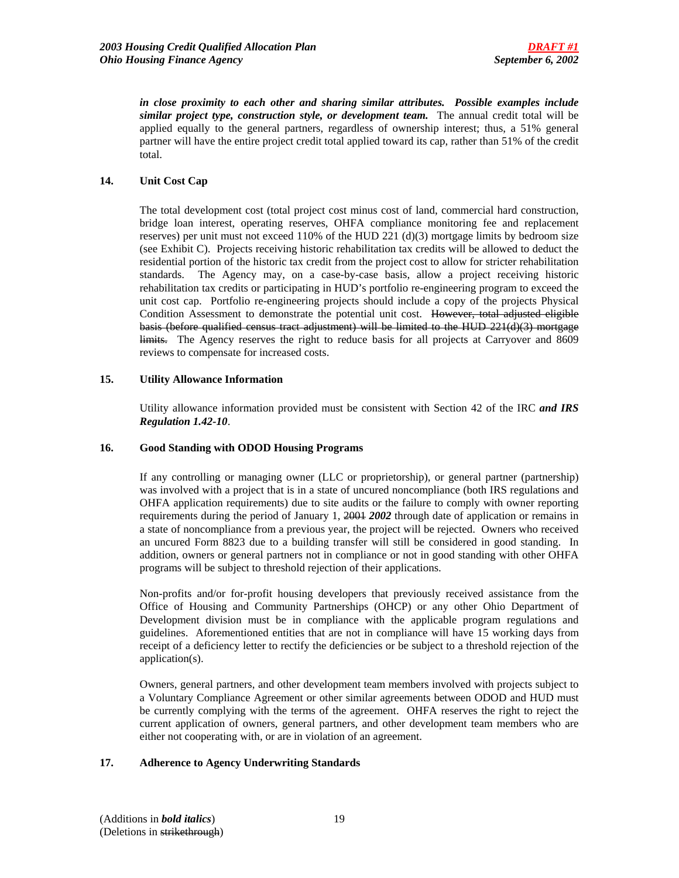***in close proximity to each other and sharing similar attributes. Possible examples include similar project type, construction style, or development team.*** The annual credit total will be applied equally to the general partners, regardless of ownership interest; thus, a 51% general partner will have the entire project credit total applied toward its cap, rather than 51% of the credit total.

**14. Unit Cost Cap**

The total development cost (total project cost minus cost of land, commercial hard construction, bridge loan interest, operating reserves, OHFA compliance monitoring fee and replacement reserves) per unit must not exceed 110% of the HUD 221 (d)(3) mortgage limits by bedroom size (see Exhibit C). Projects receiving historic rehabilitation tax credits will be allowed to deduct the residential portion of the historic tax credit from the project cost to allow for stricter rehabilitation standards. The Agency may, on a case-by-case basis, allow a project receiving historic rehabilitation tax credits or participating in HUD's portfolio re-engineering program to exceed the unit cost cap. Portfolio re-engineering projects should include a copy of the projects Physical Condition Assessment to demonstrate the potential unit cost. ~~However, total adjusted eligible basis (before qualified census tract adjustment) will be limited to the HUD 221(d)(3) mortgage limits.~~ The Agency reserves the right to reduce basis for all projects at Carryover and 8609 reviews to compensate for increased costs.

**15. Utility Allowance Information**

Utility allowance information provided must be consistent with Section 42 of the IRC ***and IRS Regulation 1.42-10***.

**16. Good Standing with ODOD Housing Programs**

If any controlling or managing owner (LLC or proprietorship), or general partner (partnership) was involved with a project that is in a state of uncured noncompliance (both IRS regulations and OHFA application requirements) due to site audits or the failure to comply with owner reporting requirements during the period of January 1, ~~2001~~ ***2002*** through date of application or remains in a state of noncompliance from a previous year, the project will be rejected. Owners who received an uncured Form 8823 due to a building transfer will still be considered in good standing. In addition, owners or general partners not in compliance or not in good standing with other OHFA programs will be subject to threshold rejection of their applications.

Non-profits and/or for-profit housing developers that previously received assistance from the Office of Housing and Community Partnerships (OHCP) or any other Ohio Department of Development division must be in compliance with the applicable program regulations and guidelines. Aforementioned entities that are not in compliance will have 15 working days from receipt of a deficiency letter to rectify the deficiencies or be subject to a threshold rejection of the application(s).

Owners, general partners, and other development team members involved with projects subject to a Voluntary Compliance Agreement or other similar agreements between ODOD and HUD must be currently complying with the terms of the agreement. OHFA reserves the right to reject the current application of owners, general partners, and other development team members who are either not cooperating with, or are in violation of an agreement.

**17. Adherence to Agency Underwriting Standards**

(Additions in ***bold italics***)
(Deletions in ~~strikethrough~~)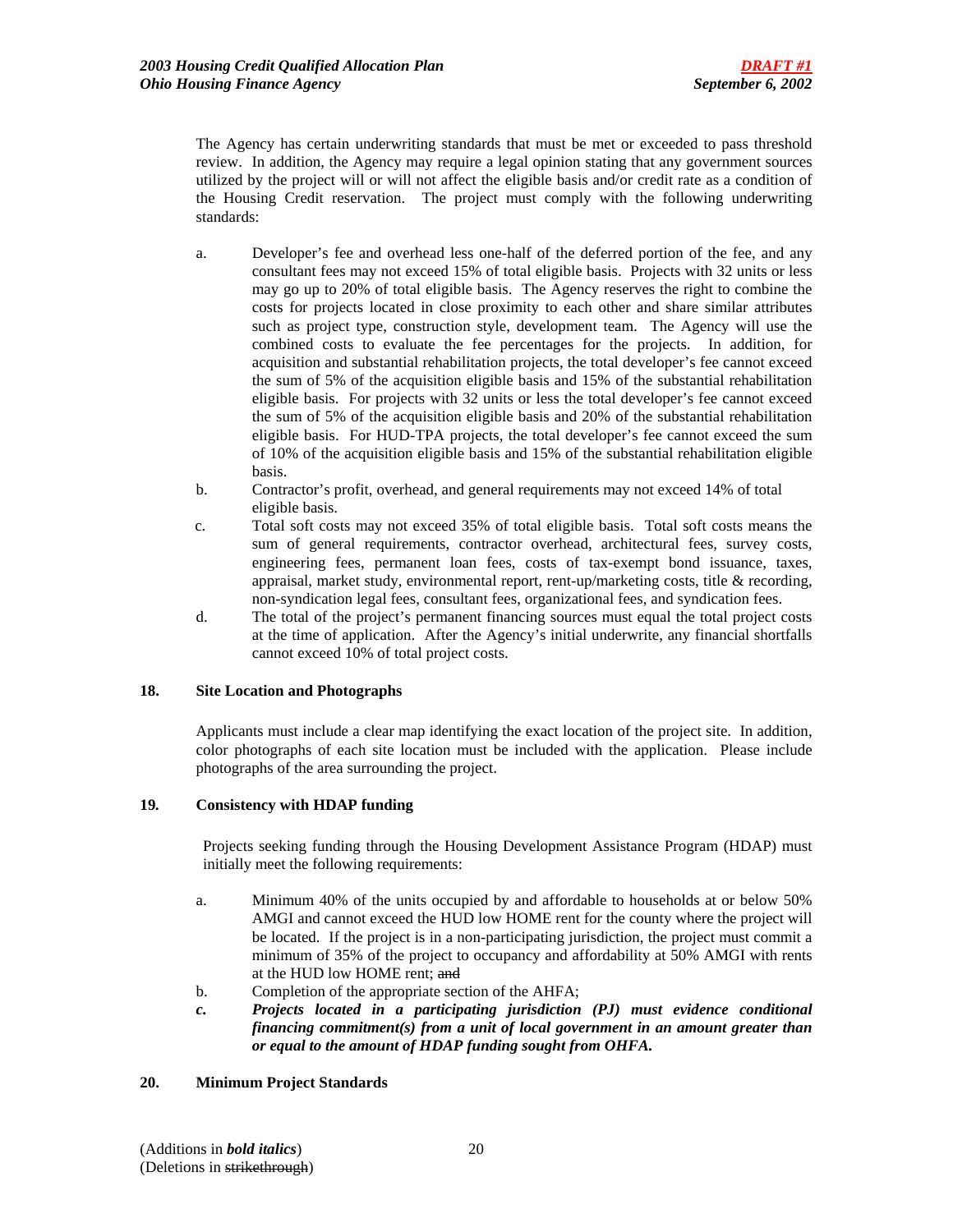The Agency has certain underwriting standards that must be met or exceeded to pass threshold review. In addition, the Agency may require a legal opinion stating that any government sources utilized by the project will or will not affect the eligible basis and/or credit rate as a condition of the Housing Credit reservation. The project must comply with the following underwriting standards:

a. Developer's fee and overhead less one-half of the deferred portion of the fee, and any consultant fees may not exceed 15% of total eligible basis. Projects with 32 units or less may go up to 20% of total eligible basis. The Agency reserves the right to combine the costs for projects located in close proximity to each other and share similar attributes such as project type, construction style, development team. The Agency will use the combined costs to evaluate the fee percentages for the projects. In addition, for acquisition and substantial rehabilitation projects, the total developer's fee cannot exceed the sum of 5% of the acquisition eligible basis and 15% of the substantial rehabilitation eligible basis. For projects with 32 units or less the total developer's fee cannot exceed the sum of 5% of the acquisition eligible basis and 20% of the substantial rehabilitation eligible basis. For HUD-TPA projects, the total developer's fee cannot exceed the sum of 10% of the acquisition eligible basis and 15% of the substantial rehabilitation eligible basis.
b. Contractor's profit, overhead, and general requirements may not exceed 14% of total eligible basis.
c. Total soft costs may not exceed 35% of total eligible basis. Total soft costs means the sum of general requirements, contractor overhead, architectural fees, survey costs, engineering fees, permanent loan fees, costs of tax-exempt bond issuance, taxes, appraisal, market study, environmental report, rent-up/marketing costs, title & recording, non-syndication legal fees, consultant fees, organizational fees, and syndication fees.
d. The total of the project's permanent financing sources must equal the total project costs at the time of application. After the Agency's initial underwrite, any financial shortfalls cannot exceed 10% of total project costs.

**18. Site Location and Photographs**

Applicants must include a clear map identifying the exact location of the project site. In addition, color photographs of each site location must be included with the application. Please include photographs of the area surrounding the project.

**19. Consistency with HDAP funding**

Projects seeking funding through the Housing Development Assistance Program (HDAP) must initially meet the following requirements:

a. Minimum 40% of the units occupied by and affordable to households at or below 50% AMGI and cannot exceed the HUD low HOME rent for the county where the project will be located. If the project is in a non-participating jurisdiction, the project must commit a minimum of 35% of the project to occupancy and affordability at 50% AMGI with rents at the HUD low HOME rent; ~~and~~
b. Completion of the appropriate section of the AHFA;
***c. Projects located in a participating jurisdiction (PJ) must evidence conditional financing commitment(s) from a unit of local government in an amount greater than or equal to the amount of HDAP funding sought from OHFA.***

**20. Minimum Project Standards**

(Additions in ***bold italics***)
(Deletions in ~~strikethrough~~)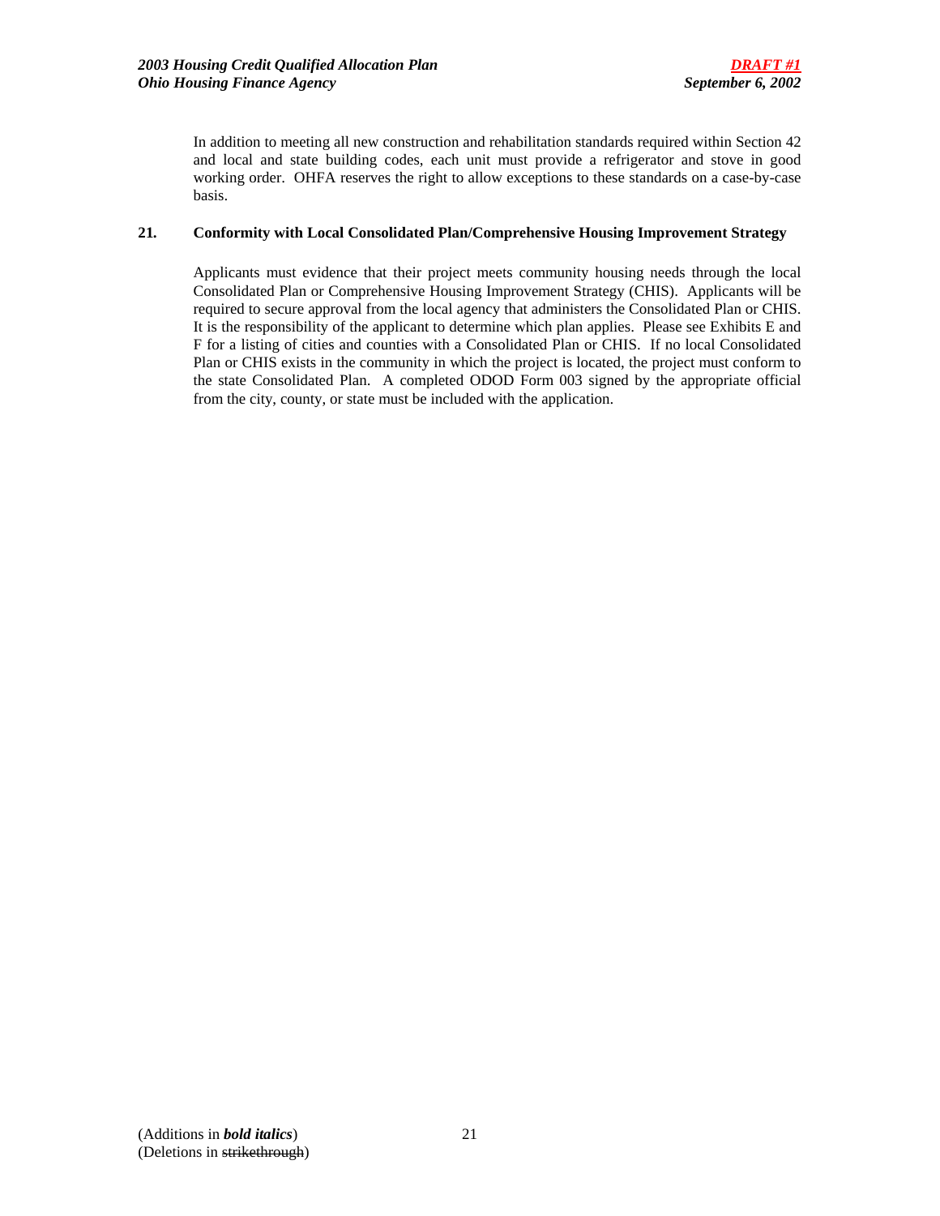In addition to meeting all new construction and rehabilitation standards required within Section 42 and local and state building codes, each unit must provide a refrigerator and stove in good working order. OHFA reserves the right to allow exceptions to these standards on a case-by-case basis.

**21. Conformity with Local Consolidated Plan/Comprehensive Housing Improvement Strategy**

Applicants must evidence that their project meets community housing needs through the local Consolidated Plan or Comprehensive Housing Improvement Strategy (CHIS). Applicants will be required to secure approval from the local agency that administers the Consolidated Plan or CHIS. It is the responsibility of the applicant to determine which plan applies. Please see Exhibits E and F for a listing of cities and counties with a Consolidated Plan or CHIS. If no local Consolidated Plan or CHIS exists in the community in which the project is located, the project must conform to the state Consolidated Plan. A completed ODOD Form 003 signed by the appropriate official from the city, county, or state must be included with the application.

(Additions in ***bold italics***)
(Deletions in ~~strikethrough~~)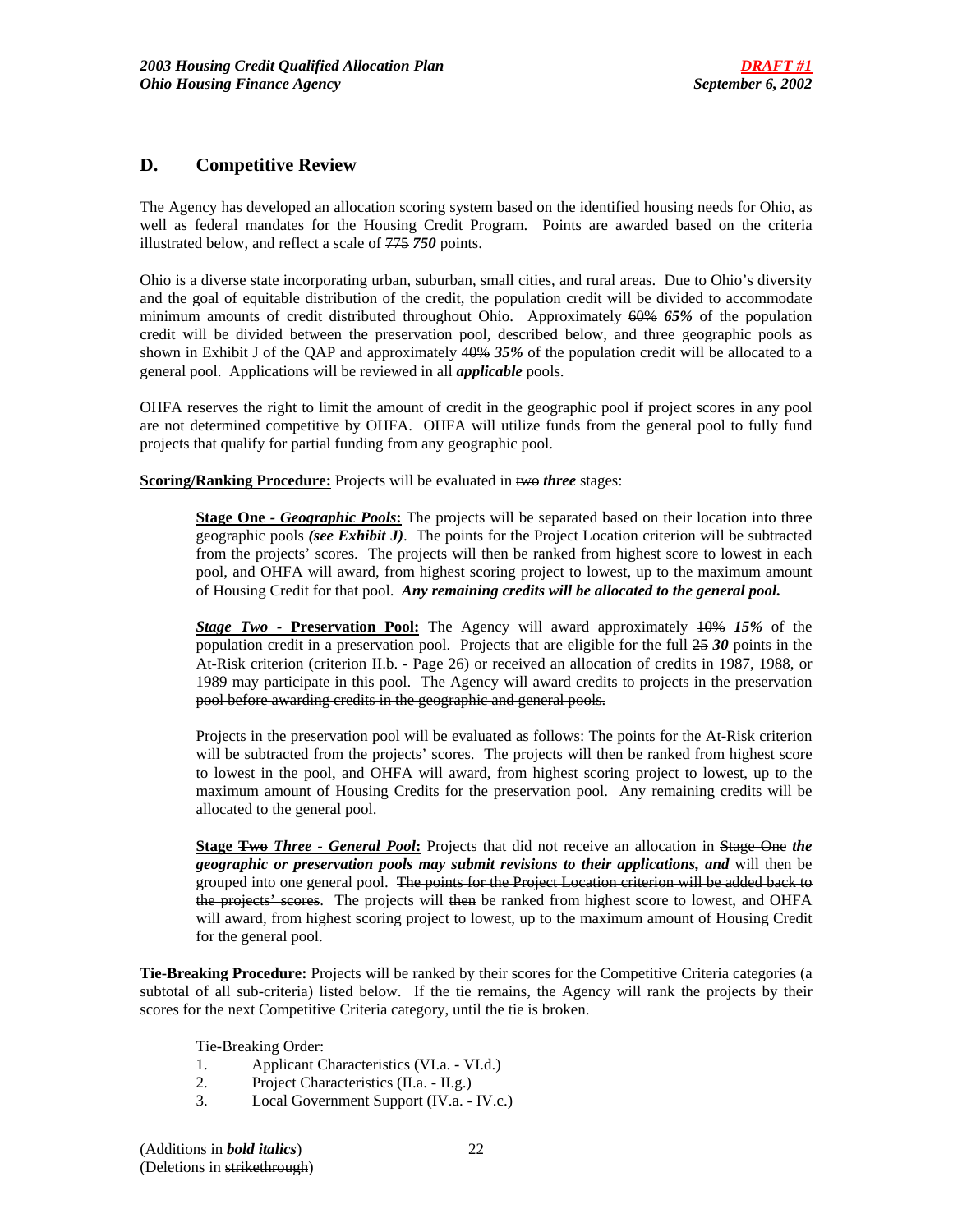## D. Competitive Review

The Agency has developed an allocation scoring system based on the identified housing needs for Ohio, as well as federal mandates for the Housing Credit Program. Points are awarded based on the criteria illustrated below, and reflect a scale of ~~775~~ ***750*** points.

Ohio is a diverse state incorporating urban, suburban, small cities, and rural areas. Due to Ohio's diversity and the goal of equitable distribution of the credit, the population credit will be divided to accommodate minimum amounts of credit distributed throughout Ohio. Approximately ~~60%~~ ***65%*** of the population credit will be divided between the preservation pool, described below, and three geographic pools as shown in Exhibit J of the QAP and approximately ~~40%~~ ***35%*** of the population credit will be allocated to a general pool. Applications will be reviewed in all ***applicable*** pools.

OHFA reserves the right to limit the amount of credit in the geographic pool if project scores in any pool are not determined competitive by OHFA. OHFA will utilize funds from the general pool to fully fund projects that qualify for partial funding from any geographic pool.

**Scoring/Ranking Procedure:** Projects will be evaluated in ~~two~~ ***three*** stages:

> **Stage One - *Geographic Pools*:** The projects will be separated based on their location into three geographic pools ***(see Exhibit J)***. The points for the Project Location criterion will be subtracted from the projects' scores. The projects will then be ranked from highest score to lowest in each pool, and OHFA will award, from highest scoring project to lowest, up to the maximum amount of Housing Credit for that pool. ***Any remaining credits will be allocated to the general pool.***
>
> ***Stage Two*** **- Preservation Pool:** The Agency will award approximately ~~10%~~ ***15%*** of the population credit in a preservation pool. Projects that are eligible for the full ~~25~~ ***30*** points in the At-Risk criterion (criterion II.b. - Page 26) or received an allocation of credits in 1987, 1988, or 1989 may participate in this pool. ~~The Agency will award credits to projects in the preservation pool before awarding credits in the geographic and general pools.~~
>
> Projects in the preservation pool will be evaluated as follows: The points for the At-Risk criterion will be subtracted from the projects' scores. The projects will then be ranked from highest score to lowest in the pool, and OHFA will award, from highest scoring project to lowest, up to the maximum amount of Housing Credits for the preservation pool. Any remaining credits will be allocated to the general pool.
>
> **Stage ~~Two~~ *Three - General Pool*:** Projects that did not receive an allocation in ~~Stage One~~ ***the geographic or preservation pools may submit revisions to their applications, and*** will then be grouped into one general pool. ~~The points for the Project Location criterion will be added back to the projects' scores~~. The projects will ~~then~~ be ranked from highest score to lowest, and OHFA will award, from highest scoring project to lowest, up to the maximum amount of Housing Credit for the general pool.

**Tie-Breaking Procedure:** Projects will be ranked by their scores for the Competitive Criteria categories (a subtotal of all sub-criteria) listed below. If the tie remains, the Agency will rank the projects by their scores for the next Competitive Criteria category, until the tie is broken.

Tie-Breaking Order:

1. Applicant Characteristics (VI.a. - VI.d.)
2. Project Characteristics (II.a. - II.g.)
3. Local Government Support (IV.a. - IV.c.)

(Additions in ***bold italics***)
(Deletions in ~~strikethrough~~)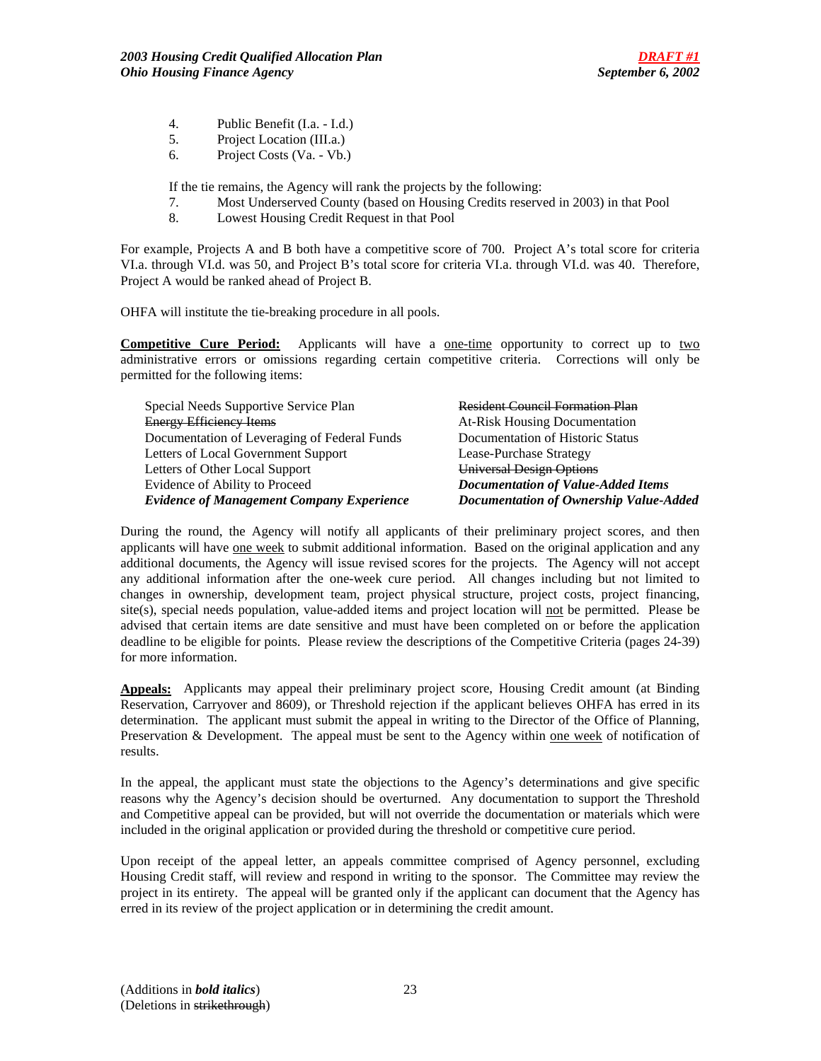4. Public Benefit (I.a. - I.d.)
5. Project Location (III.a.)
6. Project Costs (Va. - Vb.)

If the tie remains, the Agency will rank the projects by the following:

7. Most Underserved County (based on Housing Credits reserved in 2003) in that Pool
8. Lowest Housing Credit Request in that Pool

For example, Projects A and B both have a competitive score of 700. Project A's total score for criteria VI.a. through VI.d. was 50, and Project B's total score for criteria VI.a. through VI.d. was 40. Therefore, Project A would be ranked ahead of Project B.

OHFA will institute the tie-breaking procedure in all pools.

**Competitive Cure Period:** Applicants will have a one-time opportunity to correct up to two administrative errors or omissions regarding certain competitive criteria. Corrections will only be permitted for the following items:

| | |
|---|---|
| Special Needs Supportive Service Plan | ~~Resident Council Formation Plan~~ |
| ~~Energy Efficiency Items~~ | At-Risk Housing Documentation |
| Documentation of Leveraging of Federal Funds | Documentation of Historic Status |
| Letters of Local Government Support | Lease-Purchase Strategy |
| Letters of Other Local Support | ~~Universal Design Options~~ |
| Evidence of Ability to Proceed | ***Documentation of Value-Added Items*** |
| ***Evidence of Management Company Experience*** | ***Documentation of Ownership Value-Added*** |

During the round, the Agency will notify all applicants of their preliminary project scores, and then applicants will have one week to submit additional information. Based on the original application and any additional documents, the Agency will issue revised scores for the projects. The Agency will not accept any additional information after the one-week cure period. All changes including but not limited to changes in ownership, development team, project physical structure, project costs, project financing, site(s), special needs population, value-added items and project location will not be permitted. Please be advised that certain items are date sensitive and must have been completed on or before the application deadline to be eligible for points. Please review the descriptions of the Competitive Criteria (pages 24-39) for more information.

**Appeals:** Applicants may appeal their preliminary project score, Housing Credit amount (at Binding Reservation, Carryover and 8609), or Threshold rejection if the applicant believes OHFA has erred in its determination. The applicant must submit the appeal in writing to the Director of the Office of Planning, Preservation & Development. The appeal must be sent to the Agency within one week of notification of results.

In the appeal, the applicant must state the objections to the Agency's determinations and give specific reasons why the Agency's decision should be overturned. Any documentation to support the Threshold and Competitive appeal can be provided, but will not override the documentation or materials which were included in the original application or provided during the threshold or competitive cure period.

Upon receipt of the appeal letter, an appeals committee comprised of Agency personnel, excluding Housing Credit staff, will review and respond in writing to the sponsor. The Committee may review the project in its entirety. The appeal will be granted only if the applicant can document that the Agency has erred in its review of the project application or in determining the credit amount.

(Additions in ***bold italics***)
(Deletions in ~~strikethrough~~)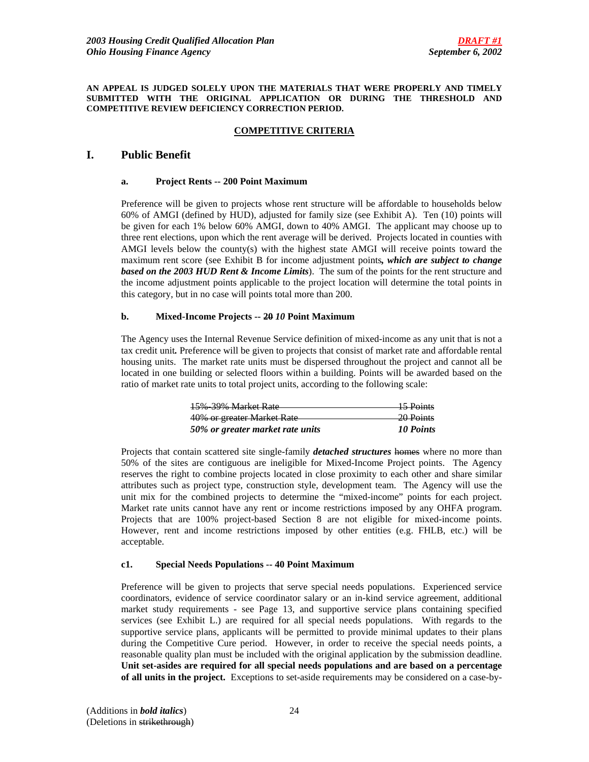**AN APPEAL IS JUDGED SOLELY UPON THE MATERIALS THAT WERE PROPERLY AND TIMELY SUBMITTED WITH THE ORIGINAL APPLICATION OR DURING THE THRESHOLD AND COMPETITIVE REVIEW DEFICIENCY CORRECTION PERIOD.**

## COMPETITIVE CRITERIA

# I. Public Benefit

### a. Project Rents -- 200 Point Maximum

Preference will be given to projects whose rent structure will be affordable to households below 60% of AMGI (defined by HUD), adjusted for family size (see Exhibit A). Ten (10) points will be given for each 1% below 60% AMGI, down to 40% AMGI. The applicant may choose up to three rent elections, upon which the rent average will be derived. Projects located in counties with AMGI levels below the county(s) with the highest state AMGI will receive points toward the maximum rent score (see Exhibit B for income adjustment points***, which are subject to change based on the 2003 HUD Rent & Income Limits***). The sum of the points for the rent structure and the income adjustment points applicable to the project location will determine the total points in this category, but in no case will points total more than 200.

### b. Mixed-Income Projects -- ~~20~~ *10* Point Maximum

The Agency uses the Internal Revenue Service definition of mixed-income as any unit that is not a tax credit unit***.*** Preference will be given to projects that consist of market rate and affordable rental housing units. The market rate units must be dispersed throughout the project and cannot all be located in one building or selected floors within a building. Points will be awarded based on the ratio of market rate units to total project units, according to the following scale:

| | |
|---|---|
| ~~15%-39% Market Rate~~ | ~~15 Points~~ |
| ~~40% or greater Market Rate~~ | ~~20 Points~~ |
| ***50% or greater market rate units*** | ***10 Points*** |

Projects that contain scattered site single-family ***detached structures*** ~~homes~~ where no more than 50% of the sites are contiguous are ineligible for Mixed-Income Project points. The Agency reserves the right to combine projects located in close proximity to each other and share similar attributes such as project type, construction style, development team. The Agency will use the unit mix for the combined projects to determine the "mixed-income" points for each project. Market rate units cannot have any rent or income restrictions imposed by any OHFA program. Projects that are 100% project-based Section 8 are not eligible for mixed-income points. However, rent and income restrictions imposed by other entities (e.g. FHLB, etc.) will be acceptable.

### c1. Special Needs Populations -- 40 Point Maximum

Preference will be given to projects that serve special needs populations. Experienced service coordinators, evidence of service coordinator salary or an in-kind service agreement, additional market study requirements - see Page 13, and supportive service plans containing specified services (see Exhibit L.) are required for all special needs populations. With regards to the supportive service plans, applicants will be permitted to provide minimal updates to their plans during the Competitive Cure period. However, in order to receive the special needs points, a reasonable quality plan must be included with the original application by the submission deadline. **Unit set-asides are required for all special needs populations and are based on a percentage of all units in the project.** Exceptions to set-aside requirements may be considered on a case-by-

(Additions in ***bold italics***)
(Deletions in ~~strikethrough~~)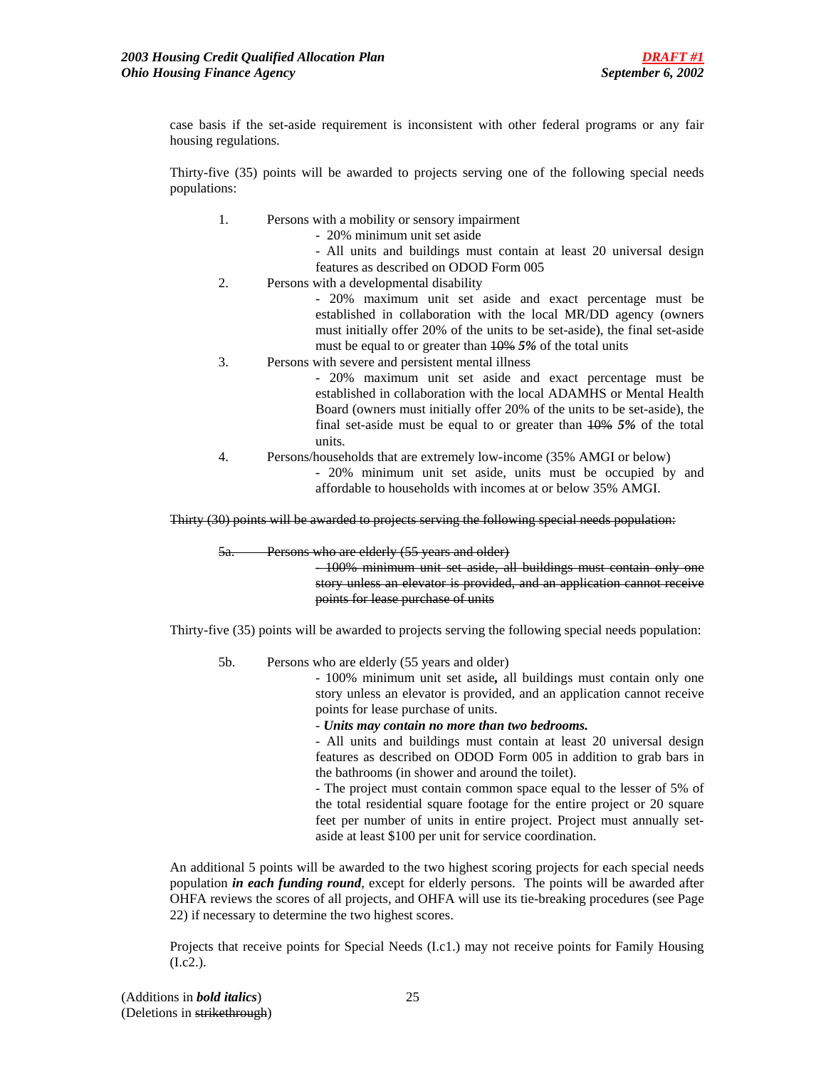case basis if the set-aside requirement is inconsistent with other federal programs or any fair housing regulations.

Thirty-five (35) points will be awarded to projects serving one of the following special needs populations:

1. Persons with a mobility or sensory impairment
   - 20% minimum unit set aside
   - All units and buildings must contain at least 20 universal design features as described on ODOD Form 005
2. Persons with a developmental disability
   - 20% maximum unit set aside and exact percentage must be established in collaboration with the local MR/DD agency (owners must initially offer 20% of the units to be set-aside), the final set-aside must be equal to or greater than ~~10%~~ ***5%*** of the total units
3. Persons with severe and persistent mental illness
   - 20% maximum unit set aside and exact percentage must be established in collaboration with the local ADAMHS or Mental Health Board (owners must initially offer 20% of the units to be set-aside), the final set-aside must be equal to or greater than ~~10%~~ ***5%*** of the total units.
4. Persons/households that are extremely low-income (35% AMGI or below)
   - 20% minimum unit set aside, units must be occupied by and affordable to households with incomes at or below 35% AMGI.

~~Thirty (30) points will be awarded to projects serving the following special needs population:~~

~~5a. Persons who are elderly (55 years and older)~~
   ~~- 100% minimum unit set aside, all buildings must contain only one story unless an elevator is provided, and an application cannot receive points for lease purchase of units~~

Thirty-five (35) points will be awarded to projects serving the following special needs population:

5b. Persons who are elderly (55 years and older)
   - 100% minimum unit set aside***,*** all buildings must contain only one story unless an elevator is provided, and an application cannot receive points for lease purchase of units.
   - ***Units may contain no more than two bedrooms.***
   - All units and buildings must contain at least 20 universal design features as described on ODOD Form 005 in addition to grab bars in the bathrooms (in shower and around the toilet).
   - The project must contain common space equal to the lesser of 5% of the total residential square footage for the entire project or 20 square feet per number of units in entire project. Project must annually set-aside at least $100 per unit for service coordination.

An additional 5 points will be awarded to the two highest scoring projects for each special needs population ***in each funding round***, except for elderly persons. The points will be awarded after OHFA reviews the scores of all projects, and OHFA will use its tie-breaking procedures (see Page 22) if necessary to determine the two highest scores.

Projects that receive points for Special Needs (I.c1.) may not receive points for Family Housing (I.c2.).

(Additions in ***bold italics***)
(Deletions in ~~strikethrough~~)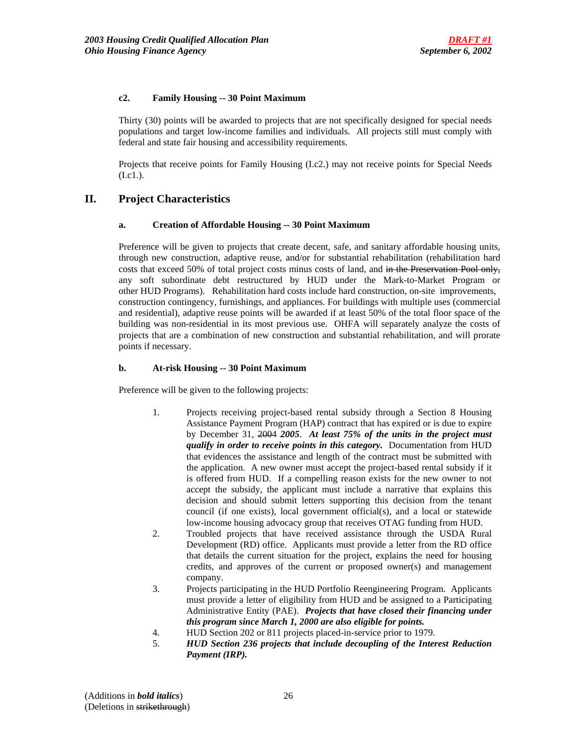#### c2. Family Housing -- 30 Point Maximum

Thirty (30) points will be awarded to projects that are not specifically designed for special needs populations and target low-income families and individuals. All projects still must comply with federal and state fair housing and accessibility requirements.

Projects that receive points for Family Housing (I.c2.) may not receive points for Special Needs (I.c1.).

## II. Project Characteristics

#### a. Creation of Affordable Housing -- 30 Point Maximum

Preference will be given to projects that create decent, safe, and sanitary affordable housing units, through new construction, adaptive reuse, and/or for substantial rehabilitation (rehabilitation hard costs that exceed 50% of total project costs minus costs of land, and ~~in the Preservation Pool only,~~ any soft subordinate debt restructured by HUD under the Mark-to-Market Program or other HUD Programs). Rehabilitation hard costs include hard construction, on-site improvements, construction contingency, furnishings, and appliances. For buildings with multiple uses (commercial and residential), adaptive reuse points will be awarded if at least 50% of the total floor space of the building was non-residential in its most previous use. OHFA will separately analyze the costs of projects that are a combination of new construction and substantial rehabilitation, and will prorate points if necessary.

#### b. At-risk Housing -- 30 Point Maximum

Preference will be given to the following projects:

1. Projects receiving project-based rental subsidy through a Section 8 Housing Assistance Payment Program (HAP) contract that has expired or is due to expire by December 31, ~~2004~~ ***2005***. ***At least 75% of the units in the project must qualify in order to receive points in this category.*** Documentation from HUD that evidences the assistance and length of the contract must be submitted with the application. A new owner must accept the project-based rental subsidy if it is offered from HUD. If a compelling reason exists for the new owner to not accept the subsidy, the applicant must include a narrative that explains this decision and should submit letters supporting this decision from the tenant council (if one exists), local government official(s), and a local or statewide low-income housing advocacy group that receives OTAG funding from HUD.
2. Troubled projects that have received assistance through the USDA Rural Development (RD) office. Applicants must provide a letter from the RD office that details the current situation for the project, explains the need for housing credits, and approves of the current or proposed owner(s) and management company.
3. Projects participating in the HUD Portfolio Reengineering Program. Applicants must provide a letter of eligibility from HUD and be assigned to a Participating Administrative Entity (PAE). ***Projects that have closed their financing under this program since March 1, 2000 are also eligible for points.***
4. HUD Section 202 or 811 projects placed-in-service prior to 1979.
5. ***HUD Section 236 projects that include decoupling of the Interest Reduction Payment (IRP).***

(Additions in ***bold italics***)
(Deletions in ~~strikethrough~~)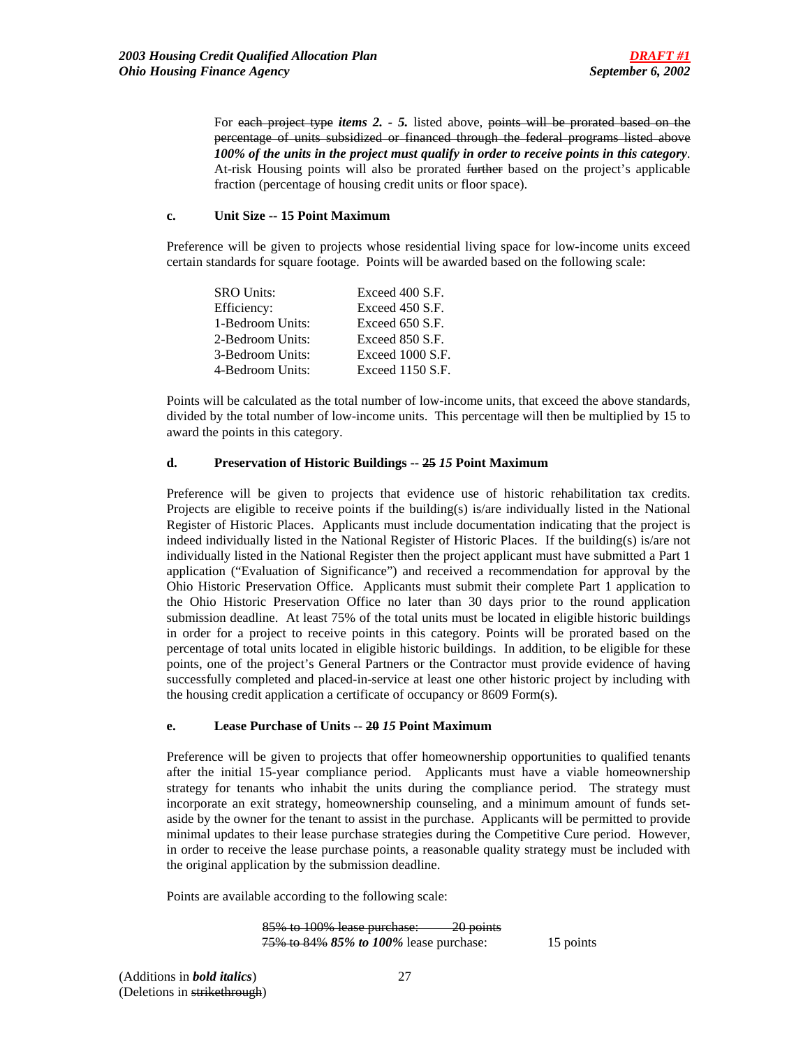For ~~each project type~~ ***items 2. - 5.*** listed above, ~~points will be prorated based on the percentage of units subsidized or financed through the federal programs listed above~~ ***100% of the units in the project must qualify in order to receive points in this category***. At-risk Housing points will also be prorated ~~further~~ based on the project's applicable fraction (percentage of housing credit units or floor space).

**c. Unit Size -- 15 Point Maximum**

Preference will be given to projects whose residential living space for low-income units exceed certain standards for square footage. Points will be awarded based on the following scale:

| | |
|---|---|
| SRO Units: | Exceed 400 S.F. |
| Efficiency: | Exceed 450 S.F. |
| 1-Bedroom Units: | Exceed 650 S.F. |
| 2-Bedroom Units: | Exceed 850 S.F. |
| 3-Bedroom Units: | Exceed 1000 S.F. |
| 4-Bedroom Units: | Exceed 1150 S.F. |

Points will be calculated as the total number of low-income units, that exceed the above standards, divided by the total number of low-income units. This percentage will then be multiplied by 15 to award the points in this category.

**d. Preservation of Historic Buildings -- ~~25~~ *15* Point Maximum**

Preference will be given to projects that evidence use of historic rehabilitation tax credits. Projects are eligible to receive points if the building(s) is/are individually listed in the National Register of Historic Places. Applicants must include documentation indicating that the project is indeed individually listed in the National Register of Historic Places. If the building(s) is/are not individually listed in the National Register then the project applicant must have submitted a Part 1 application ("Evaluation of Significance") and received a recommendation for approval by the Ohio Historic Preservation Office. Applicants must submit their complete Part 1 application to the Ohio Historic Preservation Office no later than 30 days prior to the round application submission deadline. At least 75% of the total units must be located in eligible historic buildings in order for a project to receive points in this category. Points will be prorated based on the percentage of total units located in eligible historic buildings. In addition, to be eligible for these points, one of the project's General Partners or the Contractor must provide evidence of having successfully completed and placed-in-service at least one other historic project by including with the housing credit application a certificate of occupancy or 8609 Form(s).

**e. Lease Purchase of Units -- ~~20~~ *15* Point Maximum**

Preference will be given to projects that offer homeownership opportunities to qualified tenants after the initial 15-year compliance period. Applicants must have a viable homeownership strategy for tenants who inhabit the units during the compliance period. The strategy must incorporate an exit strategy, homeownership counseling, and a minimum amount of funds set-aside by the owner for the tenant to assist in the purchase. Applicants will be permitted to provide minimal updates to their lease purchase strategies during the Competitive Cure period. However, in order to receive the lease purchase points, a reasonable quality strategy must be included with the original application by the submission deadline.

Points are available according to the following scale:

~~85% to 100% lease purchase: 20 points~~
~~75% to 84%~~ ***85% to 100%*** lease purchase: 15 points

(Additions in ***bold italics***)
(Deletions in ~~strikethrough~~)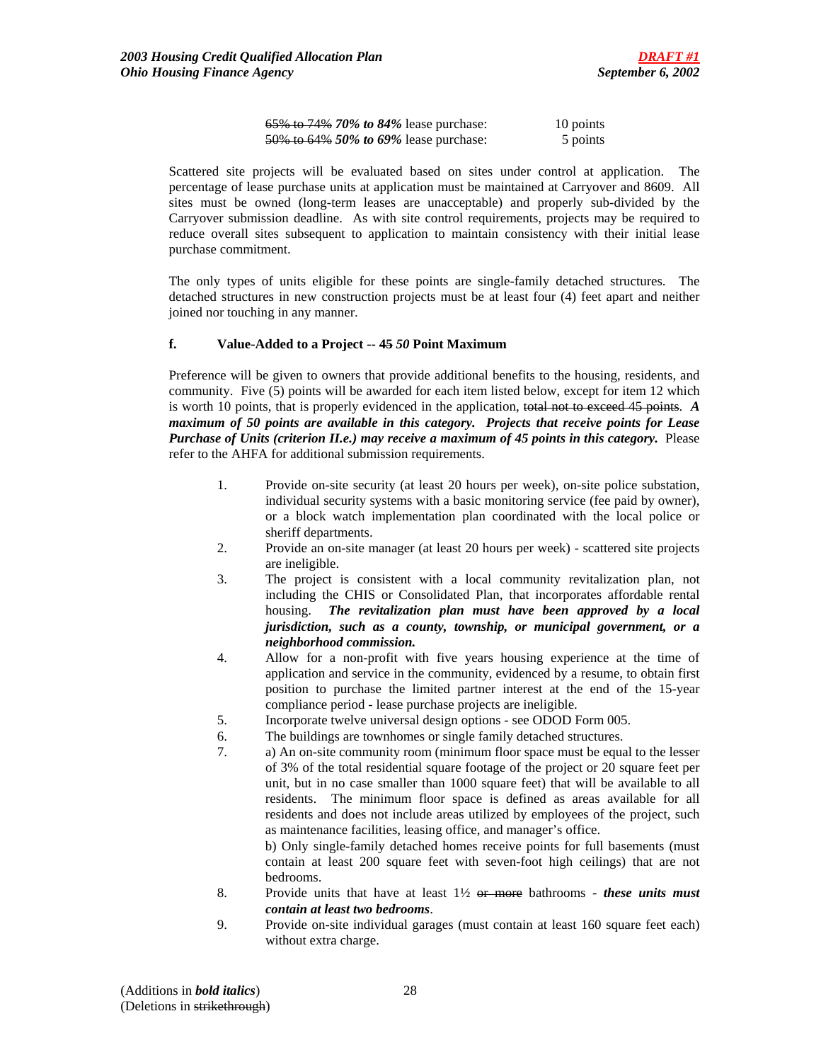| | |
|---|---|
| ~~65% to 74%~~ ***70% to 84%*** lease purchase: | 10 points |
| ~~50% to 64%~~ ***50% to 69%*** lease purchase: | 5 points |

Scattered site projects will be evaluated based on sites under control at application. The percentage of lease purchase units at application must be maintained at Carryover and 8609. All sites must be owned (long-term leases are unacceptable) and properly sub-divided by the Carryover submission deadline. As with site control requirements, projects may be required to reduce overall sites subsequent to application to maintain consistency with their initial lease purchase commitment.

The only types of units eligible for these points are single-family detached structures. The detached structures in new construction projects must be at least four (4) feet apart and neither joined nor touching in any manner.

**f. Value-Added to a Project -- ~~45~~ *50* Point Maximum**

Preference will be given to owners that provide additional benefits to the housing, residents, and community. Five (5) points will be awarded for each item listed below, except for item 12 which is worth 10 points, that is properly evidenced in the application, ~~total not to exceed 45 points~~. ***A maximum of 50 points are available in this category. Projects that receive points for Lease Purchase of Units (criterion II.e.) may receive a maximum of 45 points in this category.*** Please refer to the AHFA for additional submission requirements.

1. Provide on-site security (at least 20 hours per week), on-site police substation, individual security systems with a basic monitoring service (fee paid by owner), or a block watch implementation plan coordinated with the local police or sheriff departments.
2. Provide an on-site manager (at least 20 hours per week) - scattered site projects are ineligible.
3. The project is consistent with a local community revitalization plan, not including the CHIS or Consolidated Plan, that incorporates affordable rental housing. ***The revitalization plan must have been approved by a local jurisdiction, such as a county, township, or municipal government, or a neighborhood commission.***
4. Allow for a non-profit with five years housing experience at the time of application and service in the community, evidenced by a resume, to obtain first position to purchase the limited partner interest at the end of the 15-year compliance period - lease purchase projects are ineligible.
5. Incorporate twelve universal design options - see ODOD Form 005.
6. The buildings are townhomes or single family detached structures.
7. a) An on-site community room (minimum floor space must be equal to the lesser of 3% of the total residential square footage of the project or 20 square feet per unit, but in no case smaller than 1000 square feet) that will be available to all residents. The minimum floor space is defined as areas available for all residents and does not include areas utilized by employees of the project, such as maintenance facilities, leasing office, and manager's office.
   b) Only single-family detached homes receive points for full basements (must contain at least 200 square feet with seven-foot high ceilings) that are not bedrooms.
8. Provide units that have at least 1½ ~~or more~~ bathrooms - ***these units must contain at least two bedrooms***.
9. Provide on-site individual garages (must contain at least 160 square feet each) without extra charge.

(Additions in ***bold italics***)
(Deletions in ~~strikethrough~~)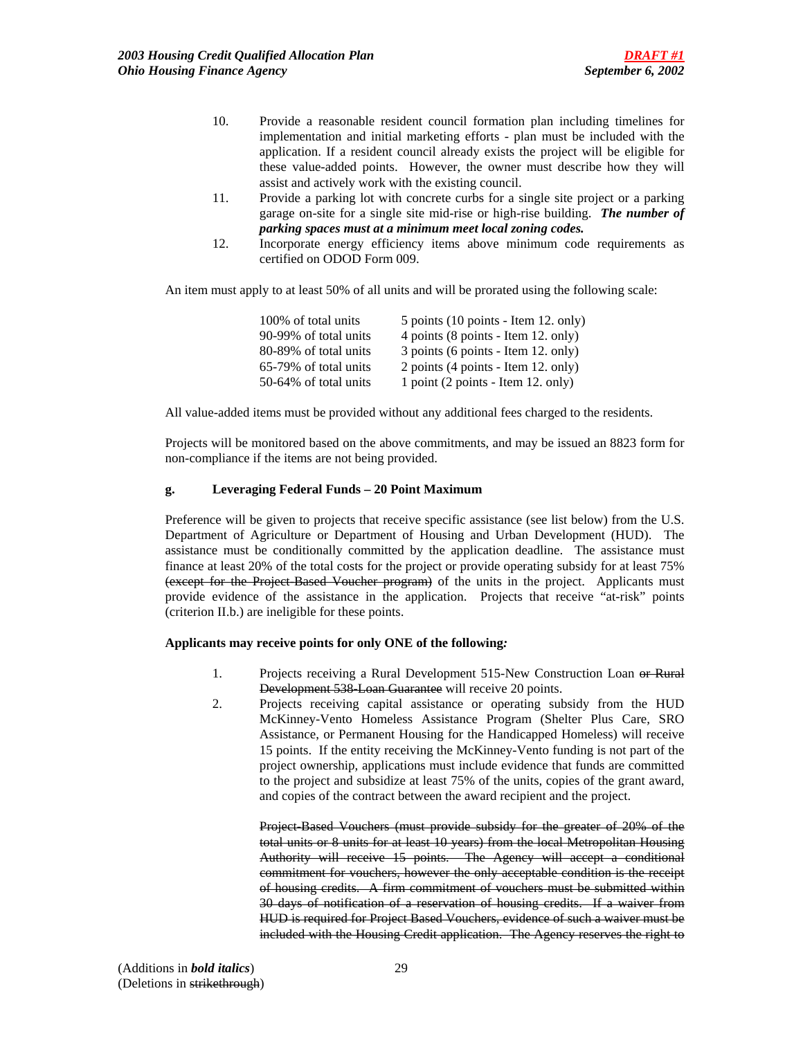10. Provide a reasonable resident council formation plan including timelines for implementation and initial marketing efforts - plan must be included with the application. If a resident council already exists the project will be eligible for these value-added points. However, the owner must describe how they will assist and actively work with the existing council.
11. Provide a parking lot with concrete curbs for a single site project or a parking garage on-site for a single site mid-rise or high-rise building. ***The number of parking spaces must at a minimum meet local zoning codes.***
12. Incorporate energy efficiency items above minimum code requirements as certified on ODOD Form 009.

An item must apply to at least 50% of all units and will be prorated using the following scale:

| | |
|---|---|
| 100% of total units | 5 points (10 points - Item 12. only) |
| 90-99% of total units | 4 points (8 points - Item 12. only) |
| 80-89% of total units | 3 points (6 points - Item 12. only) |
| 65-79% of total units | 2 points (4 points - Item 12. only) |
| 50-64% of total units | 1 point (2 points - Item 12. only) |

All value-added items must be provided without any additional fees charged to the residents.

Projects will be monitored based on the above commitments, and may be issued an 8823 form for non-compliance if the items are not being provided.

**g. Leveraging Federal Funds – 20 Point Maximum**

Preference will be given to projects that receive specific assistance (see list below) from the U.S. Department of Agriculture or Department of Housing and Urban Development (HUD). The assistance must be conditionally committed by the application deadline. The assistance must finance at least 20% of the total costs for the project or provide operating subsidy for at least 75% ~~(except for the Project-Based Voucher program)~~ of the units in the project. Applicants must provide evidence of the assistance in the application. Projects that receive "at-risk" points (criterion II.b.) are ineligible for these points.

**Applicants may receive points for only ONE of the following*:***

1. Projects receiving a Rural Development 515-New Construction Loan ~~or Rural Development 538-Loan Guarantee~~ will receive 20 points.
2. Projects receiving capital assistance or operating subsidy from the HUD McKinney-Vento Homeless Assistance Program (Shelter Plus Care, SRO Assistance, or Permanent Housing for the Handicapped Homeless) will receive 15 points. If the entity receiving the McKinney-Vento funding is not part of the project ownership, applications must include evidence that funds are committed to the project and subsidize at least 75% of the units, copies of the grant award, and copies of the contract between the award recipient and the project.

   ~~Project-Based Vouchers (must provide subsidy for the greater of 20% of the total units or 8 units for at least 10 years) from the local Metropolitan Housing Authority will receive 15 points. The Agency will accept a conditional commitment for vouchers, however the only acceptable condition is the receipt of housing credits. A firm commitment of vouchers must be submitted within 30 days of notification of a reservation of housing credits. If a waiver from HUD is required for Project Based Vouchers, evidence of such a waiver must be included with the Housing Credit application. The Agency reserves the right to~~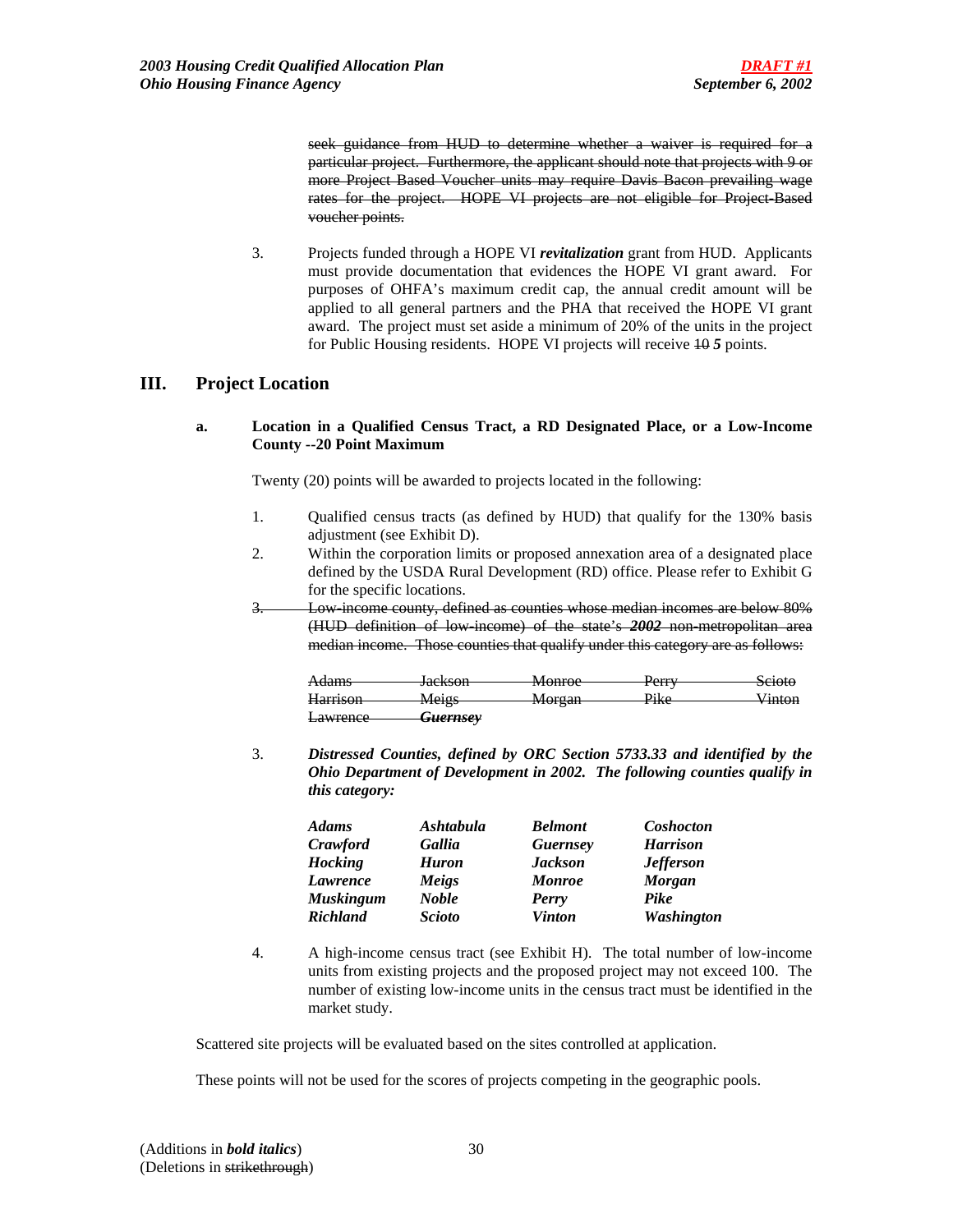~~seek guidance from HUD to determine whether a waiver is required for a particular project. Furthermore, the applicant should note that projects with 9 or more Project Based Voucher units may require Davis Bacon prevailing wage rates for the project. HOPE VI projects are not eligible for Project-Based voucher points.~~

3. Projects funded through a HOPE VI ***revitalization*** grant from HUD. Applicants must provide documentation that evidences the HOPE VI grant award. For purposes of OHFA's maximum credit cap, the annual credit amount will be applied to all general partners and the PHA that received the HOPE VI grant award. The project must set aside a minimum of 20% of the units in the project for Public Housing residents. HOPE VI projects will receive ~~10~~ ***5*** points.

## III. Project Location

### a. Location in a Qualified Census Tract, a RD Designated Place, or a Low-Income County --20 Point Maximum

Twenty (20) points will be awarded to projects located in the following:

1. Qualified census tracts (as defined by HUD) that qualify for the 130% basis adjustment (see Exhibit D).
2. Within the corporation limits or proposed annexation area of a designated place defined by the USDA Rural Development (RD) office. Please refer to Exhibit G for the specific locations.
3. ~~Low-income county, defined as counties whose median incomes are below 80% (HUD definition of low-income) of the state's~~ ~~***2002***~~ ~~non-metropolitan area median income. Those counties that qualify under this category are as follows:~~

| | | | | |
|---|---|---|---|---|
| ~~Adams~~ | ~~Jackson~~ | ~~Monroe~~ | ~~Perry~~ | ~~Scioto~~ |
| ~~Harrison~~ | ~~Meigs~~ | ~~Morgan~~ | ~~Pike~~ | ~~Vinton~~ |
| ~~Lawrence~~ | ~~***Guernsey***~~ | | | |

3. ***Distressed Counties, defined by ORC Section 5733.33 and identified by the Ohio Department of Development in 2002. The following counties qualify in this category:***

| | | | |
|---|---|---|---|
| ***Adams*** | ***Ashtabula*** | ***Belmont*** | ***Coshocton*** |
| ***Crawford*** | ***Gallia*** | ***Guernsey*** | ***Harrison*** |
| ***Hocking*** | ***Huron*** | ***Jackson*** | ***Jefferson*** |
| ***Lawrence*** | ***Meigs*** | ***Monroe*** | ***Morgan*** |
| ***Muskingum*** | ***Noble*** | ***Perry*** | ***Pike*** |
| ***Richland*** | ***Scioto*** | ***Vinton*** | ***Washington*** |

4. A high-income census tract (see Exhibit H). The total number of low-income units from existing projects and the proposed project may not exceed 100. The number of existing low-income units in the census tract must be identified in the market study.

Scattered site projects will be evaluated based on the sites controlled at application.

These points will not be used for the scores of projects competing in the geographic pools.

(Additions in ***bold italics***)
(Deletions in ~~strikethrough~~)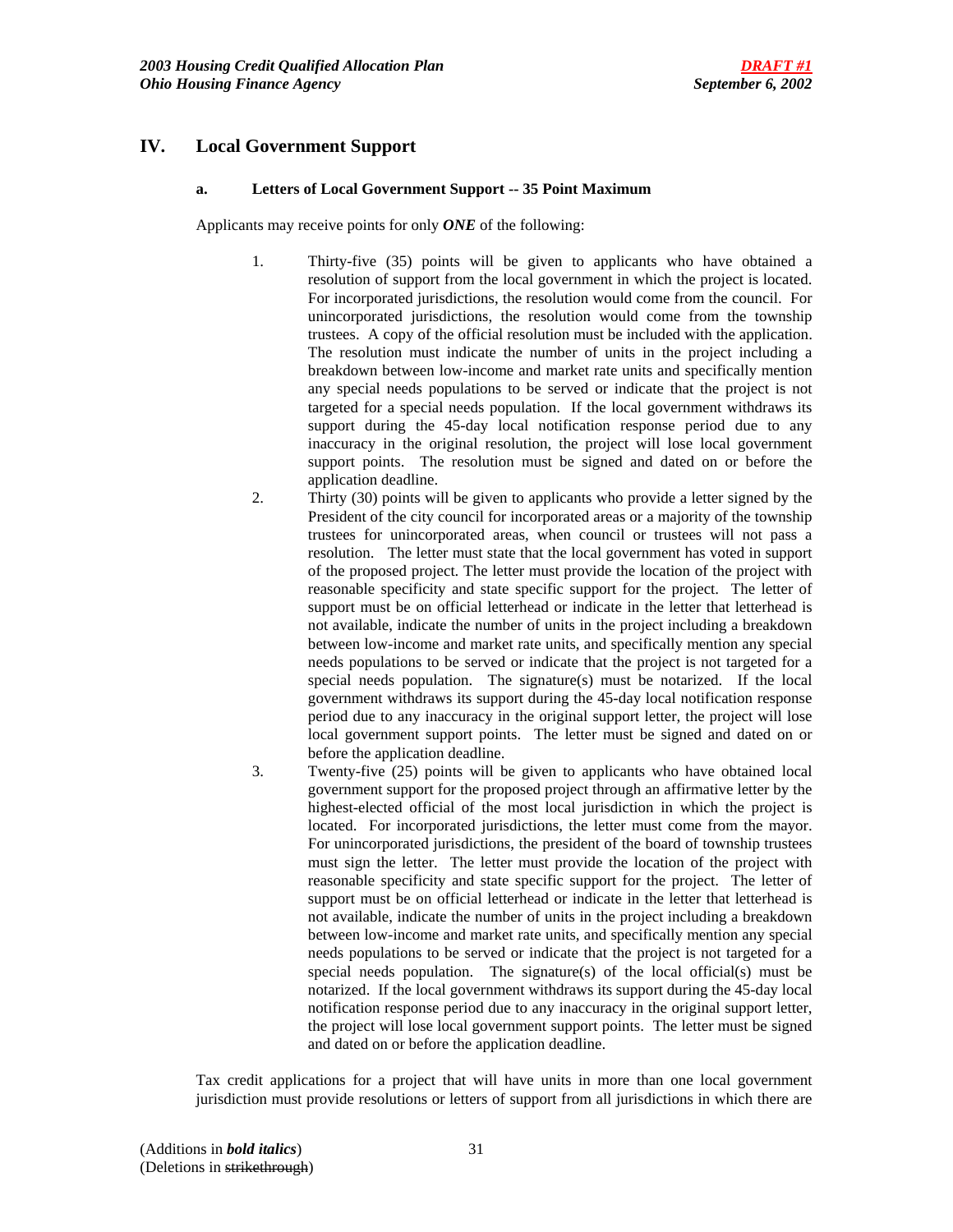## IV. Local Government Support

### a. Letters of Local Government Support -- 35 Point Maximum

Applicants may receive points for only ***ONE*** of the following:

1. Thirty-five (35) points will be given to applicants who have obtained a resolution of support from the local government in which the project is located. For incorporated jurisdictions, the resolution would come from the council. For unincorporated jurisdictions, the resolution would come from the township trustees. A copy of the official resolution must be included with the application. The resolution must indicate the number of units in the project including a breakdown between low-income and market rate units and specifically mention any special needs populations to be served or indicate that the project is not targeted for a special needs population. If the local government withdraws its support during the 45-day local notification response period due to any inaccuracy in the original resolution, the project will lose local government support points. The resolution must be signed and dated on or before the application deadline.
2. Thirty (30) points will be given to applicants who provide a letter signed by the President of the city council for incorporated areas or a majority of the township trustees for unincorporated areas, when council or trustees will not pass a resolution. The letter must state that the local government has voted in support of the proposed project. The letter must provide the location of the project with reasonable specificity and state specific support for the project. The letter of support must be on official letterhead or indicate in the letter that letterhead is not available, indicate the number of units in the project including a breakdown between low-income and market rate units, and specifically mention any special needs populations to be served or indicate that the project is not targeted for a special needs population. The signature(s) must be notarized. If the local government withdraws its support during the 45-day local notification response period due to any inaccuracy in the original support letter, the project will lose local government support points. The letter must be signed and dated on or before the application deadline.
3. Twenty-five (25) points will be given to applicants who have obtained local government support for the proposed project through an affirmative letter by the highest-elected official of the most local jurisdiction in which the project is located. For incorporated jurisdictions, the letter must come from the mayor. For unincorporated jurisdictions, the president of the board of township trustees must sign the letter. The letter must provide the location of the project with reasonable specificity and state specific support for the project. The letter of support must be on official letterhead or indicate in the letter that letterhead is not available, indicate the number of units in the project including a breakdown between low-income and market rate units, and specifically mention any special needs populations to be served or indicate that the project is not targeted for a special needs population. The signature(s) of the local official(s) must be notarized. If the local government withdraws its support during the 45-day local notification response period due to any inaccuracy in the original support letter, the project will lose local government support points. The letter must be signed and dated on or before the application deadline.

Tax credit applications for a project that will have units in more than one local government jurisdiction must provide resolutions or letters of support from all jurisdictions in which there are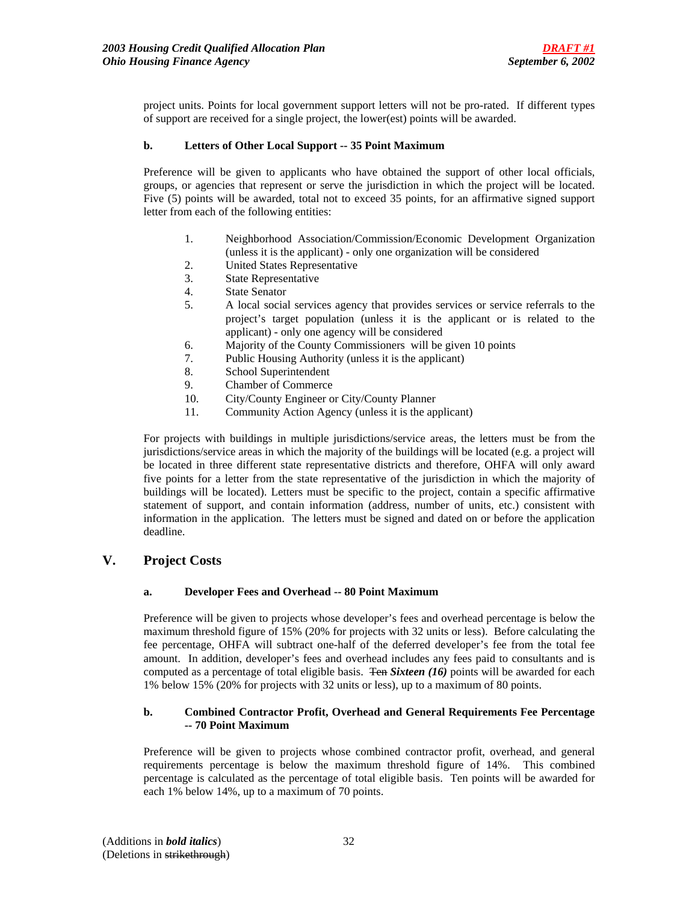project units. Points for local government support letters will not be pro-rated. If different types of support are received for a single project, the lower(est) points will be awarded.

**b. Letters of Other Local Support -- 35 Point Maximum**

Preference will be given to applicants who have obtained the support of other local officials, groups, or agencies that represent or serve the jurisdiction in which the project will be located. Five (5) points will be awarded, total not to exceed 35 points, for an affirmative signed support letter from each of the following entities:

1. Neighborhood Association/Commission/Economic Development Organization (unless it is the applicant) - only one organization will be considered
2. United States Representative
3. State Representative
4. State Senator
5. A local social services agency that provides services or service referrals to the project's target population (unless it is the applicant or is related to the applicant) - only one agency will be considered
6. Majority of the County Commissioners will be given 10 points
7. Public Housing Authority (unless it is the applicant)
8. School Superintendent
9. Chamber of Commerce
10. City/County Engineer or City/County Planner
11. Community Action Agency (unless it is the applicant)

For projects with buildings in multiple jurisdictions/service areas, the letters must be from the jurisdictions/service areas in which the majority of the buildings will be located (e.g. a project will be located in three different state representative districts and therefore, OHFA will only award five points for a letter from the state representative of the jurisdiction in which the majority of buildings will be located). Letters must be specific to the project, contain a specific affirmative statement of support, and contain information (address, number of units, etc.) consistent with information in the application. The letters must be signed and dated on or before the application deadline.

## V. Project Costs

**a. Developer Fees and Overhead -- 80 Point Maximum**

Preference will be given to projects whose developer's fees and overhead percentage is below the maximum threshold figure of 15% (20% for projects with 32 units or less). Before calculating the fee percentage, OHFA will subtract one-half of the deferred developer's fee from the total fee amount. In addition, developer's fees and overhead includes any fees paid to consultants and is computed as a percentage of total eligible basis. ~~Ten~~ ***Sixteen (16)*** points will be awarded for each 1% below 15% (20% for projects with 32 units or less), up to a maximum of 80 points.

**b. Combined Contractor Profit, Overhead and General Requirements Fee Percentage -- 70 Point Maximum**

Preference will be given to projects whose combined contractor profit, overhead, and general requirements percentage is below the maximum threshold figure of 14%. This combined percentage is calculated as the percentage of total eligible basis. Ten points will be awarded for each 1% below 14%, up to a maximum of 70 points.

(Additions in ***bold italics***)
(Deletions in ~~strikethrough~~)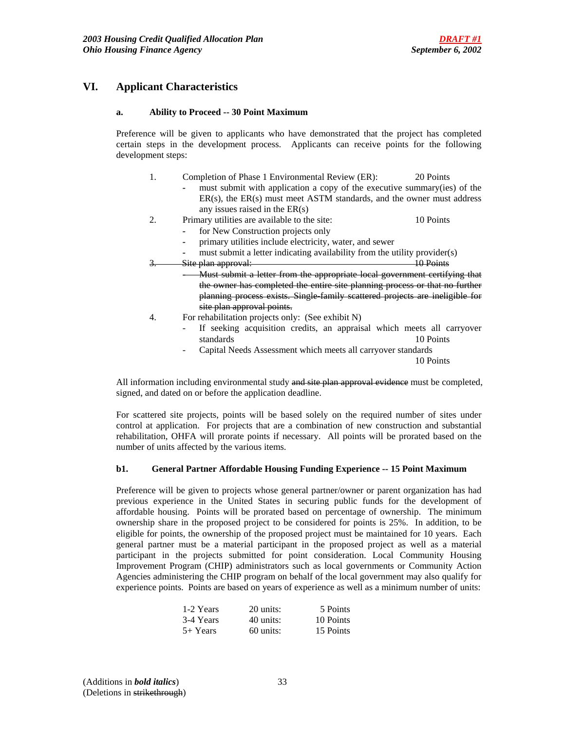## VI. Applicant Characteristics

### a. Ability to Proceed -- 30 Point Maximum

Preference will be given to applicants who have demonstrated that the project has completed certain steps in the development process. Applicants can receive points for the following development steps:

1. Completion of Phase 1 Environmental Review (ER): 20 Points
   - must submit with application a copy of the executive summary(ies) of the ER(s), the ER(s) must meet ASTM standards, and the owner must address any issues raised in the ER(s)
2. Primary utilities are available to the site: 10 Points
   - for New Construction projects only
   - primary utilities include electricity, water, and sewer
   - must submit a letter indicating availability from the utility provider(s)
3. ~~Site plan approval: 10 Points~~
   - ~~Must submit a letter from the appropriate local government certifying that the owner has completed the entire site planning process or that no further planning process exists. Single-family scattered projects are ineligible for site plan approval points.~~
4. For rehabilitation projects only: (See exhibit N)
   - If seeking acquisition credits, an appraisal which meets all carryover standards 10 Points
   - Capital Needs Assessment which meets all carryover standards 10 Points

All information including environmental study ~~and site plan approval evidence~~ must be completed, signed, and dated on or before the application deadline.

For scattered site projects, points will be based solely on the required number of sites under control at application. For projects that are a combination of new construction and substantial rehabilitation, OHFA will prorate points if necessary. All points will be prorated based on the number of units affected by the various items.

### b1. General Partner Affordable Housing Funding Experience -- 15 Point Maximum

Preference will be given to projects whose general partner/owner or parent organization has had previous experience in the United States in securing public funds for the development of affordable housing. Points will be prorated based on percentage of ownership. The minimum ownership share in the proposed project to be considered for points is 25%. In addition, to be eligible for points, the ownership of the proposed project must be maintained for 10 years. Each general partner must be a material participant in the proposed project as well as a material participant in the projects submitted for point consideration. Local Community Housing Improvement Program (CHIP) administrators such as local governments or Community Action Agencies administering the CHIP program on behalf of the local government may also qualify for experience points. Points are based on years of experience as well as a minimum number of units:

| | | |
|---|---|---|
| 1-2 Years | 20 units: | 5 Points |
| 3-4 Years | 40 units: | 10 Points |
| 5+ Years | 60 units: | 15 Points |

(Additions in ***bold italics***)
(Deletions in ~~strikethrough~~)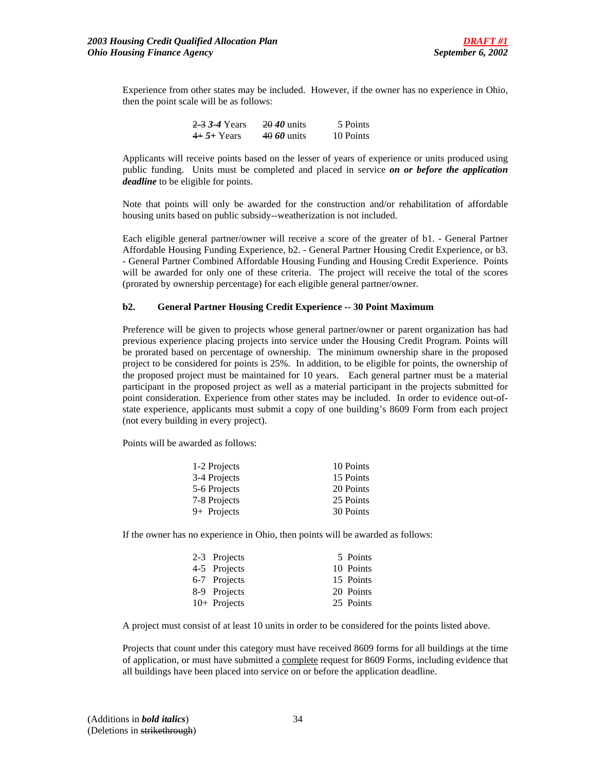Experience from other states may be included. However, if the owner has no experience in Ohio, then the point scale will be as follows:

| | | |
|---|---|---|
| ~~2-3~~ ***3-4*** Years | ~~20~~ ***40*** units | 5 Points |
| ~~4+~~ ***5+*** Years | ~~40~~ ***60*** units | 10 Points |

Applicants will receive points based on the lesser of years of experience or units produced using public funding. Units must be completed and placed in service ***on or before the application deadline*** to be eligible for points.

Note that points will only be awarded for the construction and/or rehabilitation of affordable housing units based on public subsidy--weatherization is not included.

Each eligible general partner/owner will receive a score of the greater of b1. - General Partner Affordable Housing Funding Experience, b2. - General Partner Housing Credit Experience, or b3. - General Partner Combined Affordable Housing Funding and Housing Credit Experience. Points will be awarded for only one of these criteria. The project will receive the total of the scores (prorated by ownership percentage) for each eligible general partner/owner.

**b2. General Partner Housing Credit Experience -- 30 Point Maximum**

Preference will be given to projects whose general partner/owner or parent organization has had previous experience placing projects into service under the Housing Credit Program. Points will be prorated based on percentage of ownership. The minimum ownership share in the proposed project to be considered for points is 25%. In addition, to be eligible for points, the ownership of the proposed project must be maintained for 10 years. Each general partner must be a material participant in the proposed project as well as a material participant in the projects submitted for point consideration. Experience from other states may be included. In order to evidence out-of-state experience, applicants must submit a copy of one building's 8609 Form from each project (not every building in every project).

Points will be awarded as follows:

| | |
|---|---|
| 1-2 Projects | 10 Points |
| 3-4 Projects | 15 Points |
| 5-6 Projects | 20 Points |
| 7-8 Projects | 25 Points |
| 9+ Projects | 30 Points |

If the owner has no experience in Ohio, then points will be awarded as follows:

| | |
|---|---|
| 2-3 Projects | 5 Points |
| 4-5 Projects | 10 Points |
| 6-7 Projects | 15 Points |
| 8-9 Projects | 20 Points |
| 10+ Projects | 25 Points |

A project must consist of at least 10 units in order to be considered for the points listed above.

Projects that count under this category must have received 8609 forms for all buildings at the time of application, or must have submitted a complete request for 8609 Forms, including evidence that all buildings have been placed into service on or before the application deadline.

(Additions in ***bold italics***)
(Deletions in ~~strikethrough~~)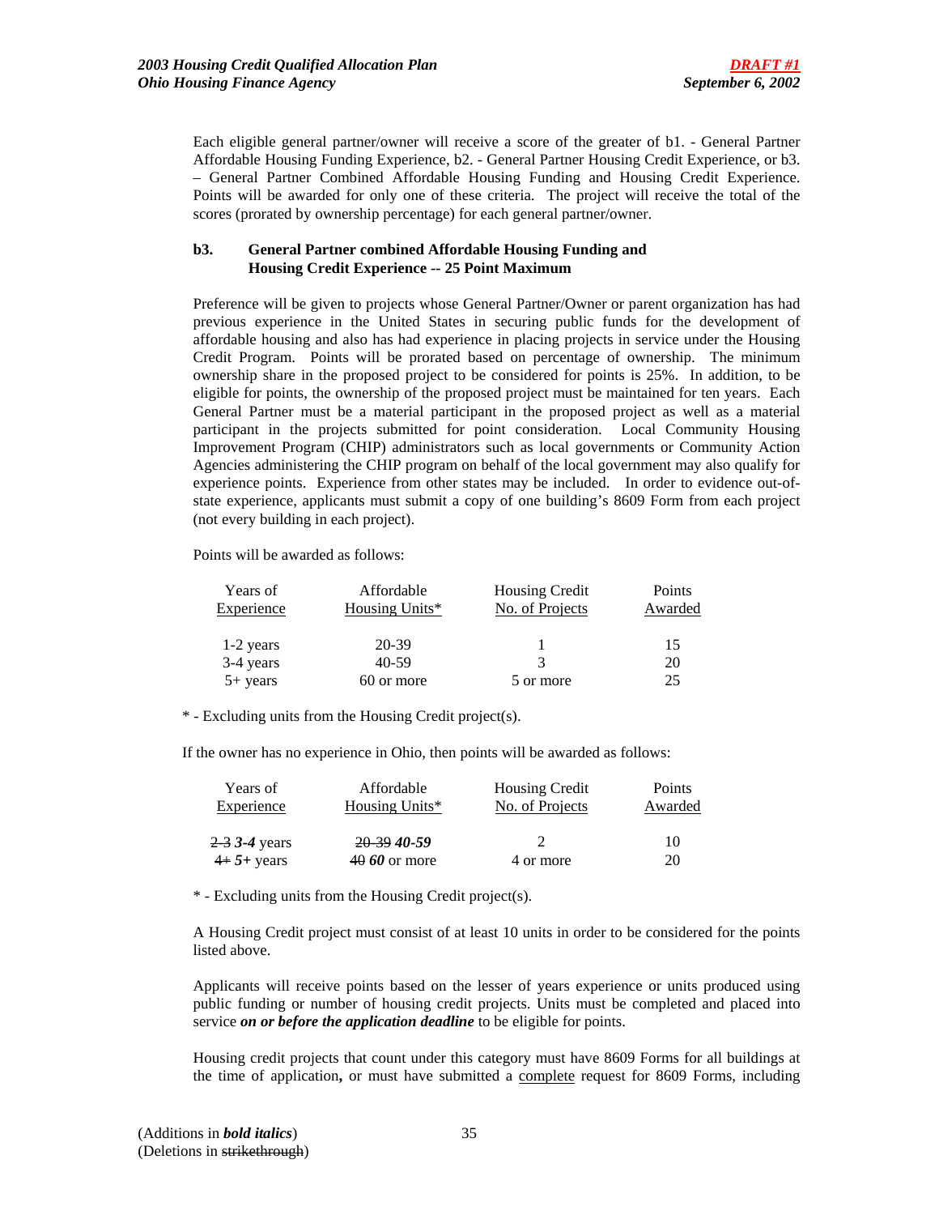Each eligible general partner/owner will receive a score of the greater of b1. - General Partner Affordable Housing Funding Experience, b2. - General Partner Housing Credit Experience, or b3. – General Partner Combined Affordable Housing Funding and Housing Credit Experience. Points will be awarded for only one of these criteria. The project will receive the total of the scores (prorated by ownership percentage) for each general partner/owner.

**b3. General Partner combined Affordable Housing Funding and Housing Credit Experience -- 25 Point Maximum**

Preference will be given to projects whose General Partner/Owner or parent organization has had previous experience in the United States in securing public funds for the development of affordable housing and also has had experience in placing projects in service under the Housing Credit Program. Points will be prorated based on percentage of ownership. The minimum ownership share in the proposed project to be considered for points is 25%. In addition, to be eligible for points, the ownership of the proposed project must be maintained for ten years. Each General Partner must be a material participant in the proposed project as well as a material participant in the projects submitted for point consideration. Local Community Housing Improvement Program (CHIP) administrators such as local governments or Community Action Agencies administering the CHIP program on behalf of the local government may also qualify for experience points. Experience from other states may be included. In order to evidence out-of-state experience, applicants must submit a copy of one building's 8609 Form from each project (not every building in each project).

Points will be awarded as follows:

| Years of Experience | Affordable Housing Units* | Housing Credit No. of Projects | Points Awarded |
|---|---|---|---|
| 1-2 years | 20-39 | 1 | 15 |
| 3-4 years | 40-59 | 3 | 20 |
| 5+ years | 60 or more | 5 or more | 25 |

\* - Excluding units from the Housing Credit project(s).

If the owner has no experience in Ohio, then points will be awarded as follows:

| Years of Experience | Affordable Housing Units* | Housing Credit No. of Projects | Points Awarded |
|---|---|---|---|
| ~~2-3~~ ***3-4*** years | ~~20-39~~ ***40-59*** | 2 | 10 |
| ~~4+~~ ***5+*** years | ~~40~~ ***60*** or more | 4 or more | 20 |

\* - Excluding units from the Housing Credit project(s).

A Housing Credit project must consist of at least 10 units in order to be considered for the points listed above.

Applicants will receive points based on the lesser of years experience or units produced using public funding or number of housing credit projects. Units must be completed and placed into service ***on or before the application deadline*** to be eligible for points.

Housing credit projects that count under this category must have 8609 Forms for all buildings at the time of application**,** or must have submitted a <u>complete</u> request for 8609 Forms, including

(Additions in ***bold italics***)
(Deletions in ~~strikethrough~~)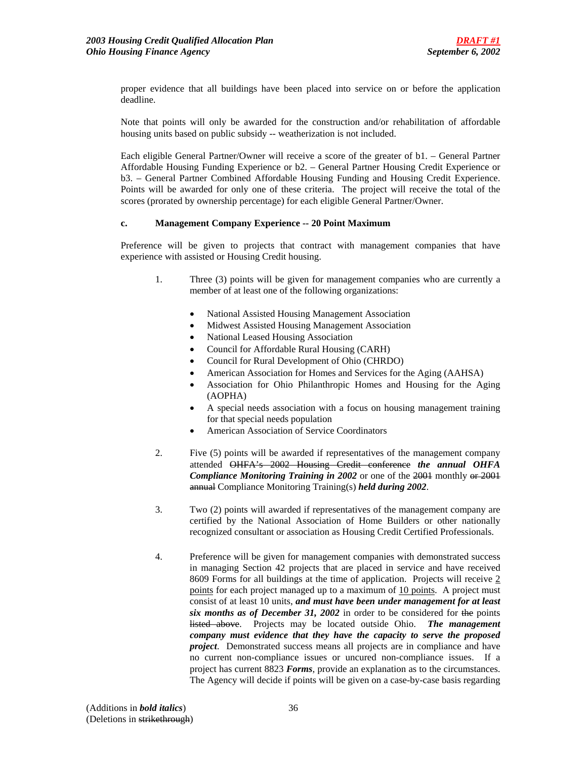proper evidence that all buildings have been placed into service on or before the application deadline.

Note that points will only be awarded for the construction and/or rehabilitation of affordable housing units based on public subsidy -- weatherization is not included.

Each eligible General Partner/Owner will receive a score of the greater of b1. – General Partner Affordable Housing Funding Experience or b2. – General Partner Housing Credit Experience or b3. – General Partner Combined Affordable Housing Funding and Housing Credit Experience. Points will be awarded for only one of these criteria. The project will receive the total of the scores (prorated by ownership percentage) for each eligible General Partner/Owner.

**c. Management Company Experience -- 20 Point Maximum**

Preference will be given to projects that contract with management companies that have experience with assisted or Housing Credit housing.

1. Three (3) points will be given for management companies who are currently a member of at least one of the following organizations:

   - National Assisted Housing Management Association
   - Midwest Assisted Housing Management Association
   - National Leased Housing Association
   - Council for Affordable Rural Housing (CARH)
   - Council for Rural Development of Ohio (CHRDO)
   - American Association for Homes and Services for the Aging (AAHSA)
   - Association for Ohio Philanthropic Homes and Housing for the Aging (AOPHA)
   - A special needs association with a focus on housing management training for that special needs population
   - American Association of Service Coordinators

2. Five (5) points will be awarded if representatives of the management company attended ~~OHFA's 2002 Housing Credit conference~~ ***the annual OHFA Compliance Monitoring Training in 2002*** or one of the ~~2001~~ monthly ~~or 2001 annual~~ Compliance Monitoring Training(s) ***held during 2002***.

3. Two (2) points will awarded if representatives of the management company are certified by the National Association of Home Builders or other nationally recognized consultant or association as Housing Credit Certified Professionals.

4. Preference will be given for management companies with demonstrated success in managing Section 42 projects that are placed in service and have received 8609 Forms for all buildings at the time of application. Projects will receive 2 points for each project managed up to a maximum of 10 points. A project must consist of at least 10 units, ***and must have been under management for at least six months as of December 31, 2002*** in order to be considered for ~~the~~ points ~~listed above~~. Projects may be located outside Ohio. ***The management company must evidence that they have the capacity to serve the proposed project***. Demonstrated success means all projects are in compliance and have no current non-compliance issues or uncured non-compliance issues. If a project has current 8823 ***Forms***, provide an explanation as to the circumstances. The Agency will decide if points will be given on a case-by-case basis regarding

(Additions in ***bold italics***)
(Deletions in ~~strikethrough~~)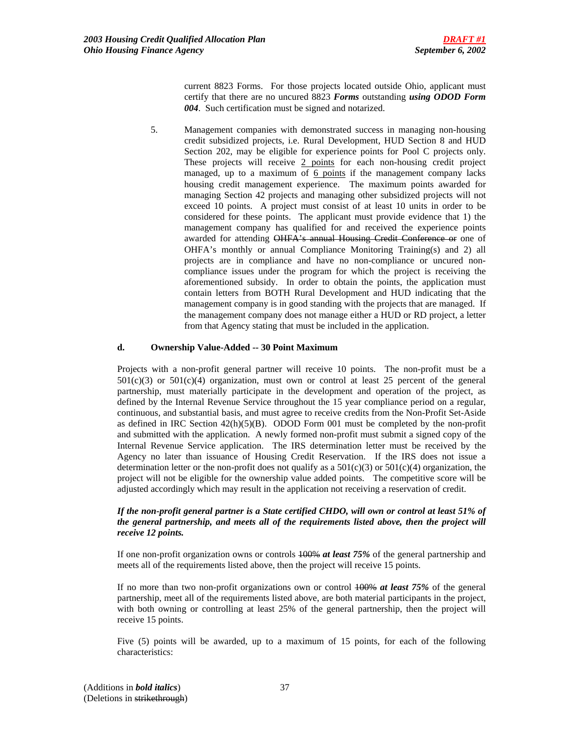current 8823 Forms. For those projects located outside Ohio, applicant must certify that there are no uncured 8823 ***Forms*** outstanding ***using ODOD Form 004***. Such certification must be signed and notarized.

5. Management companies with demonstrated success in managing non-housing credit subsidized projects, i.e. Rural Development, HUD Section 8 and HUD Section 202, may be eligible for experience points for Pool C projects only. These projects will receive <u>2 points</u> for each non-housing credit project managed, up to a maximum of <u>6 points</u> if the management company lacks housing credit management experience. The maximum points awarded for managing Section 42 projects and managing other subsidized projects will not exceed 10 points. A project must consist of at least 10 units in order to be considered for these points. The applicant must provide evidence that 1) the management company has qualified for and received the experience points awarded for attending ~~OHFA's annual Housing Credit Conference or~~ one of OHFA's monthly or annual Compliance Monitoring Training(s) and 2) all projects are in compliance and have no non-compliance or uncured non-compliance issues under the program for which the project is receiving the aforementioned subsidy. In order to obtain the points, the application must contain letters from BOTH Rural Development and HUD indicating that the management company is in good standing with the projects that are managed. If the management company does not manage either a HUD or RD project, a letter from that Agency stating that must be included in the application.

**d. Ownership Value-Added -- 30 Point Maximum**

Projects with a non-profit general partner will receive 10 points. The non-profit must be a 501(c)(3) or 501(c)(4) organization, must own or control at least 25 percent of the general partnership, must materially participate in the development and operation of the project, as defined by the Internal Revenue Service throughout the 15 year compliance period on a regular, continuous, and substantial basis, and must agree to receive credits from the Non-Profit Set-Aside as defined in IRC Section 42(h)(5)(B). ODOD Form 001 must be completed by the non-profit and submitted with the application. A newly formed non-profit must submit a signed copy of the Internal Revenue Service application. The IRS determination letter must be received by the Agency no later than issuance of Housing Credit Reservation. If the IRS does not issue a determination letter or the non-profit does not qualify as a 501(c)(3) or 501(c)(4) organization, the project will not be eligible for the ownership value added points. The competitive score will be adjusted accordingly which may result in the application not receiving a reservation of credit.

***If the non-profit general partner is a State certified CHDO, will own or control at least 51% of the general partnership, and meets all of the requirements listed above, then the project will receive 12 points.***

If one non-profit organization owns or controls ~~100%~~ ***at least 75%*** of the general partnership and meets all of the requirements listed above, then the project will receive 15 points.

If no more than two non-profit organizations own or control ~~100%~~ ***at least 75%*** of the general partnership, meet all of the requirements listed above, are both material participants in the project, with both owning or controlling at least 25% of the general partnership, then the project will receive 15 points.

Five (5) points will be awarded, up to a maximum of 15 points, for each of the following characteristics:

(Additions in ***bold italics***)
(Deletions in ~~strikethrough~~)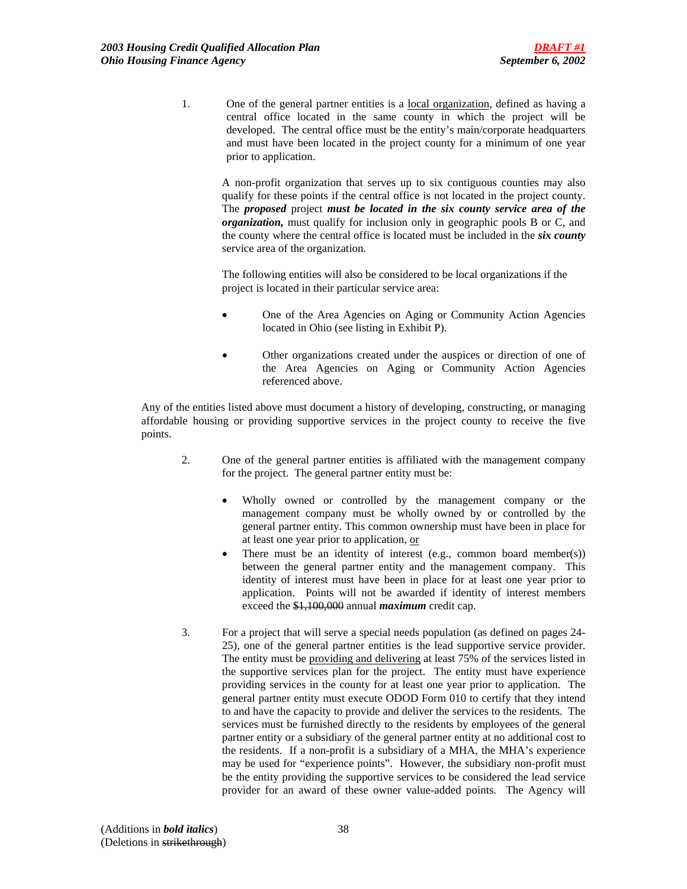1. One of the general partner entities is a <u>local organization</u>, defined as having a central office located in the same county in which the project will be developed. The central office must be the entity's main/corporate headquarters and must have been located in the project county for a minimum of one year prior to application.

   A non-profit organization that serves up to six contiguous counties may also qualify for these points if the central office is not located in the project county. The ***proposed*** project ***must be located in the six county service area of the organization,*** must qualify for inclusion only in geographic pools B or C, and the county where the central office is located must be included in the ***six county*** service area of the organization.

   The following entities will also be considered to be local organizations if the project is located in their particular service area:

   - One of the Area Agencies on Aging or Community Action Agencies located in Ohio (see listing in Exhibit P).

   - Other organizations created under the auspices or direction of one of the Area Agencies on Aging or Community Action Agencies referenced above.

Any of the entities listed above must document a history of developing, constructing, or managing affordable housing or providing supportive services in the project county to receive the five points.

2. One of the general partner entities is affiliated with the management company for the project. The general partner entity must be:

   - Wholly owned or controlled by the management company or the management company must be wholly owned by or controlled by the general partner entity. This common ownership must have been in place for at least one year prior to application, <u>or</u>
   - There must be an identity of interest (e.g., common board member(s)) between the general partner entity and the management company. This identity of interest must have been in place for at least one year prior to application. Points will not be awarded if identity of interest members exceed the ~~$1,100,000~~ annual ***maximum*** credit cap.

3. For a project that will serve a special needs population (as defined on pages 24-25), one of the general partner entities is the lead supportive service provider. The entity must be <u>providing and delivering</u> at least 75% of the services listed in the supportive services plan for the project. The entity must have experience providing services in the county for at least one year prior to application. The general partner entity must execute ODOD Form 010 to certify that they intend to and have the capacity to provide and deliver the services to the residents. The services must be furnished directly to the residents by employees of the general partner entity or a subsidiary of the general partner entity at no additional cost to the residents. If a non-profit is a subsidiary of a MHA, the MHA's experience may be used for "experience points". However, the subsidiary non-profit must be the entity providing the supportive services to be considered the lead service provider for an award of these owner value-added points. The Agency will

(Additions in ***bold italics***)
(Deletions in ~~strikethrough~~)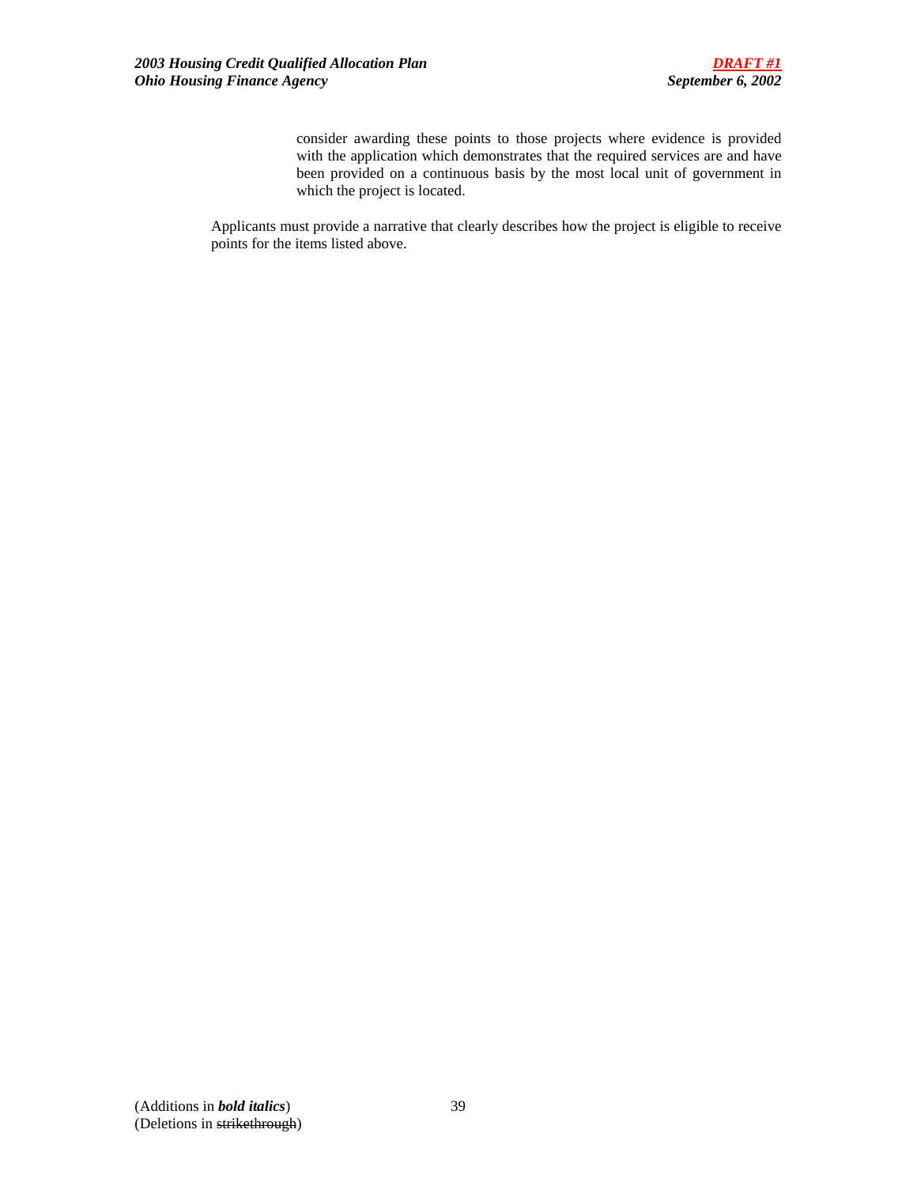consider awarding these points to those projects where evidence is provided with the application which demonstrates that the required services are and have been provided on a continuous basis by the most local unit of government in which the project is located.

Applicants must provide a narrative that clearly describes how the project is eligible to receive points for the items listed above.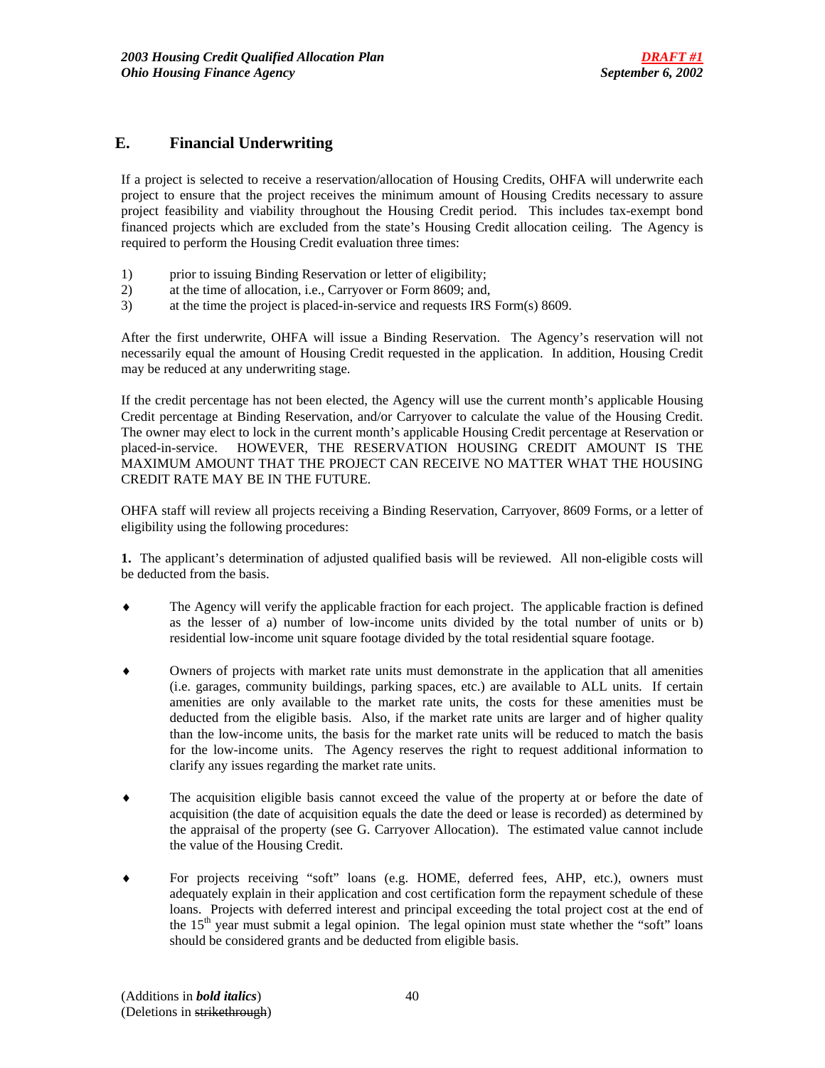## E. Financial Underwriting

If a project is selected to receive a reservation/allocation of Housing Credits, OHFA will underwrite each project to ensure that the project receives the minimum amount of Housing Credits necessary to assure project feasibility and viability throughout the Housing Credit period. This includes tax-exempt bond financed projects which are excluded from the state's Housing Credit allocation ceiling. The Agency is required to perform the Housing Credit evaluation three times:

1) prior to issuing Binding Reservation or letter of eligibility;
2) at the time of allocation, i.e., Carryover or Form 8609; and,
3) at the time the project is placed-in-service and requests IRS Form(s) 8609.

After the first underwrite, OHFA will issue a Binding Reservation. The Agency's reservation will not necessarily equal the amount of Housing Credit requested in the application. In addition, Housing Credit may be reduced at any underwriting stage.

If the credit percentage has not been elected, the Agency will use the current month's applicable Housing Credit percentage at Binding Reservation, and/or Carryover to calculate the value of the Housing Credit. The owner may elect to lock in the current month's applicable Housing Credit percentage at Reservation or placed-in-service. HOWEVER, THE RESERVATION HOUSING CREDIT AMOUNT IS THE MAXIMUM AMOUNT THAT THE PROJECT CAN RECEIVE NO MATTER WHAT THE HOUSING CREDIT RATE MAY BE IN THE FUTURE.

OHFA staff will review all projects receiving a Binding Reservation, Carryover, 8609 Forms, or a letter of eligibility using the following procedures:

**1.** The applicant's determination of adjusted qualified basis will be reviewed. All non-eligible costs will be deducted from the basis.

- The Agency will verify the applicable fraction for each project. The applicable fraction is defined as the lesser of a) number of low-income units divided by the total number of units or b) residential low-income unit square footage divided by the total residential square footage.

- Owners of projects with market rate units must demonstrate in the application that all amenities (i.e. garages, community buildings, parking spaces, etc.) are available to ALL units. If certain amenities are only available to the market rate units, the costs for these amenities must be deducted from the eligible basis. Also, if the market rate units are larger and of higher quality than the low-income units, the basis for the market rate units will be reduced to match the basis for the low-income units. The Agency reserves the right to request additional information to clarify any issues regarding the market rate units.

- The acquisition eligible basis cannot exceed the value of the property at or before the date of acquisition (the date of acquisition equals the date the deed or lease is recorded) as determined by the appraisal of the property (see G. Carryover Allocation). The estimated value cannot include the value of the Housing Credit.

- For projects receiving "soft" loans (e.g. HOME, deferred fees, AHP, etc.), owners must adequately explain in their application and cost certification form the repayment schedule of these loans. Projects with deferred interest and principal exceeding the total project cost at the end of the 15th year must submit a legal opinion. The legal opinion must state whether the "soft" loans should be considered grants and be deducted from eligible basis.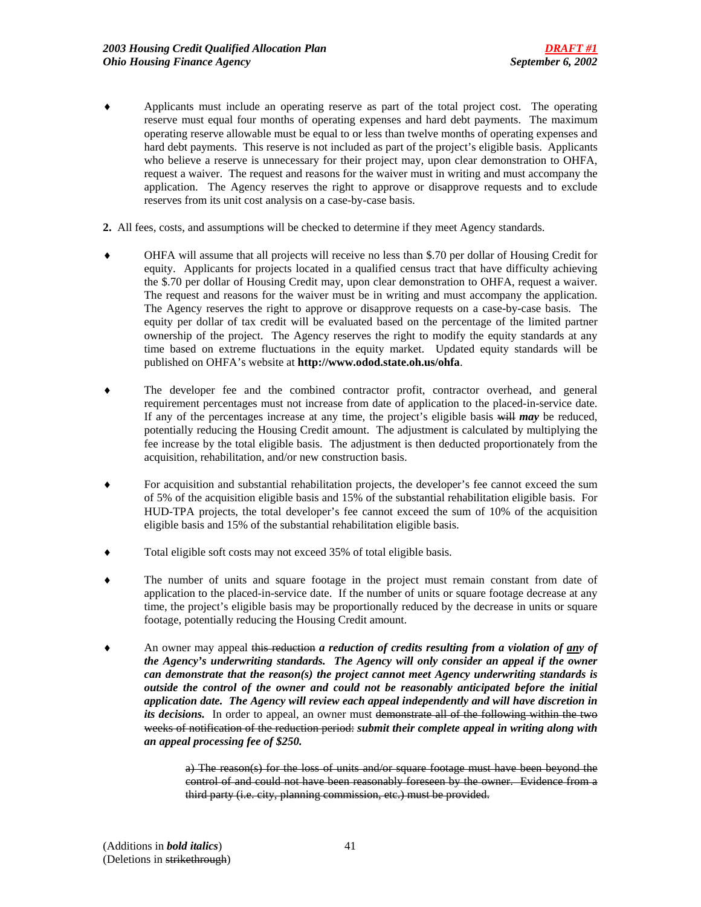- Applicants must include an operating reserve as part of the total project cost. The operating reserve must equal four months of operating expenses and hard debt payments. The maximum operating reserve allowable must be equal to or less than twelve months of operating expenses and hard debt payments. This reserve is not included as part of the project's eligible basis. Applicants who believe a reserve is unnecessary for their project may, upon clear demonstration to OHFA, request a waiver. The request and reasons for the waiver must in writing and must accompany the application. The Agency reserves the right to approve or disapprove requests and to exclude reserves from its unit cost analysis on a case-by-case basis.

**2.** All fees, costs, and assumptions will be checked to determine if they meet Agency standards.

- OHFA will assume that all projects will receive no less than $.70 per dollar of Housing Credit for equity. Applicants for projects located in a qualified census tract that have difficulty achieving the $.70 per dollar of Housing Credit may, upon clear demonstration to OHFA, request a waiver. The request and reasons for the waiver must be in writing and must accompany the application. The Agency reserves the right to approve or disapprove requests on a case-by-case basis. The equity per dollar of tax credit will be evaluated based on the percentage of the limited partner ownership of the project. The Agency reserves the right to modify the equity standards at any time based on extreme fluctuations in the equity market. Updated equity standards will be published on OHFA's website at **http://www.odod.state.oh.us/ohfa**.

- The developer fee and the combined contractor profit, contractor overhead, and general requirement percentages must not increase from date of application to the placed-in-service date. If any of the percentages increase at any time, the project's eligible basis ~~will~~ ***may*** be reduced, potentially reducing the Housing Credit amount. The adjustment is calculated by multiplying the fee increase by the total eligible basis. The adjustment is then deducted proportionately from the acquisition, rehabilitation, and/or new construction basis.

- For acquisition and substantial rehabilitation projects, the developer's fee cannot exceed the sum of 5% of the acquisition eligible basis and 15% of the substantial rehabilitation eligible basis. For HUD-TPA projects, the total developer's fee cannot exceed the sum of 10% of the acquisition eligible basis and 15% of the substantial rehabilitation eligible basis.

- Total eligible soft costs may not exceed 35% of total eligible basis.

- The number of units and square footage in the project must remain constant from date of application to the placed-in-service date. If the number of units or square footage decrease at any time, the project's eligible basis may be proportionally reduced by the decrease in units or square footage, potentially reducing the Housing Credit amount.

- An owner may appeal ~~this reduction~~ ***a reduction of credits resulting from a violation of <u>any</u> of the Agency's underwriting standards. The Agency will only consider an appeal if the owner can demonstrate that the reason(s) the project cannot meet Agency underwriting standards is outside the control of the owner and could not be reasonably anticipated before the initial application date. The Agency will review each appeal independently and will have discretion in its decisions.*** In order to appeal, an owner must ~~demonstrate all of the following within the two weeks of notification of the reduction period:~~ ***submit their complete appeal in writing along with an appeal processing fee of $250.***

  ~~a) The reason(s) for the loss of units and/or square footage must have been beyond the control of and could not have been reasonably foreseen by the owner. Evidence from a third party (i.e. city, planning commission, etc.) must be provided.~~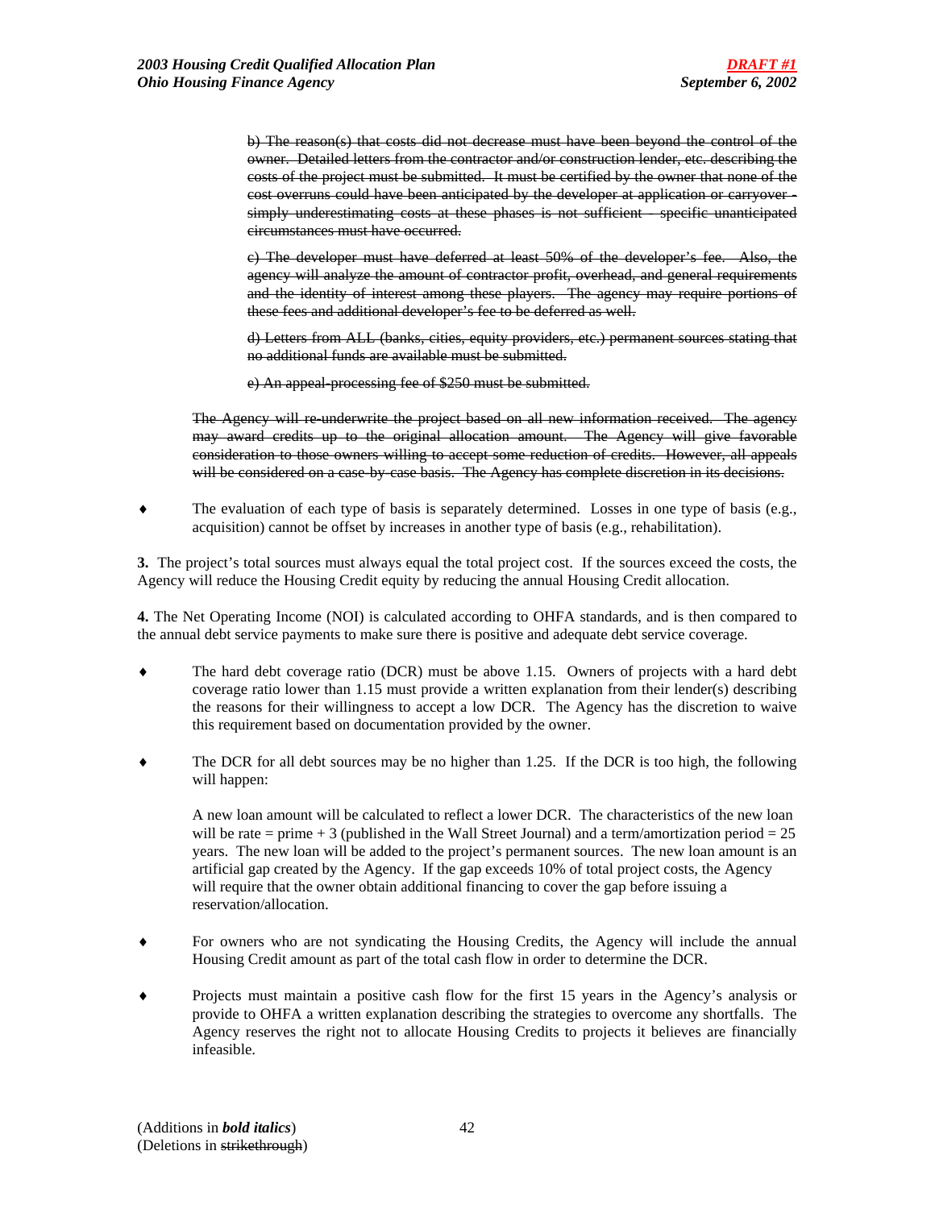~~b) The reason(s) that costs did not decrease must have been beyond the control of the owner. Detailed letters from the contractor and/or construction lender, etc. describing the costs of the project must be submitted. It must be certified by the owner that none of the cost overruns could have been anticipated by the developer at application or carryover - simply underestimating costs at these phases is not sufficient – specific unanticipated circumstances must have occurred.~~

~~c) The developer must have deferred at least 50% of the developer's fee. Also, the agency will analyze the amount of contractor profit, overhead, and general requirements and the identity of interest among these players. The agency may require portions of these fees and additional developer's fee to be deferred as well.~~

~~d) Letters from ALL (banks, cities, equity providers, etc.) permanent sources stating that no additional funds are available must be submitted.~~

~~e) An appeal-processing fee of $250 must be submitted.~~

~~The Agency will re-underwrite the project based on all new information received. The agency may award credits up to the original allocation amount. The Agency will give favorable consideration to those owners willing to accept some reduction of credits. However, all appeals will be considered on a case-by-case basis. The Agency has complete discretion in its decisions.~~

- The evaluation of each type of basis is separately determined. Losses in one type of basis (e.g., acquisition) cannot be offset by increases in another type of basis (e.g., rehabilitation).

**3.** The project's total sources must always equal the total project cost. If the sources exceed the costs, the Agency will reduce the Housing Credit equity by reducing the annual Housing Credit allocation.

**4.** The Net Operating Income (NOI) is calculated according to OHFA standards, and is then compared to the annual debt service payments to make sure there is positive and adequate debt service coverage.

- The hard debt coverage ratio (DCR) must be above 1.15. Owners of projects with a hard debt coverage ratio lower than 1.15 must provide a written explanation from their lender(s) describing the reasons for their willingness to accept a low DCR. The Agency has the discretion to waive this requirement based on documentation provided by the owner.

- The DCR for all debt sources may be no higher than 1.25. If the DCR is too high, the following will happen:

  A new loan amount will be calculated to reflect a lower DCR. The characteristics of the new loan will be rate = prime + 3 (published in the Wall Street Journal) and a term/amortization period = 25 years. The new loan will be added to the project's permanent sources. The new loan amount is an artificial gap created by the Agency. If the gap exceeds 10% of total project costs, the Agency will require that the owner obtain additional financing to cover the gap before issuing a reservation/allocation.

- For owners who are not syndicating the Housing Credits, the Agency will include the annual Housing Credit amount as part of the total cash flow in order to determine the DCR.

- Projects must maintain a positive cash flow for the first 15 years in the Agency's analysis or provide to OHFA a written explanation describing the strategies to overcome any shortfalls. The Agency reserves the right not to allocate Housing Credits to projects it believes are financially infeasible.

(Additions in ***bold italics***)
(Deletions in ~~strikethrough~~)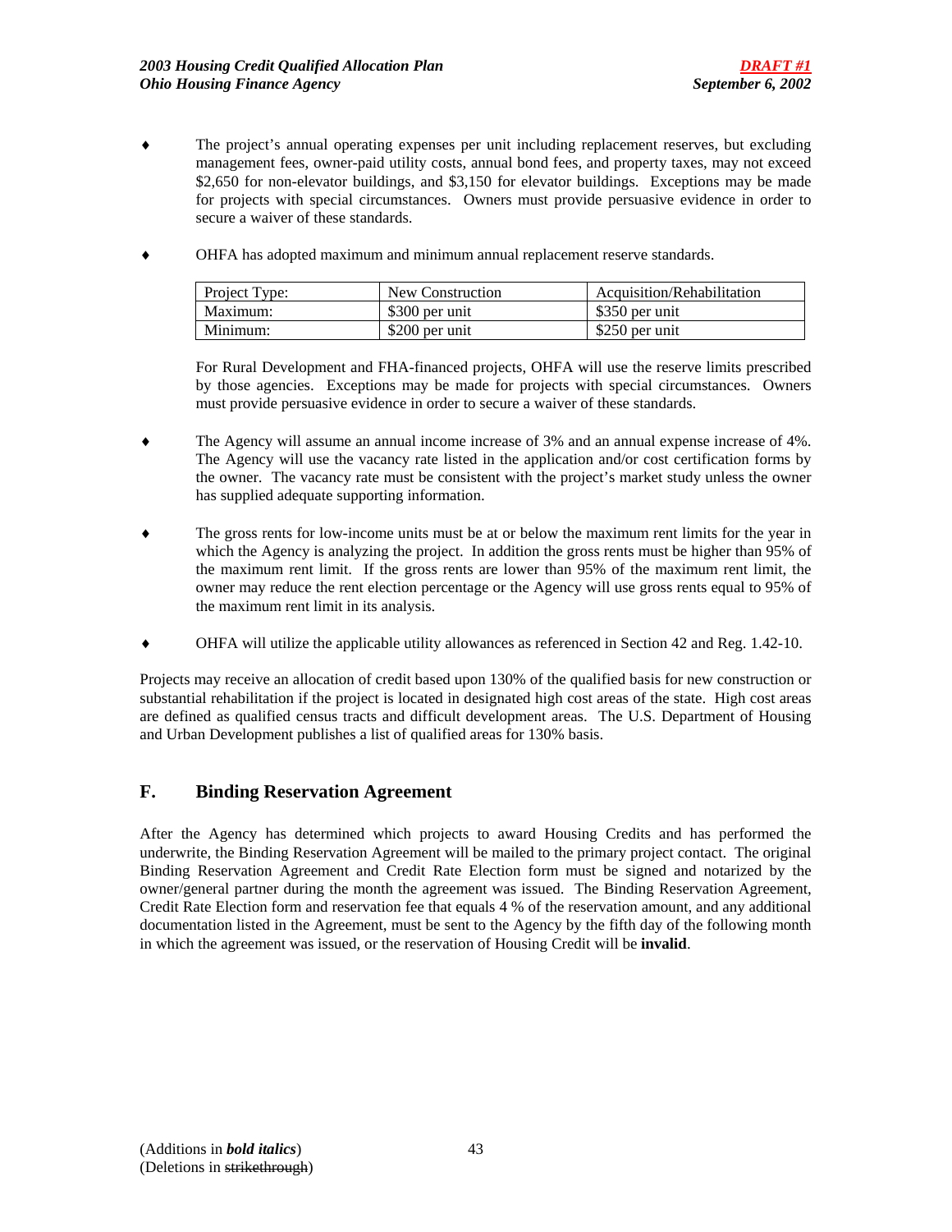- The project's annual operating expenses per unit including replacement reserves, but excluding management fees, owner-paid utility costs, annual bond fees, and property taxes, may not exceed $2,650 for non-elevator buildings, and $3,150 for elevator buildings. Exceptions may be made for projects with special circumstances. Owners must provide persuasive evidence in order to secure a waiver of these standards.

- OHFA has adopted maximum and minimum annual replacement reserve standards.

| Project Type: | New Construction | Acquisition/Rehabilitation |
|---|---|---|
| Maximum: | $300 per unit | $350 per unit |
| Minimum: | $200 per unit | $250 per unit |

  For Rural Development and FHA-financed projects, OHFA will use the reserve limits prescribed by those agencies. Exceptions may be made for projects with special circumstances. Owners must provide persuasive evidence in order to secure a waiver of these standards.

- The Agency will assume an annual income increase of 3% and an annual expense increase of 4%. The Agency will use the vacancy rate listed in the application and/or cost certification forms by the owner. The vacancy rate must be consistent with the project's market study unless the owner has supplied adequate supporting information.

- The gross rents for low-income units must be at or below the maximum rent limits for the year in which the Agency is analyzing the project. In addition the gross rents must be higher than 95% of the maximum rent limit. If the gross rents are lower than 95% of the maximum rent limit, the owner may reduce the rent election percentage or the Agency will use gross rents equal to 95% of the maximum rent limit in its analysis.

- OHFA will utilize the applicable utility allowances as referenced in Section 42 and Reg. 1.42-10.

Projects may receive an allocation of credit based upon 130% of the qualified basis for new construction or substantial rehabilitation if the project is located in designated high cost areas of the state. High cost areas are defined as qualified census tracts and difficult development areas. The U.S. Department of Housing and Urban Development publishes a list of qualified areas for 130% basis.

## F. Binding Reservation Agreement

After the Agency has determined which projects to award Housing Credits and has performed the underwrite, the Binding Reservation Agreement will be mailed to the primary project contact. The original Binding Reservation Agreement and Credit Rate Election form must be signed and notarized by the owner/general partner during the month the agreement was issued. The Binding Reservation Agreement, Credit Rate Election form and reservation fee that equals 4 % of the reservation amount, and any additional documentation listed in the Agreement, must be sent to the Agency by the fifth day of the following month in which the agreement was issued, or the reservation of Housing Credit will be **invalid**.

(Additions in ***bold italics***)
(Deletions in ~~strikethrough~~)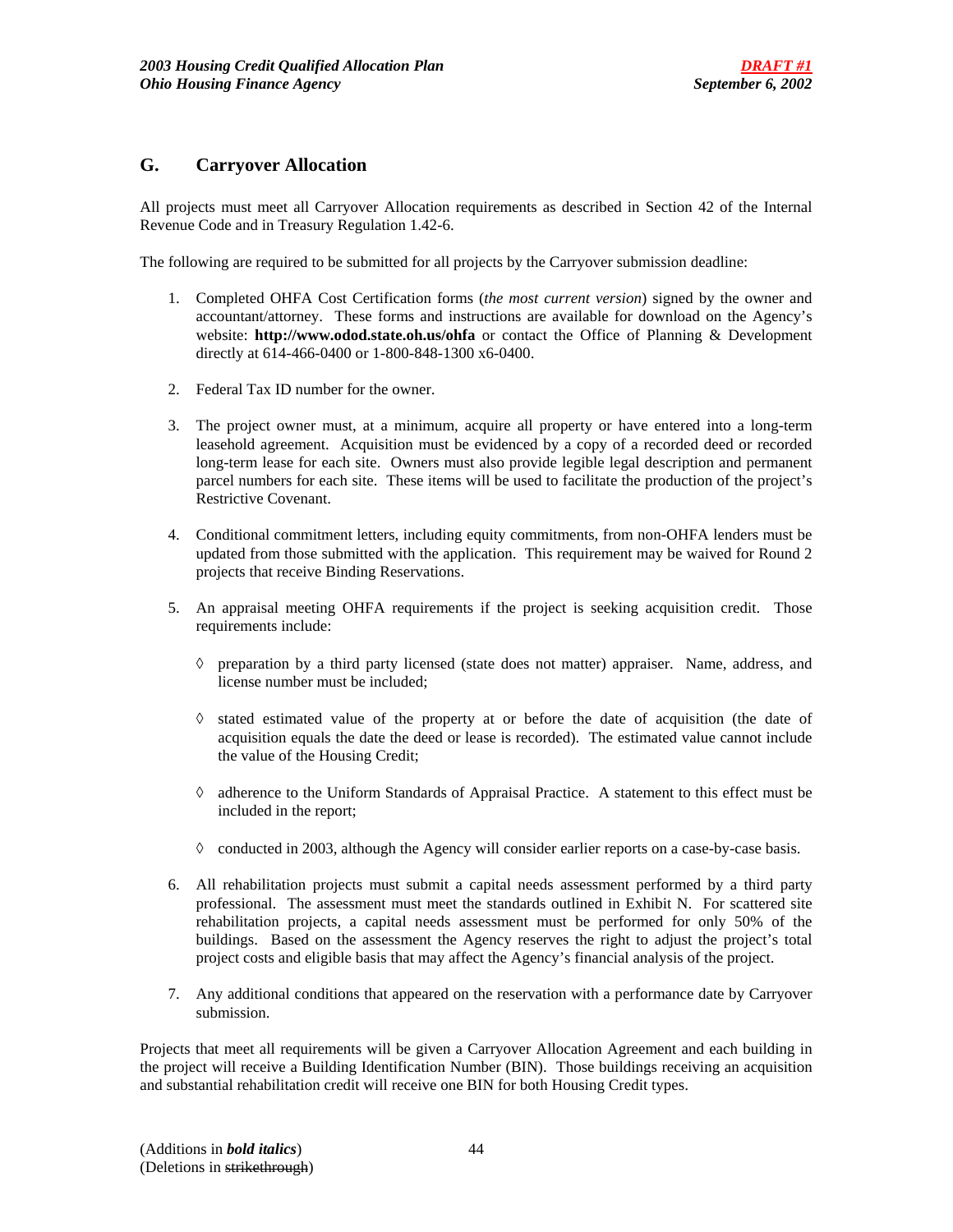## G. Carryover Allocation

All projects must meet all Carryover Allocation requirements as described in Section 42 of the Internal Revenue Code and in Treasury Regulation 1.42-6.

The following are required to be submitted for all projects by the Carryover submission deadline:

1. Completed OHFA Cost Certification forms (*the most current version*) signed by the owner and accountant/attorney. These forms and instructions are available for download on the Agency's website: **http://www.odod.state.oh.us/ohfa** or contact the Office of Planning & Development directly at 614-466-0400 or 1-800-848-1300 x6-0400.

2. Federal Tax ID number for the owner.

3. The project owner must, at a minimum, acquire all property or have entered into a long-term leasehold agreement. Acquisition must be evidenced by a copy of a recorded deed or recorded long-term lease for each site. Owners must also provide legible legal description and permanent parcel numbers for each site. These items will be used to facilitate the production of the project's Restrictive Covenant.

4. Conditional commitment letters, including equity commitments, from non-OHFA lenders must be updated from those submitted with the application. This requirement may be waived for Round 2 projects that receive Binding Reservations.

5. An appraisal meeting OHFA requirements if the project is seeking acquisition credit. Those requirements include:

   ◊ preparation by a third party licensed (state does not matter) appraiser. Name, address, and license number must be included;

   ◊ stated estimated value of the property at or before the date of acquisition (the date of acquisition equals the date the deed or lease is recorded). The estimated value cannot include the value of the Housing Credit;

   ◊ adherence to the Uniform Standards of Appraisal Practice. A statement to this effect must be included in the report;

   ◊ conducted in 2003, although the Agency will consider earlier reports on a case-by-case basis.

6. All rehabilitation projects must submit a capital needs assessment performed by a third party professional. The assessment must meet the standards outlined in Exhibit N. For scattered site rehabilitation projects, a capital needs assessment must be performed for only 50% of the buildings. Based on the assessment the Agency reserves the right to adjust the project's total project costs and eligible basis that may affect the Agency's financial analysis of the project.

7. Any additional conditions that appeared on the reservation with a performance date by Carryover submission.

Projects that meet all requirements will be given a Carryover Allocation Agreement and each building in the project will receive a Building Identification Number (BIN). Those buildings receiving an acquisition and substantial rehabilitation credit will receive one BIN for both Housing Credit types.

(Additions in ***bold italics***)
(Deletions in ~~strikethrough~~)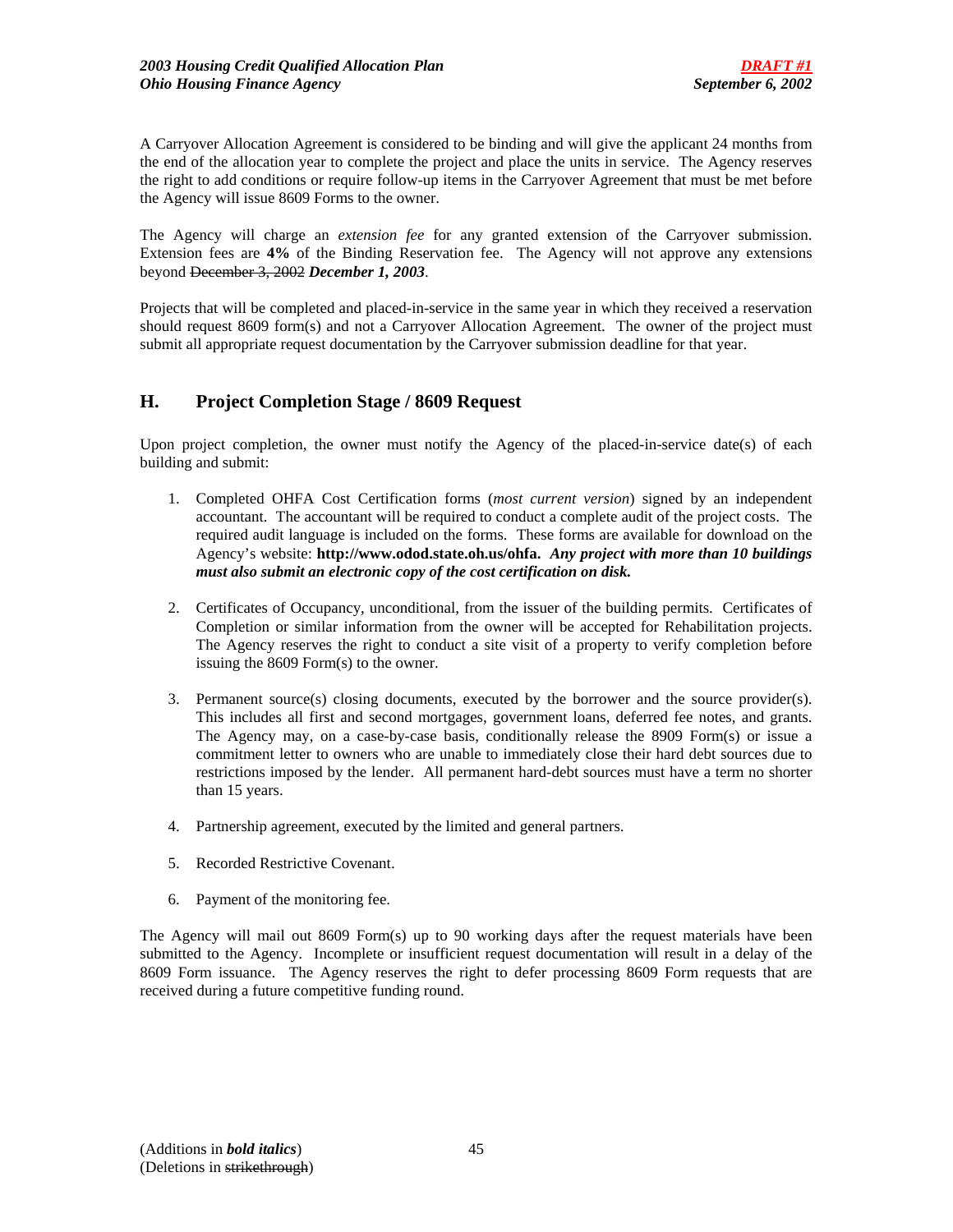A Carryover Allocation Agreement is considered to be binding and will give the applicant 24 months from the end of the allocation year to complete the project and place the units in service. The Agency reserves the right to add conditions or require follow-up items in the Carryover Agreement that must be met before the Agency will issue 8609 Forms to the owner.

The Agency will charge an *extension fee* for any granted extension of the Carryover submission. Extension fees are **4%** of the Binding Reservation fee. The Agency will not approve any extensions beyond ~~December 3, 2002~~ ***December 1, 2003***.

Projects that will be completed and placed-in-service in the same year in which they received a reservation should request 8609 form(s) and not a Carryover Allocation Agreement. The owner of the project must submit all appropriate request documentation by the Carryover submission deadline for that year.

## H. Project Completion Stage / 8609 Request

Upon project completion, the owner must notify the Agency of the placed-in-service date(s) of each building and submit:

1. Completed OHFA Cost Certification forms (*most current version*) signed by an independent accountant. The accountant will be required to conduct a complete audit of the project costs. The required audit language is included on the forms. These forms are available for download on the Agency's website: **http://www.odod.state.oh.us/ohfa.** ***Any project with more than 10 buildings must also submit an electronic copy of the cost certification on disk.***

2. Certificates of Occupancy, unconditional, from the issuer of the building permits. Certificates of Completion or similar information from the owner will be accepted for Rehabilitation projects. The Agency reserves the right to conduct a site visit of a property to verify completion before issuing the 8609 Form(s) to the owner.

3. Permanent source(s) closing documents, executed by the borrower and the source provider(s). This includes all first and second mortgages, government loans, deferred fee notes, and grants. The Agency may, on a case-by-case basis, conditionally release the 8909 Form(s) or issue a commitment letter to owners who are unable to immediately close their hard debt sources due to restrictions imposed by the lender. All permanent hard-debt sources must have a term no shorter than 15 years.

4. Partnership agreement, executed by the limited and general partners.

5. Recorded Restrictive Covenant.

6. Payment of the monitoring fee.

The Agency will mail out 8609 Form(s) up to 90 working days after the request materials have been submitted to the Agency. Incomplete or insufficient request documentation will result in a delay of the 8609 Form issuance. The Agency reserves the right to defer processing 8609 Form requests that are received during a future competitive funding round.

(Additions in ***bold italics***)
(Deletions in ~~strikethrough~~)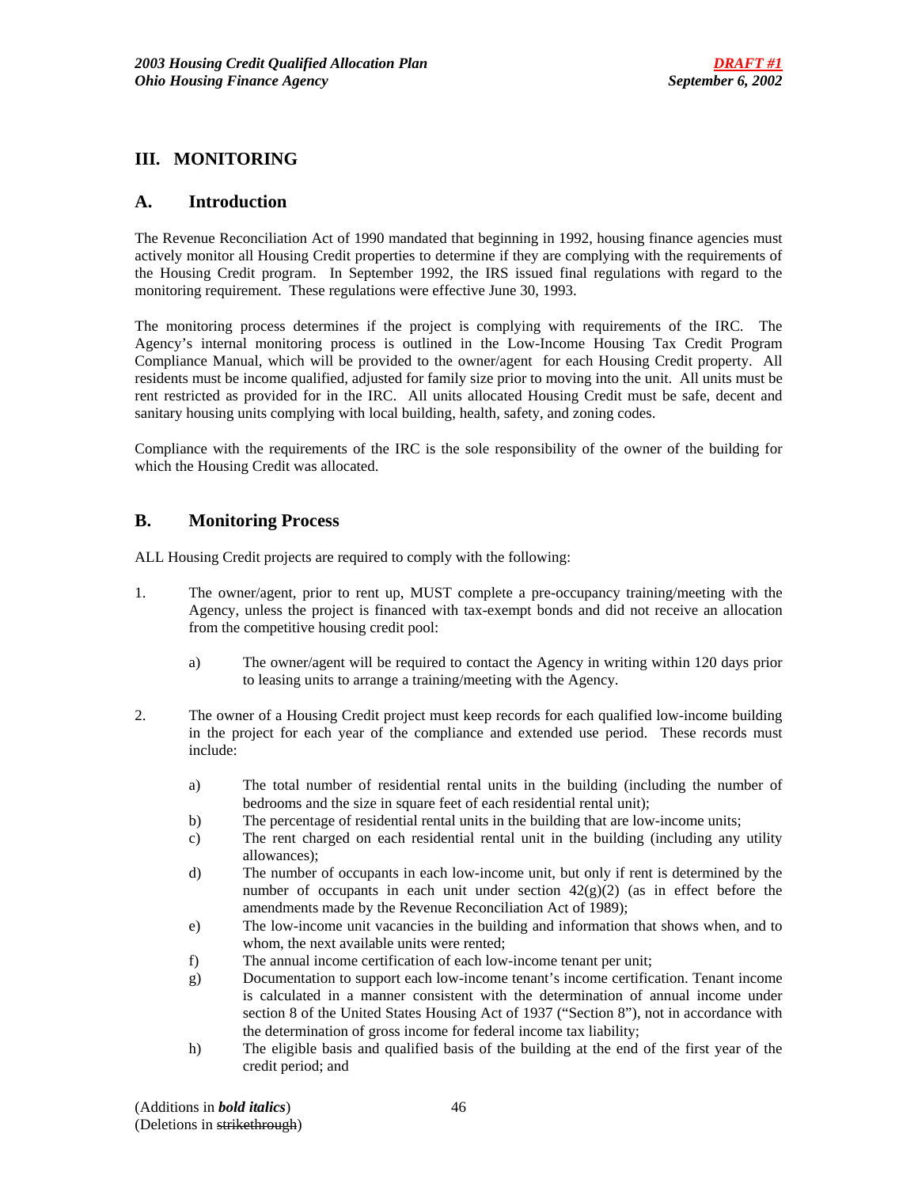## III. MONITORING

### A. Introduction

The Revenue Reconciliation Act of 1990 mandated that beginning in 1992, housing finance agencies must actively monitor all Housing Credit properties to determine if they are complying with the requirements of the Housing Credit program. In September 1992, the IRS issued final regulations with regard to the monitoring requirement. These regulations were effective June 30, 1993.

The monitoring process determines if the project is complying with requirements of the IRC. The Agency's internal monitoring process is outlined in the Low-Income Housing Tax Credit Program Compliance Manual, which will be provided to the owner/agent for each Housing Credit property. All residents must be income qualified, adjusted for family size prior to moving into the unit. All units must be rent restricted as provided for in the IRC. All units allocated Housing Credit must be safe, decent and sanitary housing units complying with local building, health, safety, and zoning codes.

Compliance with the requirements of the IRC is the sole responsibility of the owner of the building for which the Housing Credit was allocated.

### B. Monitoring Process

ALL Housing Credit projects are required to comply with the following:

1. The owner/agent, prior to rent up, MUST complete a pre-occupancy training/meeting with the Agency, unless the project is financed with tax-exempt bonds and did not receive an allocation from the competitive housing credit pool:

   a) The owner/agent will be required to contact the Agency in writing within 120 days prior to leasing units to arrange a training/meeting with the Agency.

2. The owner of a Housing Credit project must keep records for each qualified low-income building in the project for each year of the compliance and extended use period. These records must include:

   a) The total number of residential rental units in the building (including the number of bedrooms and the size in square feet of each residential rental unit);
   b) The percentage of residential rental units in the building that are low-income units;
   c) The rent charged on each residential rental unit in the building (including any utility allowances);
   d) The number of occupants in each low-income unit, but only if rent is determined by the number of occupants in each unit under section 42(g)(2) (as in effect before the amendments made by the Revenue Reconciliation Act of 1989);
   e) The low-income unit vacancies in the building and information that shows when, and to whom, the next available units were rented;
   f) The annual income certification of each low-income tenant per unit;
   g) Documentation to support each low-income tenant's income certification. Tenant income is calculated in a manner consistent with the determination of annual income under section 8 of the United States Housing Act of 1937 ("Section 8"), not in accordance with the determination of gross income for federal income tax liability;
   h) The eligible basis and qualified basis of the building at the end of the first year of the credit period; and

(Additions in ***bold italics***)
(Deletions in ~~strikethrough~~)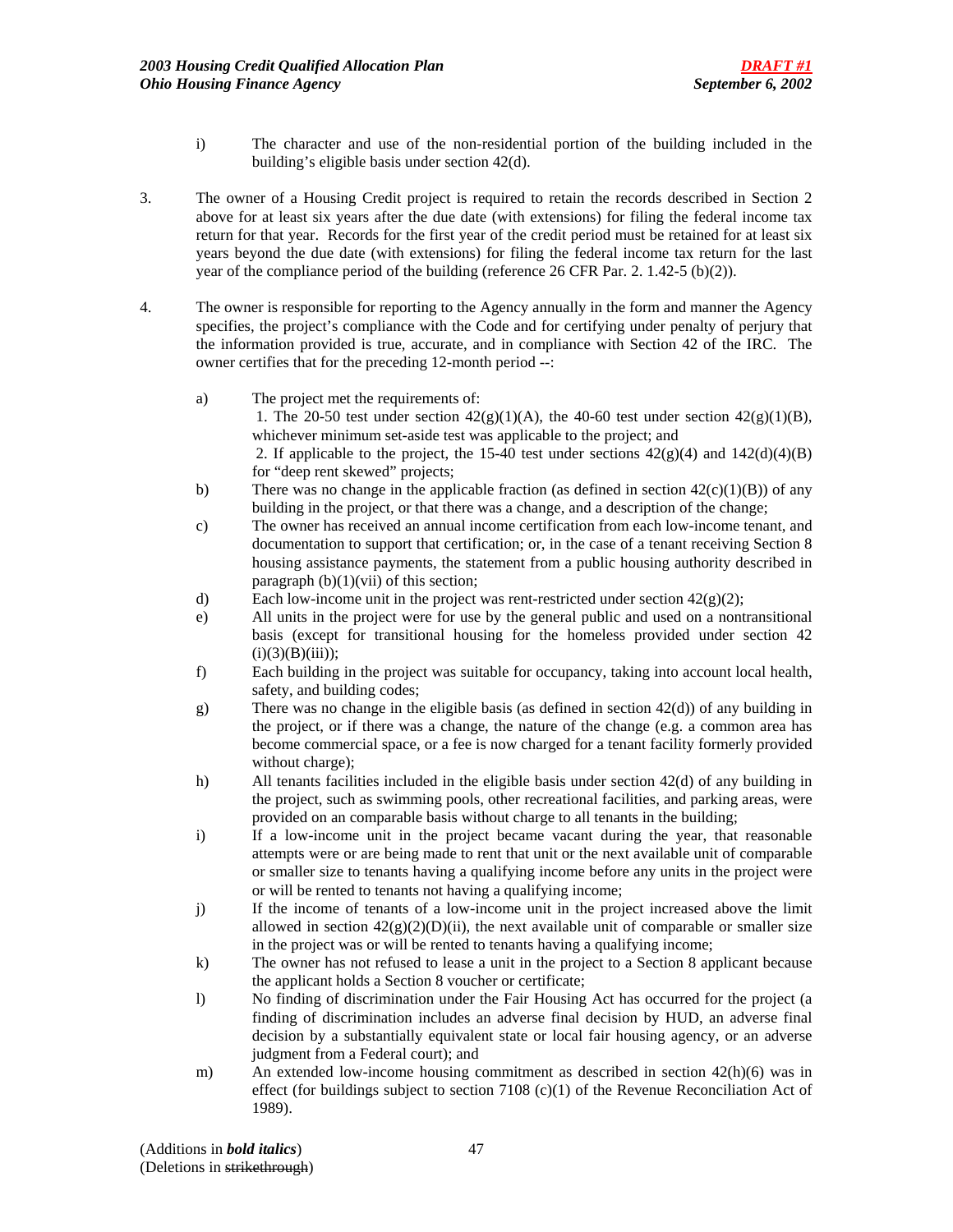i) The character and use of the non-residential portion of the building included in the building's eligible basis under section 42(d).

3. The owner of a Housing Credit project is required to retain the records described in Section 2 above for at least six years after the due date (with extensions) for filing the federal income tax return for that year. Records for the first year of the credit period must be retained for at least six years beyond the due date (with extensions) for filing the federal income tax return for the last year of the compliance period of the building (reference 26 CFR Par. 2. 1.42-5 (b)(2)).

4. The owner is responsible for reporting to the Agency annually in the form and manner the Agency specifies, the project's compliance with the Code and for certifying under penalty of perjury that the information provided is true, accurate, and in compliance with Section 42 of the IRC. The owner certifies that for the preceding 12-month period --:

   a) The project met the requirements of:
      1. The 20-50 test under section 42(g)(1)(A), the 40-60 test under section 42(g)(1)(B), whichever minimum set-aside test was applicable to the project; and
      2. If applicable to the project, the 15-40 test under sections 42(g)(4) and 142(d)(4)(B) for "deep rent skewed" projects;
   b) There was no change in the applicable fraction (as defined in section 42(c)(1)(B)) of any building in the project, or that there was a change, and a description of the change;
   c) The owner has received an annual income certification from each low-income tenant, and documentation to support that certification; or, in the case of a tenant receiving Section 8 housing assistance payments, the statement from a public housing authority described in paragraph (b)(1)(vii) of this section;
   d) Each low-income unit in the project was rent-restricted under section 42(g)(2);
   e) All units in the project were for use by the general public and used on a nontransitional basis (except for transitional housing for the homeless provided under section 42 (i)(3)(B)(iii));
   f) Each building in the project was suitable for occupancy, taking into account local health, safety, and building codes;
   g) There was no change in the eligible basis (as defined in section 42(d)) of any building in the project, or if there was a change, the nature of the change (e.g. a common area has become commercial space, or a fee is now charged for a tenant facility formerly provided without charge);
   h) All tenants facilities included in the eligible basis under section 42(d) of any building in the project, such as swimming pools, other recreational facilities, and parking areas, were provided on an comparable basis without charge to all tenants in the building;
   i) If a low-income unit in the project became vacant during the year, that reasonable attempts were or are being made to rent that unit or the next available unit of comparable or smaller size to tenants having a qualifying income before any units in the project were or will be rented to tenants not having a qualifying income;
   j) If the income of tenants of a low-income unit in the project increased above the limit allowed in section 42(g)(2)(D)(ii), the next available unit of comparable or smaller size in the project was or will be rented to tenants having a qualifying income;
   k) The owner has not refused to lease a unit in the project to a Section 8 applicant because the applicant holds a Section 8 voucher or certificate;
   l) No finding of discrimination under the Fair Housing Act has occurred for the project (a finding of discrimination includes an adverse final decision by HUD, an adverse final decision by a substantially equivalent state or local fair housing agency, or an adverse judgment from a Federal court); and
   m) An extended low-income housing commitment as described in section 42(h)(6) was in effect (for buildings subject to section 7108 (c)(1) of the Revenue Reconciliation Act of 1989).

(Additions in ***bold italics***)
(Deletions in ~~strikethrough~~)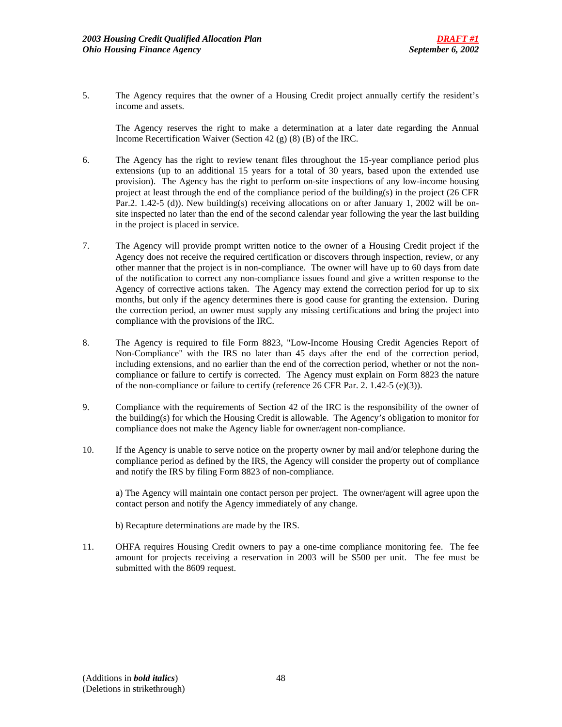5. The Agency requires that the owner of a Housing Credit project annually certify the resident's income and assets.

   The Agency reserves the right to make a determination at a later date regarding the Annual Income Recertification Waiver (Section 42 (g) (8) (B) of the IRC.

6. The Agency has the right to review tenant files throughout the 15-year compliance period plus extensions (up to an additional 15 years for a total of 30 years, based upon the extended use provision). The Agency has the right to perform on-site inspections of any low-income housing project at least through the end of the compliance period of the building(s) in the project (26 CFR Par.2. 1.42-5 (d)). New building(s) receiving allocations on or after January 1, 2002 will be on-site inspected no later than the end of the second calendar year following the year the last building in the project is placed in service.

7. The Agency will provide prompt written notice to the owner of a Housing Credit project if the Agency does not receive the required certification or discovers through inspection, review, or any other manner that the project is in non-compliance. The owner will have up to 60 days from date of the notification to correct any non-compliance issues found and give a written response to the Agency of corrective actions taken. The Agency may extend the correction period for up to six months, but only if the agency determines there is good cause for granting the extension. During the correction period, an owner must supply any missing certifications and bring the project into compliance with the provisions of the IRC.

8. The Agency is required to file Form 8823, "Low-Income Housing Credit Agencies Report of Non-Compliance" with the IRS no later than 45 days after the end of the correction period, including extensions, and no earlier than the end of the correction period, whether or not the non-compliance or failure to certify is corrected. The Agency must explain on Form 8823 the nature of the non-compliance or failure to certify (reference 26 CFR Par. 2. 1.42-5 (e)(3)).

9. Compliance with the requirements of Section 42 of the IRC is the responsibility of the owner of the building(s) for which the Housing Credit is allowable. The Agency's obligation to monitor for compliance does not make the Agency liable for owner/agent non-compliance.

10. If the Agency is unable to serve notice on the property owner by mail and/or telephone during the compliance period as defined by the IRS, the Agency will consider the property out of compliance and notify the IRS by filing Form 8823 of non-compliance.

    a) The Agency will maintain one contact person per project. The owner/agent will agree upon the contact person and notify the Agency immediately of any change.

    b) Recapture determinations are made by the IRS.

11. OHFA requires Housing Credit owners to pay a one-time compliance monitoring fee. The fee amount for projects receiving a reservation in 2003 will be $500 per unit. The fee must be submitted with the 8609 request.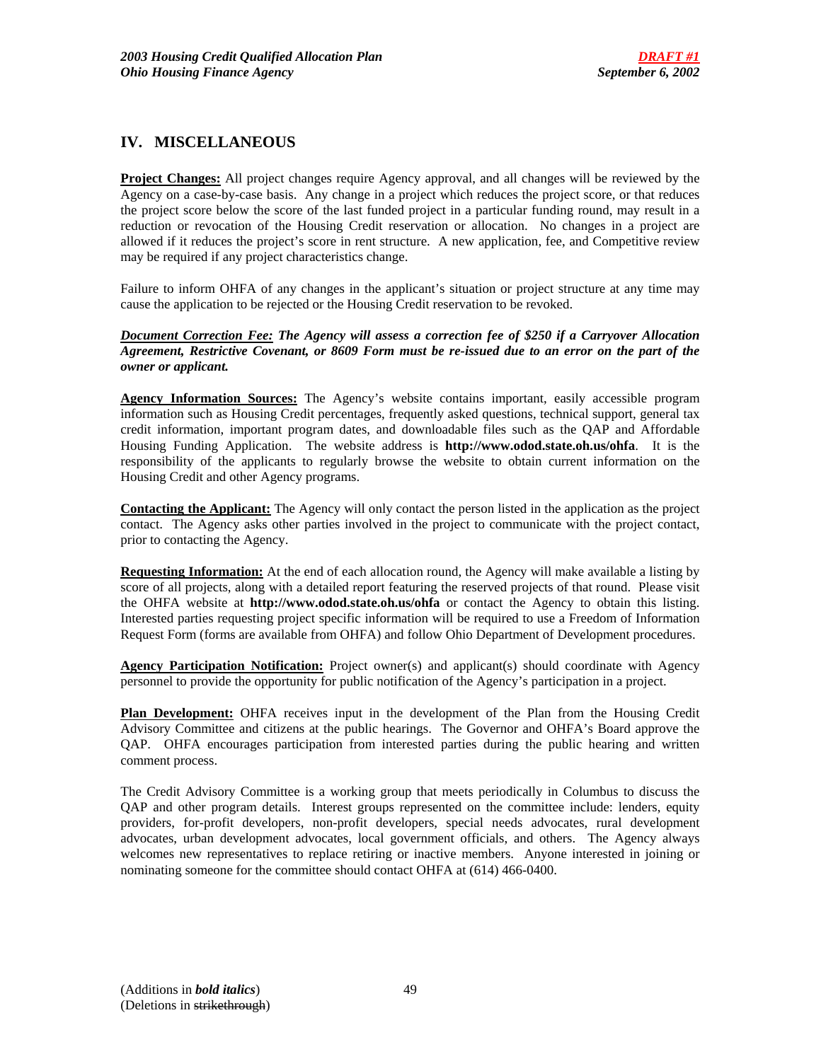## IV. MISCELLANEOUS

**Project Changes:** All project changes require Agency approval, and all changes will be reviewed by the Agency on a case-by-case basis. Any change in a project which reduces the project score, or that reduces the project score below the score of the last funded project in a particular funding round, may result in a reduction or revocation of the Housing Credit reservation or allocation. No changes in a project are allowed if it reduces the project's score in rent structure. A new application, fee, and Competitive review may be required if any project characteristics change.

Failure to inform OHFA of any changes in the applicant's situation or project structure at any time may cause the application to be rejected or the Housing Credit reservation to be revoked.

***Document Correction Fee:* The Agency will assess a correction fee of $250 if a Carryover Allocation Agreement, Restrictive Covenant, or 8609 Form must be re-issued due to an error on the part of the owner or applicant.**

**Agency Information Sources:** The Agency's website contains important, easily accessible program information such as Housing Credit percentages, frequently asked questions, technical support, general tax credit information, important program dates, and downloadable files such as the QAP and Affordable Housing Funding Application. The website address is **http://www.odod.state.oh.us/ohfa**. It is the responsibility of the applicants to regularly browse the website to obtain current information on the Housing Credit and other Agency programs.

**Contacting the Applicant:** The Agency will only contact the person listed in the application as the project contact. The Agency asks other parties involved in the project to communicate with the project contact, prior to contacting the Agency.

**Requesting Information:** At the end of each allocation round, the Agency will make available a listing by score of all projects, along with a detailed report featuring the reserved projects of that round. Please visit the OHFA website at **http://www.odod.state.oh.us/ohfa** or contact the Agency to obtain this listing. Interested parties requesting project specific information will be required to use a Freedom of Information Request Form (forms are available from OHFA) and follow Ohio Department of Development procedures.

**Agency Participation Notification:** Project owner(s) and applicant(s) should coordinate with Agency personnel to provide the opportunity for public notification of the Agency's participation in a project.

**Plan Development:** OHFA receives input in the development of the Plan from the Housing Credit Advisory Committee and citizens at the public hearings. The Governor and OHFA's Board approve the QAP. OHFA encourages participation from interested parties during the public hearing and written comment process.

The Credit Advisory Committee is a working group that meets periodically in Columbus to discuss the QAP and other program details. Interest groups represented on the committee include: lenders, equity providers, for-profit developers, non-profit developers, special needs advocates, rural development advocates, urban development advocates, local government officials, and others. The Agency always welcomes new representatives to replace retiring or inactive members. Anyone interested in joining or nominating someone for the committee should contact OHFA at (614) 466-0400.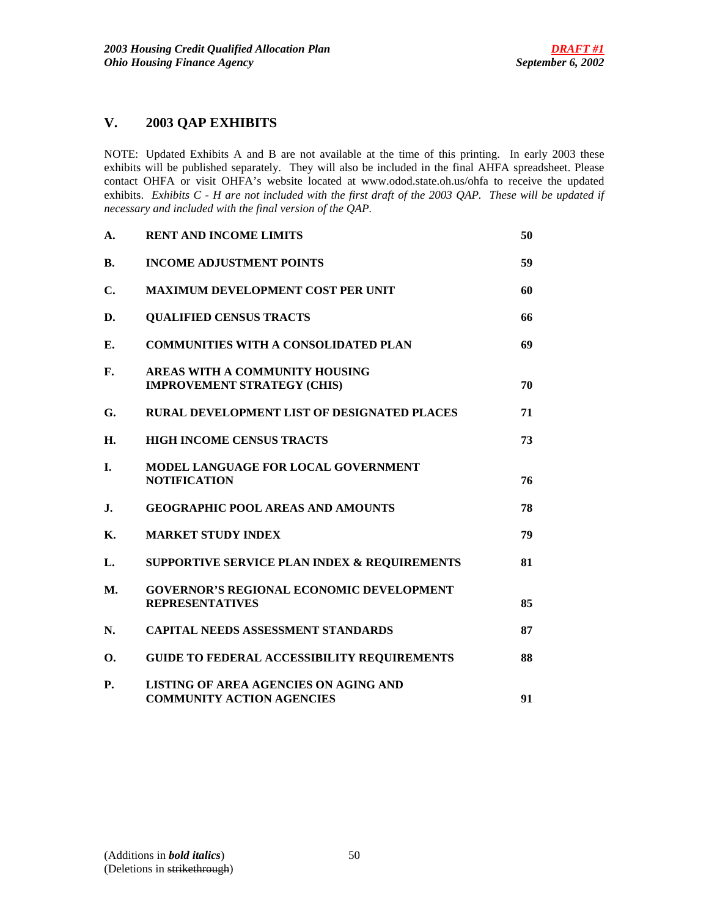## V. 2003 QAP EXHIBITS

NOTE: Updated Exhibits A and B are not available at the time of this printing. In early 2003 these exhibits will be published separately. They will also be included in the final AHFA spreadsheet. Please contact OHFA or visit OHFA's website located at www.odod.state.oh.us/ohfa to receive the updated exhibits. *Exhibits C - H are not included with the first draft of the 2003 QAP. These will be updated if necessary and included with the final version of the QAP.*

| | | |
|---|---|---|
| **A.** | **RENT AND INCOME LIMITS** | **50** |
| **B.** | **INCOME ADJUSTMENT POINTS** | **59** |
| **C.** | **MAXIMUM DEVELOPMENT COST PER UNIT** | **60** |
| **D.** | **QUALIFIED CENSUS TRACTS** | **66** |
| **E.** | **COMMUNITIES WITH A CONSOLIDATED PLAN** | **69** |
| **F.** | **AREAS WITH A COMMUNITY HOUSING IMPROVEMENT STRATEGY (CHIS)** | **70** |
| **G.** | **RURAL DEVELOPMENT LIST OF DESIGNATED PLACES** | **71** |
| **H.** | **HIGH INCOME CENSUS TRACTS** | **73** |
| **I.** | **MODEL LANGUAGE FOR LOCAL GOVERNMENT NOTIFICATION** | **76** |
| **J.** | **GEOGRAPHIC POOL AREAS AND AMOUNTS** | **78** |
| **K.** | **MARKET STUDY INDEX** | **79** |
| **L.** | **SUPPORTIVE SERVICE PLAN INDEX & REQUIREMENTS** | **81** |
| **M.** | **GOVERNOR'S REGIONAL ECONOMIC DEVELOPMENT REPRESENTATIVES** | **85** |
| **N.** | **CAPITAL NEEDS ASSESSMENT STANDARDS** | **87** |
| **O.** | **GUIDE TO FEDERAL ACCESSIBILITY REQUIREMENTS** | **88** |
| **P.** | **LISTING OF AREA AGENCIES ON AGING AND COMMUNITY ACTION AGENCIES** | **91** |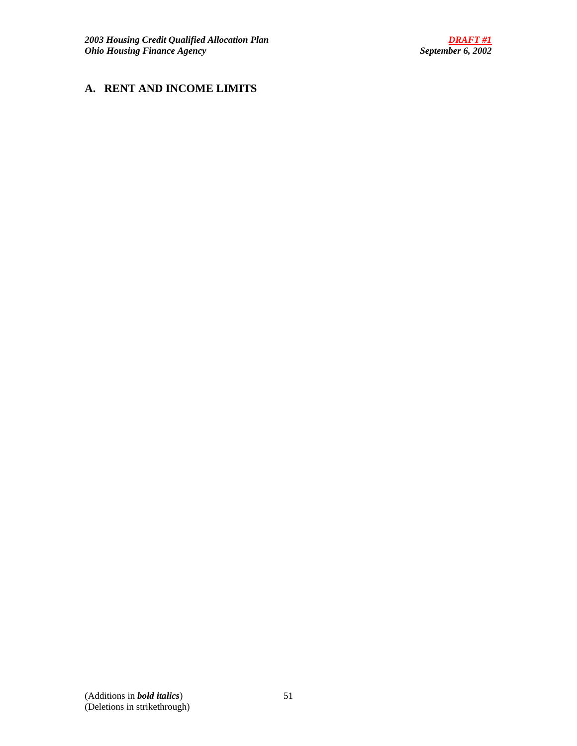## A. RENT AND INCOME LIMITS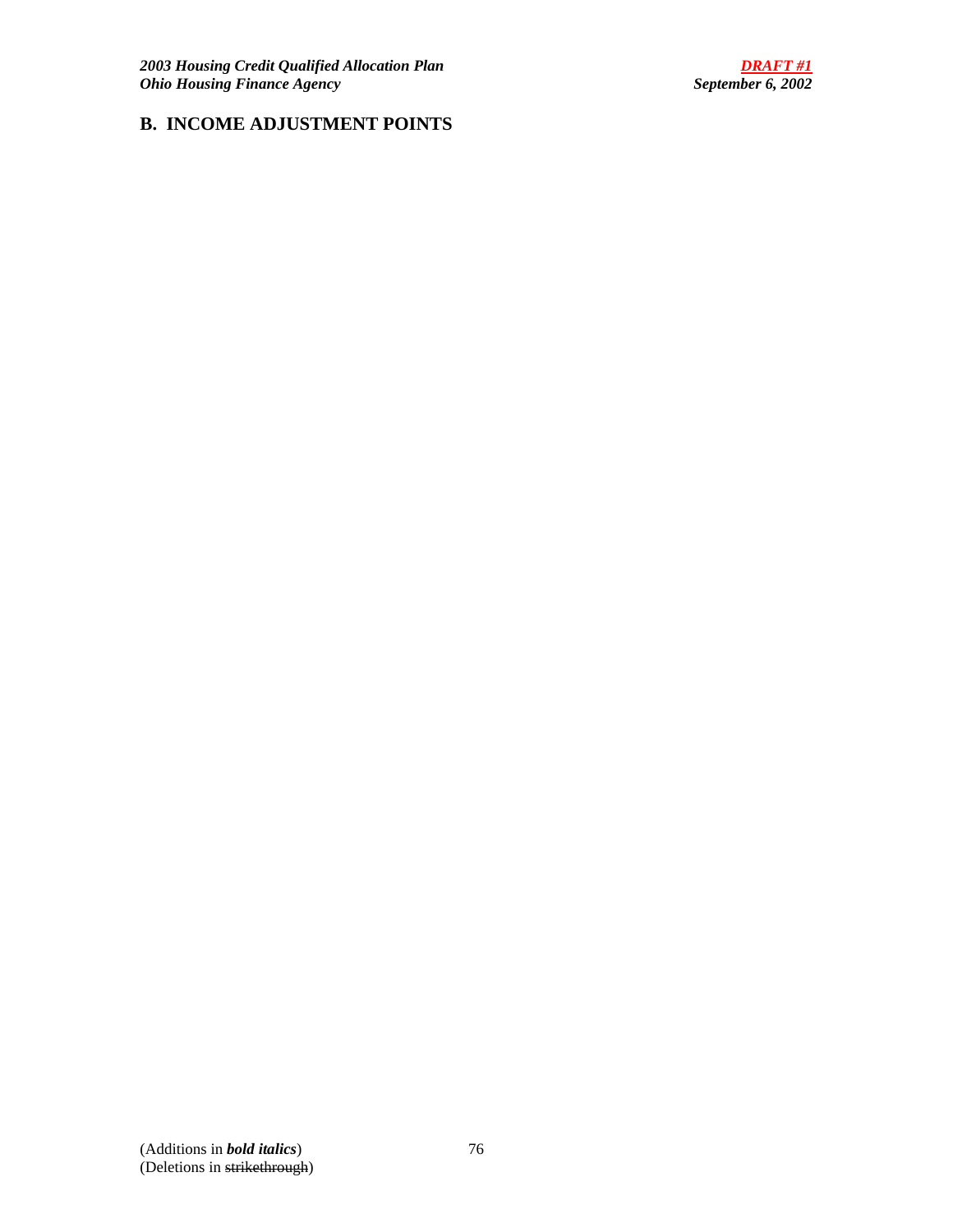## B. INCOME ADJUSTMENT POINTS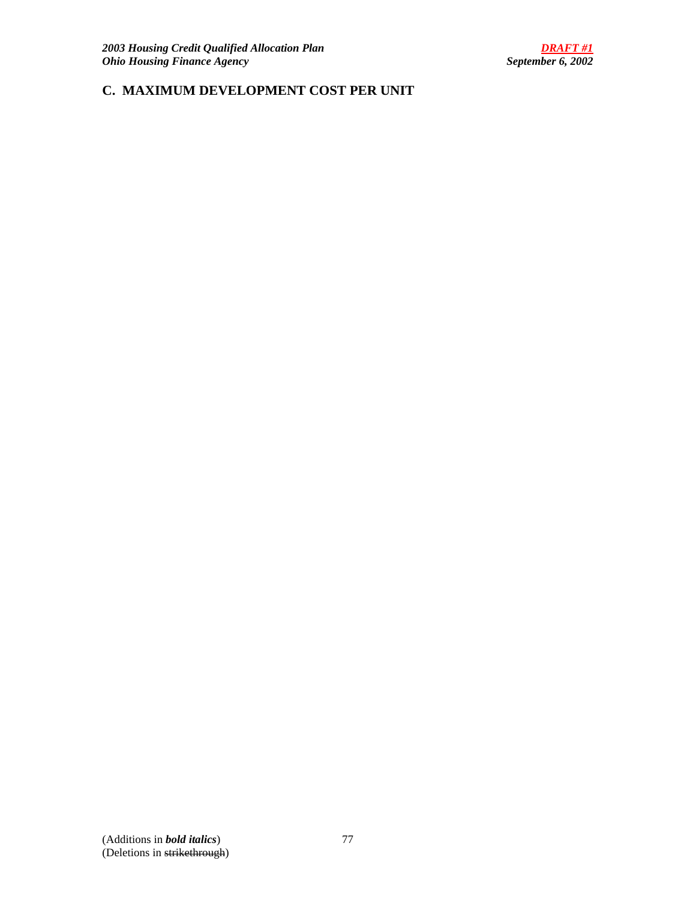## C. MAXIMUM DEVELOPMENT COST PER UNIT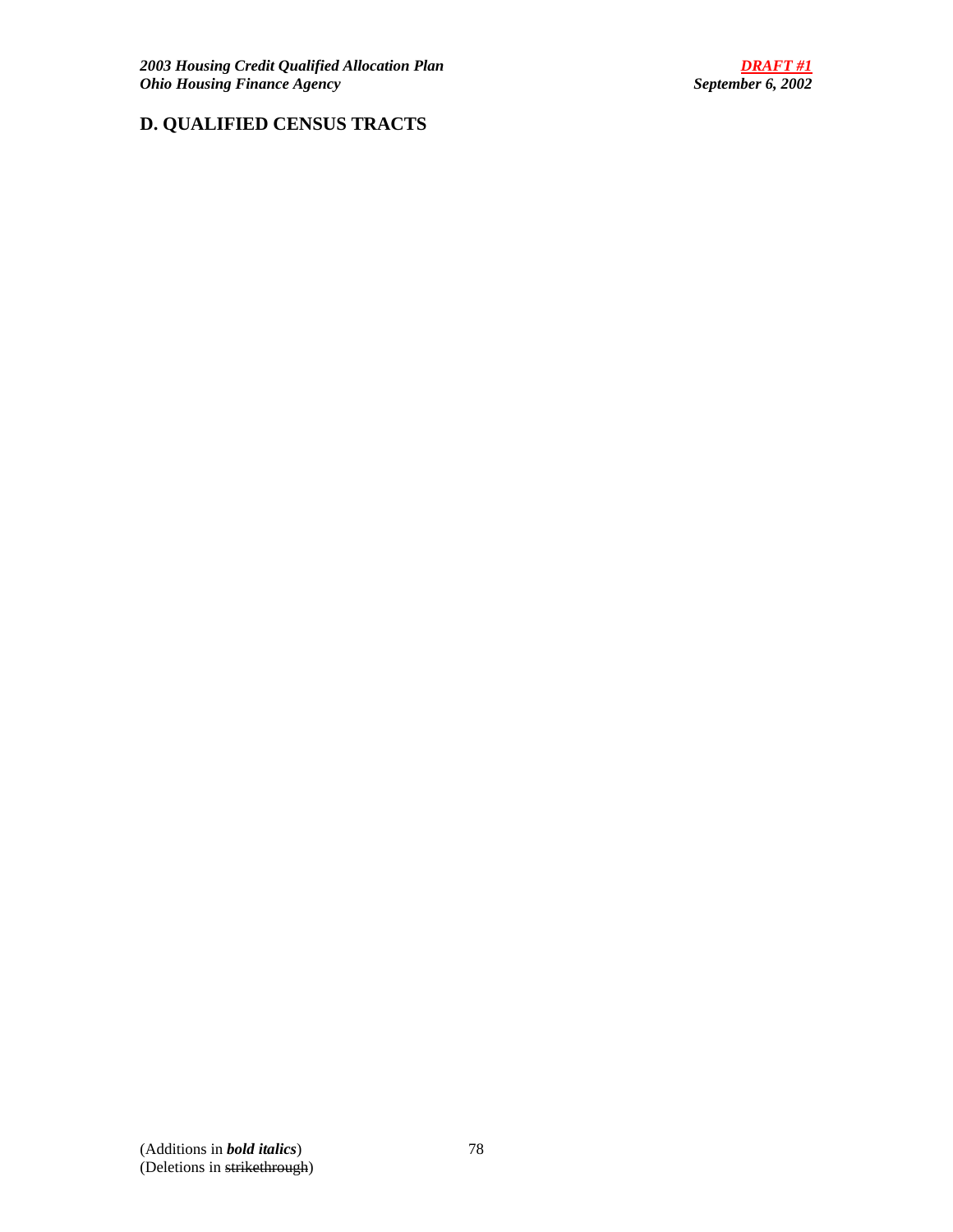## D. QUALIFIED CENSUS TRACTS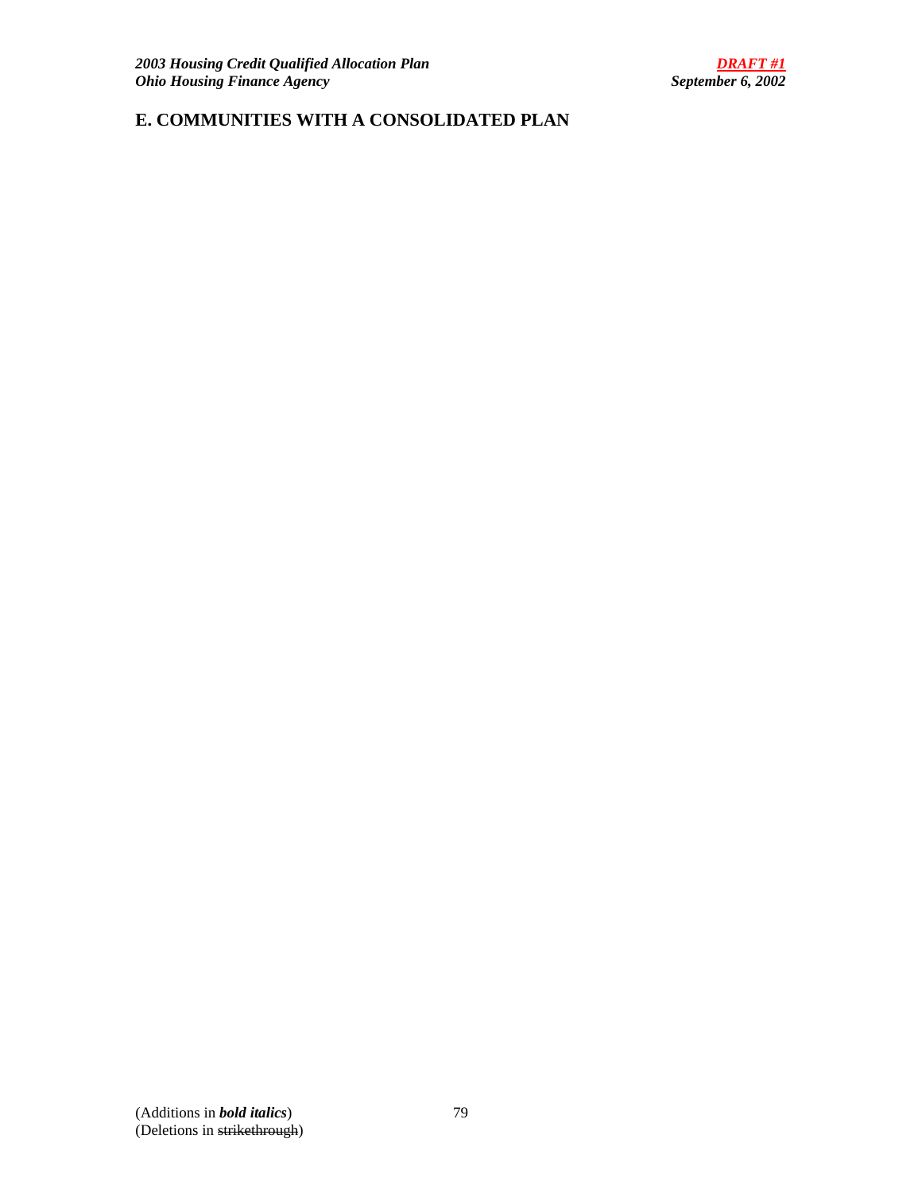## E. COMMUNITIES WITH A CONSOLIDATED PLAN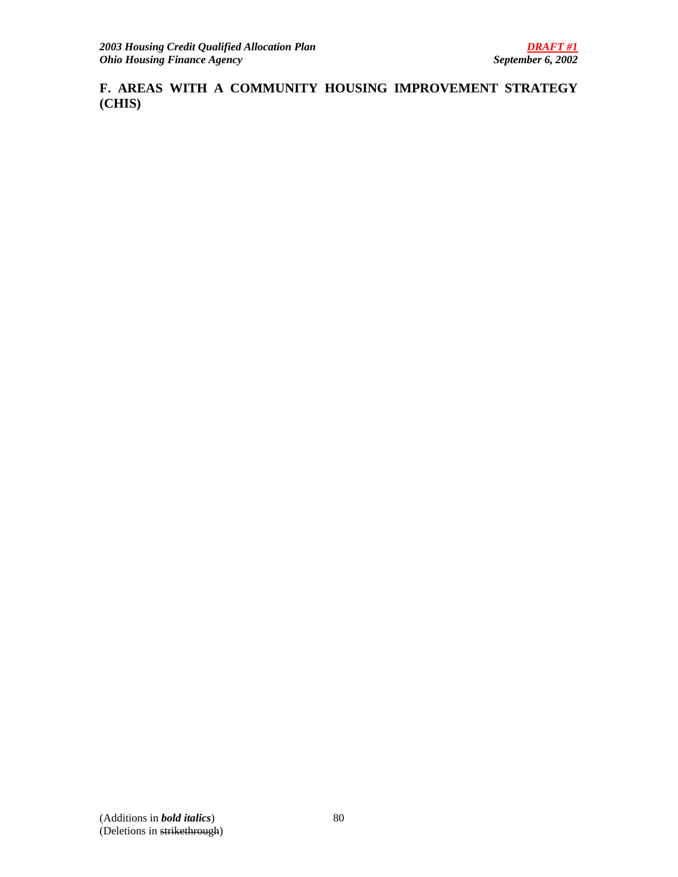## F. AREAS WITH A COMMUNITY HOUSING IMPROVEMENT STRATEGY (CHIS)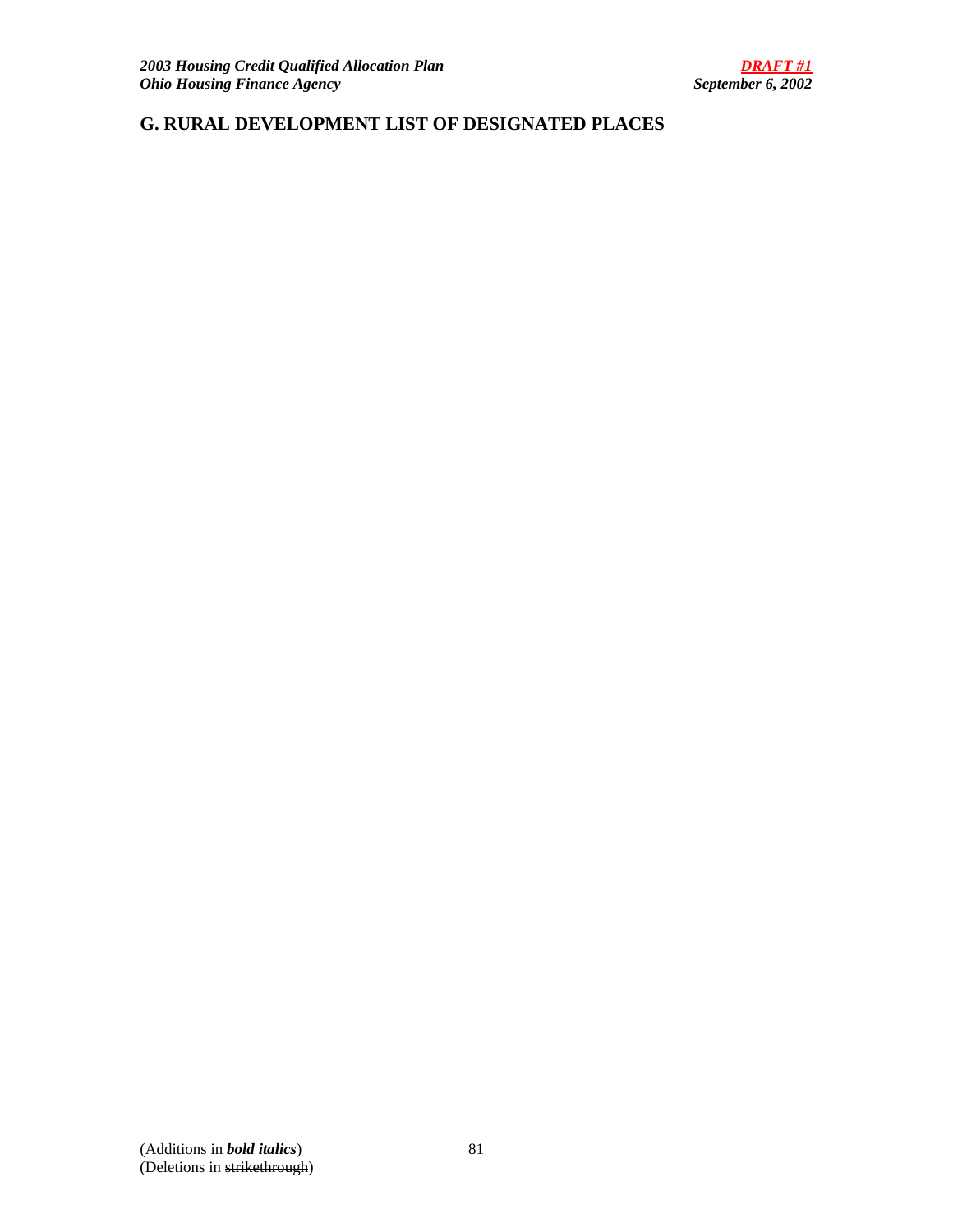## G. RURAL DEVELOPMENT LIST OF DESIGNATED PLACES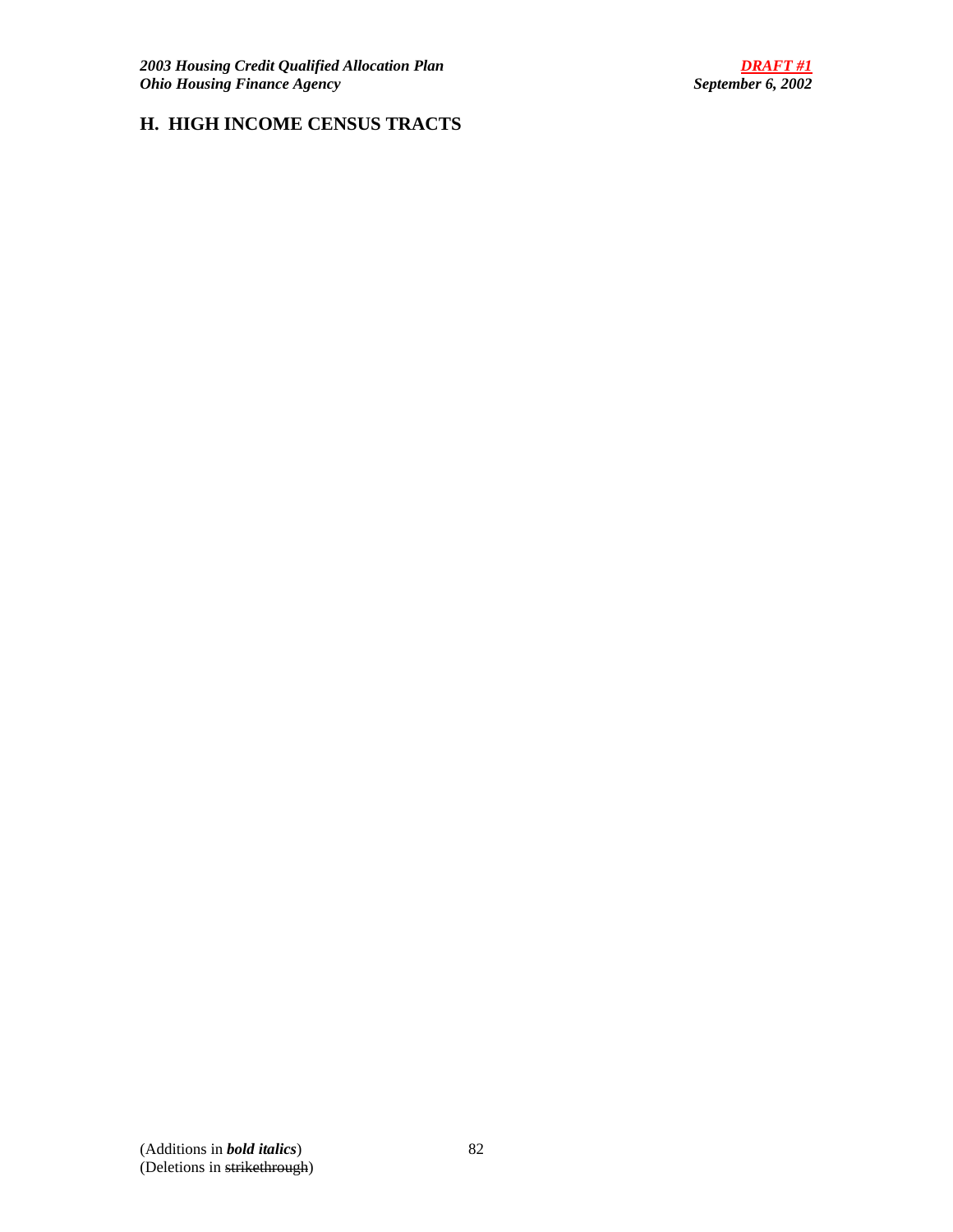## H. HIGH INCOME CENSUS TRACTS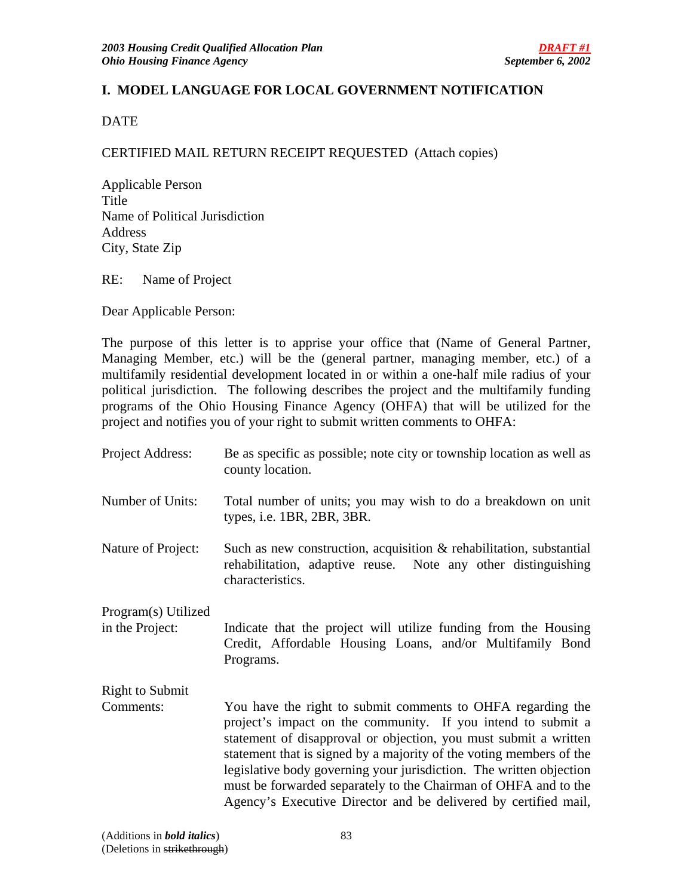## I. MODEL LANGUAGE FOR LOCAL GOVERNMENT NOTIFICATION

DATE

CERTIFIED MAIL RETURN RECEIPT REQUESTED (Attach copies)

Applicable Person
Title
Name of Political Jurisdiction
Address
City, State Zip

RE: Name of Project

Dear Applicable Person:

The purpose of this letter is to apprise your office that (Name of General Partner, Managing Member, etc.) will be the (general partner, managing member, etc.) of a multifamily residential development located in or within a one-half mile radius of your political jurisdiction. The following describes the project and the multifamily funding programs of the Ohio Housing Finance Agency (OHFA) that will be utilized for the project and notifies you of your right to submit written comments to OHFA:

| | |
|---|---|
| Project Address: | Be as specific as possible; note city or township location as well as county location. |
| Number of Units: | Total number of units; you may wish to do a breakdown on unit types, i.e. 1BR, 2BR, 3BR. |
| Nature of Project: | Such as new construction, acquisition & rehabilitation, substantial rehabilitation, adaptive reuse. Note any other distinguishing characteristics. |
| Program(s) Utilized in the Project: | Indicate that the project will utilize funding from the Housing Credit, Affordable Housing Loans, and/or Multifamily Bond Programs. |
| Right to Submit Comments: | You have the right to submit comments to OHFA regarding the project's impact on the community. If you intend to submit a statement of disapproval or objection, you must submit a written statement that is signed by a majority of the voting members of the legislative body governing your jurisdiction. The written objection must be forwarded separately to the Chairman of OHFA and to the Agency's Executive Director and be delivered by certified mail, |

(Additions in ***bold italics***)
(Deletions in ~~strikethrough~~)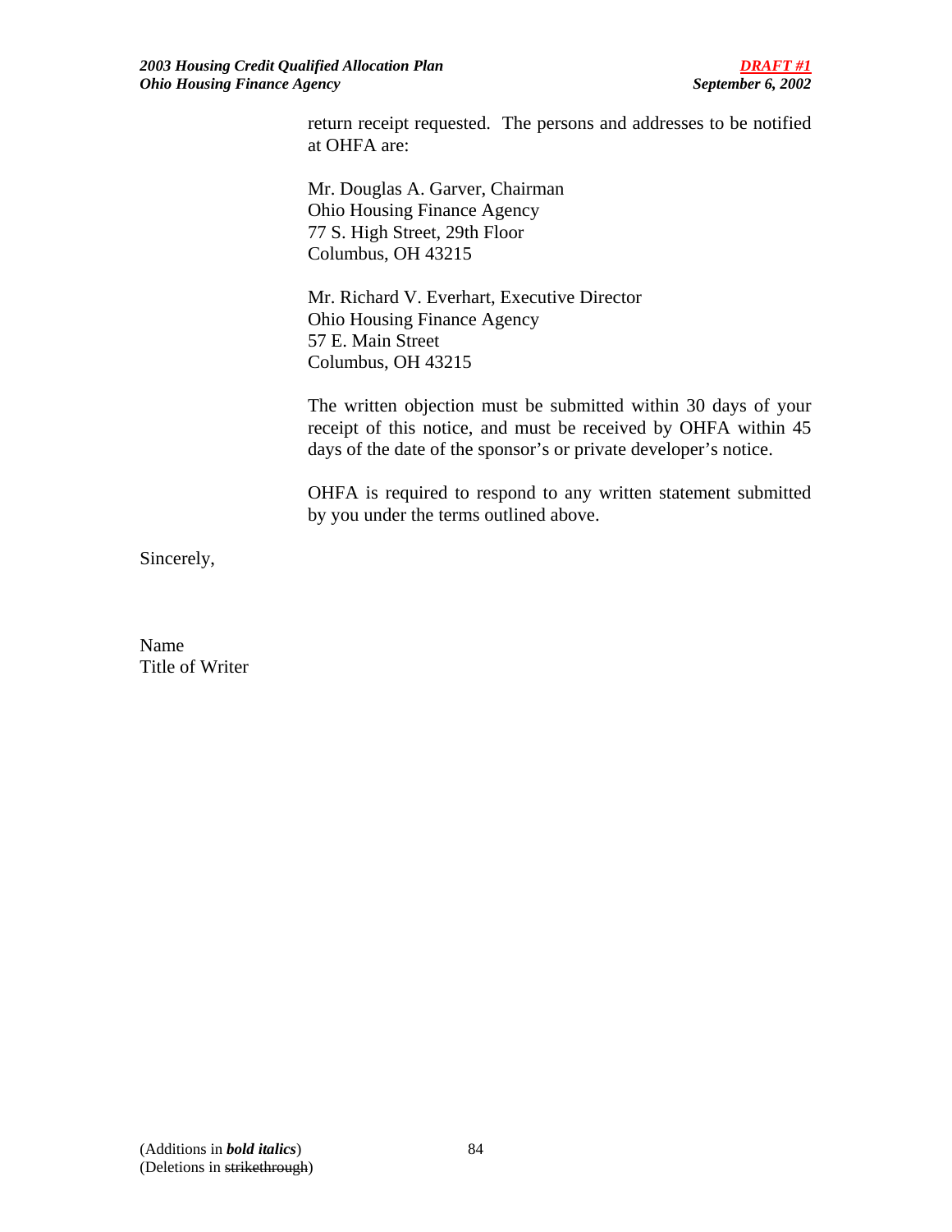return receipt requested. The persons and addresses to be notified at OHFA are:

Mr. Douglas A. Garver, Chairman
Ohio Housing Finance Agency
77 S. High Street, 29th Floor
Columbus, OH 43215

Mr. Richard V. Everhart, Executive Director
Ohio Housing Finance Agency
57 E. Main Street
Columbus, OH 43215

The written objection must be submitted within 30 days of your receipt of this notice, and must be received by OHFA within 45 days of the date of the sponsor's or private developer's notice.

OHFA is required to respond to any written statement submitted by you under the terms outlined above.

Sincerely,

Name
Title of Writer

(Additions in ***bold italics***)
(Deletions in ~~strikethrough~~)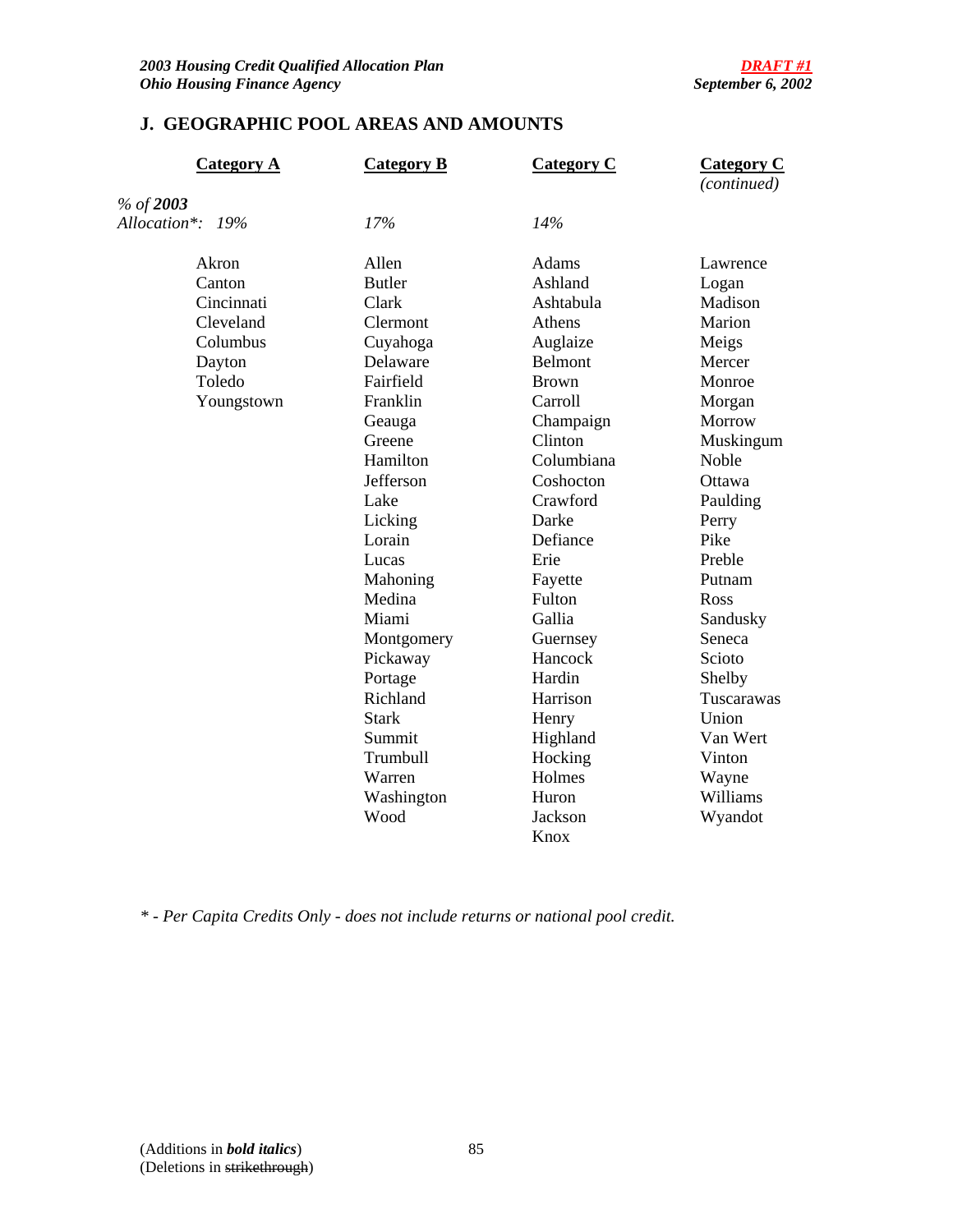## J. GEOGRAPHIC POOL AREAS AND AMOUNTS

| | Category A | Category B | Category C | Category C *(continued)* |
|---|---|---|---|---|
| *% of* ***2003*** *Allocation\*:* | *19%* | *17%* | *14%* | |
| | Akron | Allen | Adams | Lawrence |
| | Canton | Butler | Ashland | Logan |
| | Cincinnati | Clark | Ashtabula | Madison |
| | Cleveland | Clermont | Athens | Marion |
| | Columbus | Cuyahoga | Auglaize | Meigs |
| | Dayton | Delaware | Belmont | Mercer |
| | Toledo | Fairfield | Brown | Monroe |
| | Youngstown | Franklin | Carroll | Morgan |
| | | Geauga | Champaign | Morrow |
| | | Greene | Clinton | Muskingum |
| | | Hamilton | Columbiana | Noble |
| | | Jefferson | Coshocton | Ottawa |
| | | Lake | Crawford | Paulding |
| | | Licking | Darke | Perry |
| | | Lorain | Defiance | Pike |
| | | Lucas | Erie | Preble |
| | | Mahoning | Fayette | Putnam |
| | | Medina | Fulton | Ross |
| | | Miami | Gallia | Sandusky |
| | | Montgomery | Guernsey | Seneca |
| | | Pickaway | Hancock | Scioto |
| | | Portage | Hardin | Shelby |
| | | Richland | Harrison | Tuscarawas |
| | | Stark | Henry | Union |
| | | Summit | Highland | Van Wert |
| | | Trumbull | Hocking | Vinton |
| | | Warren | Holmes | Wayne |
| | | Washington | Huron | Williams |
| | | Wood | Jackson | Wyandot |
| | | | Knox | |

*\* - Per Capita Credits Only - does not include returns or national pool credit.*

(Additions in ***bold italics***)
(Deletions in ~~strikethrough~~)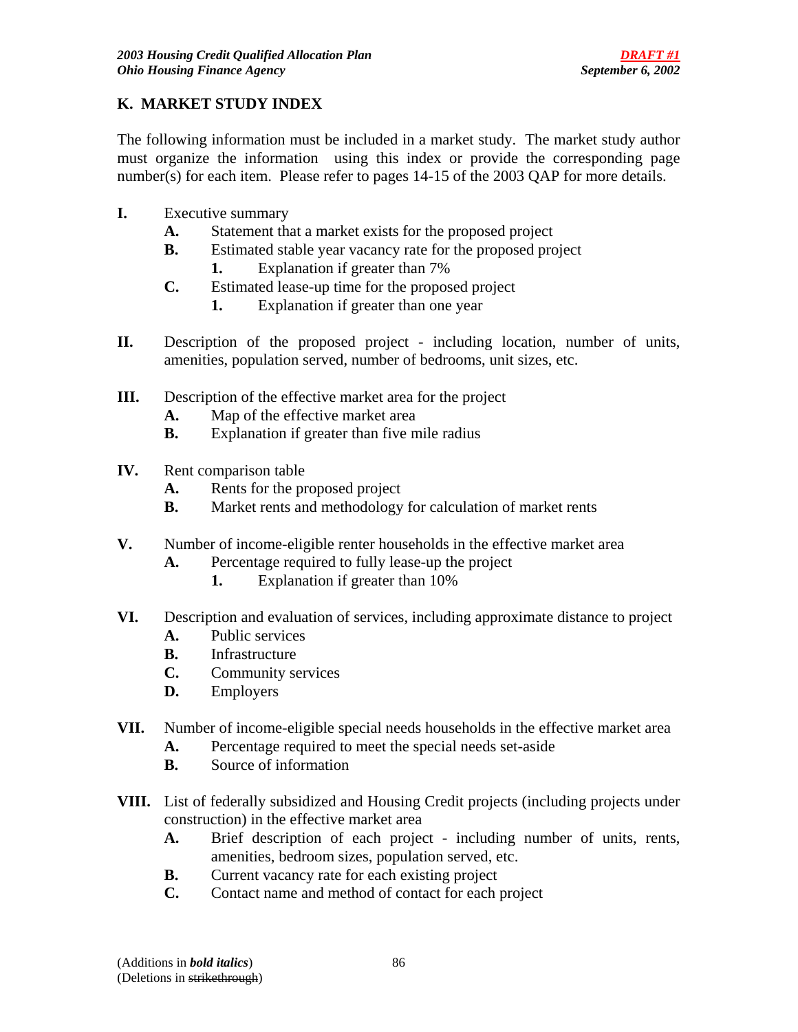## K. MARKET STUDY INDEX

The following information must be included in a market study. The market study author must organize the information using this index or provide the corresponding page number(s) for each item. Please refer to pages 14-15 of the 2003 QAP for more details.

**I.** Executive summary
- **A.** Statement that a market exists for the proposed project
- **B.** Estimated stable year vacancy rate for the proposed project
  - **1.** Explanation if greater than 7%
- **C.** Estimated lease-up time for the proposed project
  - **1.** Explanation if greater than one year

**II.** Description of the proposed project - including location, number of units, amenities, population served, number of bedrooms, unit sizes, etc.

**III.** Description of the effective market area for the project
- **A.** Map of the effective market area
- **B.** Explanation if greater than five mile radius

**IV.** Rent comparison table
- **A.** Rents for the proposed project
- **B.** Market rents and methodology for calculation of market rents

**V.** Number of income-eligible renter households in the effective market area
- **A.** Percentage required to fully lease-up the project
  - **1.** Explanation if greater than 10%

**VI.** Description and evaluation of services, including approximate distance to project
- **A.** Public services
- **B.** Infrastructure
- **C.** Community services
- **D.** Employers

**VII.** Number of income-eligible special needs households in the effective market area
- **A.** Percentage required to meet the special needs set-aside
- **B.** Source of information

**VIII.** List of federally subsidized and Housing Credit projects (including projects under construction) in the effective market area
- **A.** Brief description of each project - including number of units, rents, amenities, bedroom sizes, population served, etc.
- **B.** Current vacancy rate for each existing project
- **C.** Contact name and method of contact for each project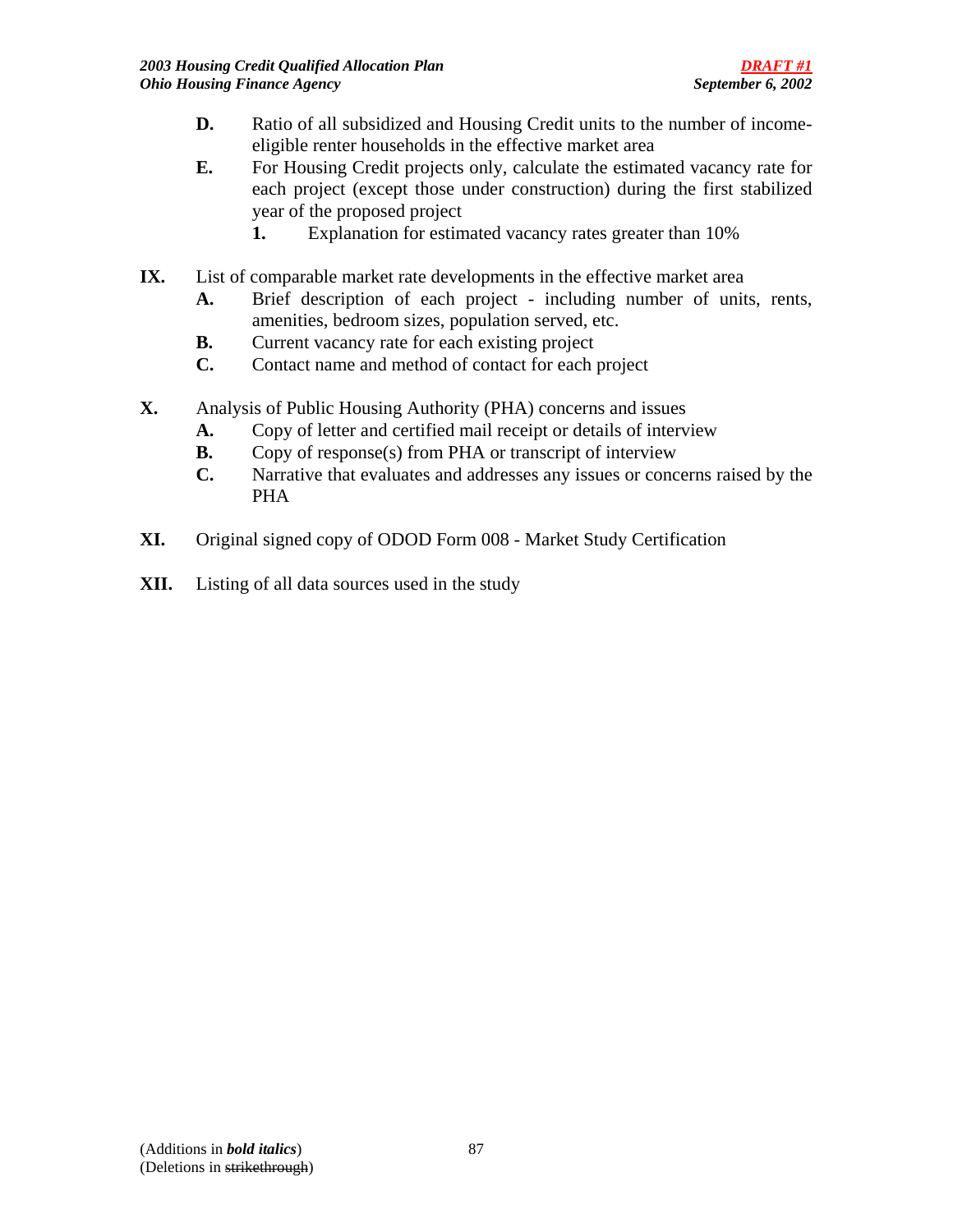- **D.** Ratio of all subsidized and Housing Credit units to the number of income-eligible renter households in the effective market area
- **E.** For Housing Credit projects only, calculate the estimated vacancy rate for each project (except those under construction) during the first stabilized year of the proposed project
  - **1.** Explanation for estimated vacancy rates greater than 10%

**IX.** List of comparable market rate developments in the effective market area

- **A.** Brief description of each project - including number of units, rents, amenities, bedroom sizes, population served, etc.
- **B.** Current vacancy rate for each existing project
- **C.** Contact name and method of contact for each project

**X.** Analysis of Public Housing Authority (PHA) concerns and issues

- **A.** Copy of letter and certified mail receipt or details of interview
- **B.** Copy of response(s) from PHA or transcript of interview
- **C.** Narrative that evaluates and addresses any issues or concerns raised by the PHA

**XI.** Original signed copy of ODOD Form 008 - Market Study Certification

**XII.** Listing of all data sources used in the study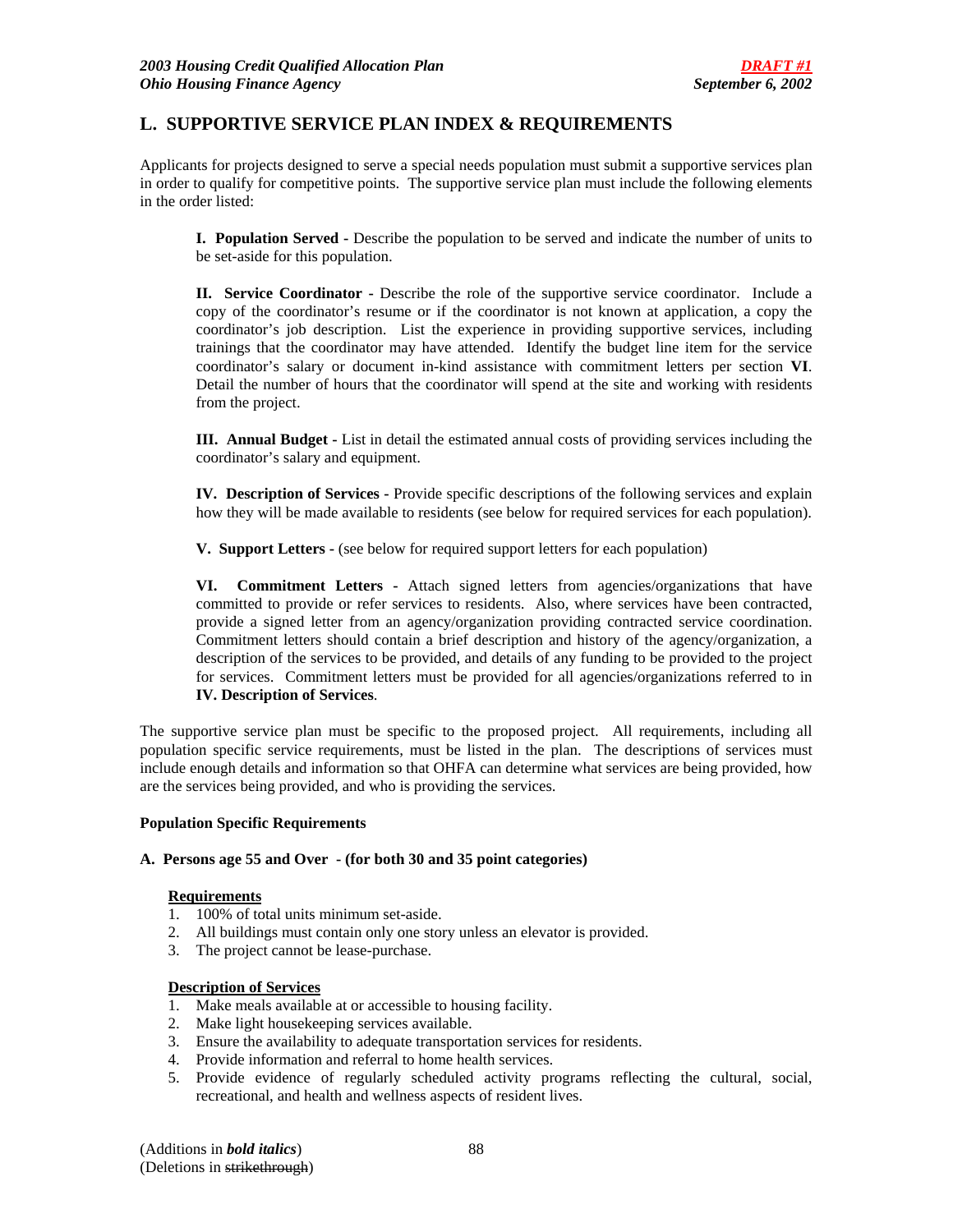## L. SUPPORTIVE SERVICE PLAN INDEX & REQUIREMENTS

Applicants for projects designed to serve a special needs population must submit a supportive services plan in order to qualify for competitive points. The supportive service plan must include the following elements in the order listed:

> **I. Population Served** - Describe the population to be served and indicate the number of units to be set-aside for this population.
>
> **II. Service Coordinator** - Describe the role of the supportive service coordinator. Include a copy of the coordinator's resume or if the coordinator is not known at application, a copy the coordinator's job description. List the experience in providing supportive services, including trainings that the coordinator may have attended. Identify the budget line item for the service coordinator's salary or document in-kind assistance with commitment letters per section **VI**. Detail the number of hours that the coordinator will spend at the site and working with residents from the project.
>
> **III. Annual Budget -** List in detail the estimated annual costs of providing services including the coordinator's salary and equipment.
>
> **IV. Description of Services -** Provide specific descriptions of the following services and explain how they will be made available to residents (see below for required services for each population).
>
> **V. Support Letters** - (see below for required support letters for each population)
>
> **VI. Commitment Letters -** Attach signed letters from agencies/organizations that have committed to provide or refer services to residents. Also, where services have been contracted, provide a signed letter from an agency/organization providing contracted service coordination. Commitment letters should contain a brief description and history of the agency/organization, a description of the services to be provided, and details of any funding to be provided to the project for services. Commitment letters must be provided for all agencies/organizations referred to in **IV. Description of Services**.

The supportive service plan must be specific to the proposed project. All requirements, including all population specific service requirements, must be listed in the plan. The descriptions of services must include enough details and information so that OHFA can determine what services are being provided, how are the services being provided, and who is providing the services.

**Population Specific Requirements**

**A. Persons age 55 and Over - (for both 30 and 35 point categories)**

**Requirements**

1. 100% of total units minimum set-aside.
2. All buildings must contain only one story unless an elevator is provided.
3. The project cannot be lease-purchase.

**Description of Services**

1. Make meals available at or accessible to housing facility.
2. Make light housekeeping services available.
3. Ensure the availability to adequate transportation services for residents.
4. Provide information and referral to home health services.
5. Provide evidence of regularly scheduled activity programs reflecting the cultural, social, recreational, and health and wellness aspects of resident lives.

(Additions in ***bold italics***)
(Deletions in ~~strikethrough~~)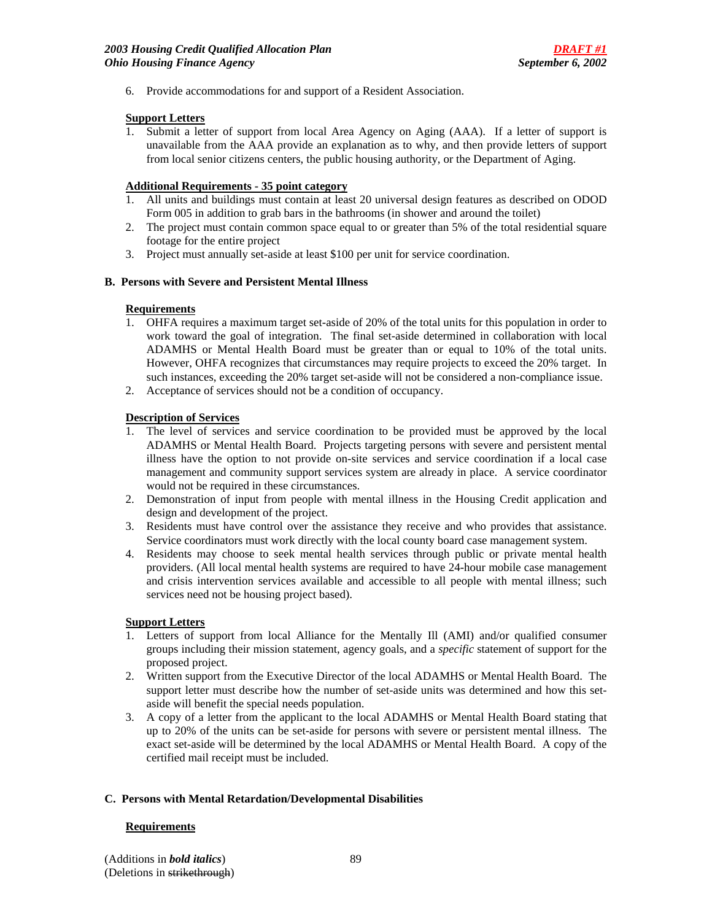6. Provide accommodations for and support of a Resident Association.

**Support Letters**

1. Submit a letter of support from local Area Agency on Aging (AAA). If a letter of support is unavailable from the AAA provide an explanation as to why, and then provide letters of support from local senior citizens centers, the public housing authority, or the Department of Aging.

**Additional Requirements - 35 point category**

1. All units and buildings must contain at least 20 universal design features as described on ODOD Form 005 in addition to grab bars in the bathrooms (in shower and around the toilet)
2. The project must contain common space equal to or greater than 5% of the total residential square footage for the entire project
3. Project must annually set-aside at least $100 per unit for service coordination.

### B. Persons with Severe and Persistent Mental Illness

**Requirements**

1. OHFA requires a maximum target set-aside of 20% of the total units for this population in order to work toward the goal of integration. The final set-aside determined in collaboration with local ADAMHS or Mental Health Board must be greater than or equal to 10% of the total units. However, OHFA recognizes that circumstances may require projects to exceed the 20% target. In such instances, exceeding the 20% target set-aside will not be considered a non-compliance issue.
2. Acceptance of services should not be a condition of occupancy.

**Description of Services**

1. The level of services and service coordination to be provided must be approved by the local ADAMHS or Mental Health Board. Projects targeting persons with severe and persistent mental illness have the option to not provide on-site services and service coordination if a local case management and community support services system are already in place. A service coordinator would not be required in these circumstances.
2. Demonstration of input from people with mental illness in the Housing Credit application and design and development of the project.
3. Residents must have control over the assistance they receive and who provides that assistance. Service coordinators must work directly with the local county board case management system.
4. Residents may choose to seek mental health services through public or private mental health providers. (All local mental health systems are required to have 24-hour mobile case management and crisis intervention services available and accessible to all people with mental illness; such services need not be housing project based).

**Support Letters**

1. Letters of support from local Alliance for the Mentally Ill (AMI) and/or qualified consumer groups including their mission statement, agency goals, and a *specific* statement of support for the proposed project.
2. Written support from the Executive Director of the local ADAMHS or Mental Health Board. The support letter must describe how the number of set-aside units was determined and how this set-aside will benefit the special needs population.
3. A copy of a letter from the applicant to the local ADAMHS or Mental Health Board stating that up to 20% of the units can be set-aside for persons with severe or persistent mental illness. The exact set-aside will be determined by the local ADAMHS or Mental Health Board. A copy of the certified mail receipt must be included.

### C. Persons with Mental Retardation/Developmental Disabilities

**Requirements**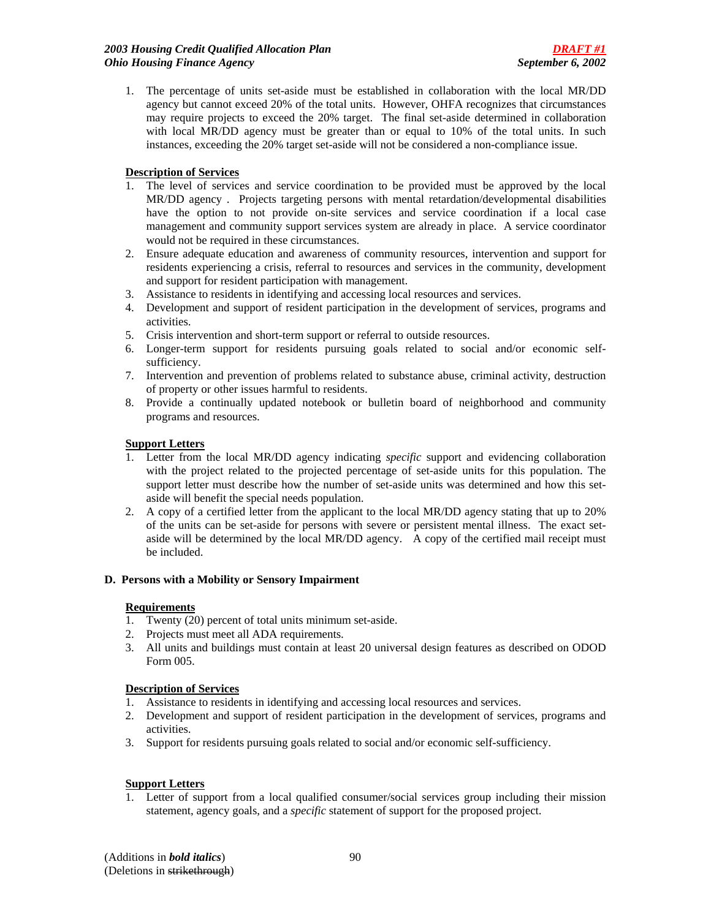1. The percentage of units set-aside must be established in collaboration with the local MR/DD agency but cannot exceed 20% of the total units. However, OHFA recognizes that circumstances may require projects to exceed the 20% target. The final set-aside determined in collaboration with local MR/DD agency must be greater than or equal to 10% of the total units. In such instances, exceeding the 20% target set-aside will not be considered a non-compliance issue.

**Description of Services**

1. The level of services and service coordination to be provided must be approved by the local MR/DD agency . Projects targeting persons with mental retardation/developmental disabilities have the option to not provide on-site services and service coordination if a local case management and community support services system are already in place. A service coordinator would not be required in these circumstances.
2. Ensure adequate education and awareness of community resources, intervention and support for residents experiencing a crisis, referral to resources and services in the community, development and support for resident participation with management.
3. Assistance to residents in identifying and accessing local resources and services.
4. Development and support of resident participation in the development of services, programs and activities.
5. Crisis intervention and short-term support or referral to outside resources.
6. Longer-term support for residents pursuing goals related to social and/or economic self-sufficiency.
7. Intervention and prevention of problems related to substance abuse, criminal activity, destruction of property or other issues harmful to residents.
8. Provide a continually updated notebook or bulletin board of neighborhood and community programs and resources.

**Support Letters**

1. Letter from the local MR/DD agency indicating *specific* support and evidencing collaboration with the project related to the projected percentage of set-aside units for this population. The support letter must describe how the number of set-aside units was determined and how this set-aside will benefit the special needs population.
2. A copy of a certified letter from the applicant to the local MR/DD agency stating that up to 20% of the units can be set-aside for persons with severe or persistent mental illness. The exact set-aside will be determined by the local MR/DD agency. A copy of the certified mail receipt must be included.

### D. Persons with a Mobility or Sensory Impairment

**Requirements**

1. Twenty (20) percent of total units minimum set-aside.
2. Projects must meet all ADA requirements.
3. All units and buildings must contain at least 20 universal design features as described on ODOD Form 005.

**Description of Services**

1. Assistance to residents in identifying and accessing local resources and services.
2. Development and support of resident participation in the development of services, programs and activities.
3. Support for residents pursuing goals related to social and/or economic self-sufficiency.

**Support Letters**

1. Letter of support from a local qualified consumer/social services group including their mission statement, agency goals, and a *specific* statement of support for the proposed project.

(Additions in ***bold italics***)
(Deletions in ~~strikethrough~~)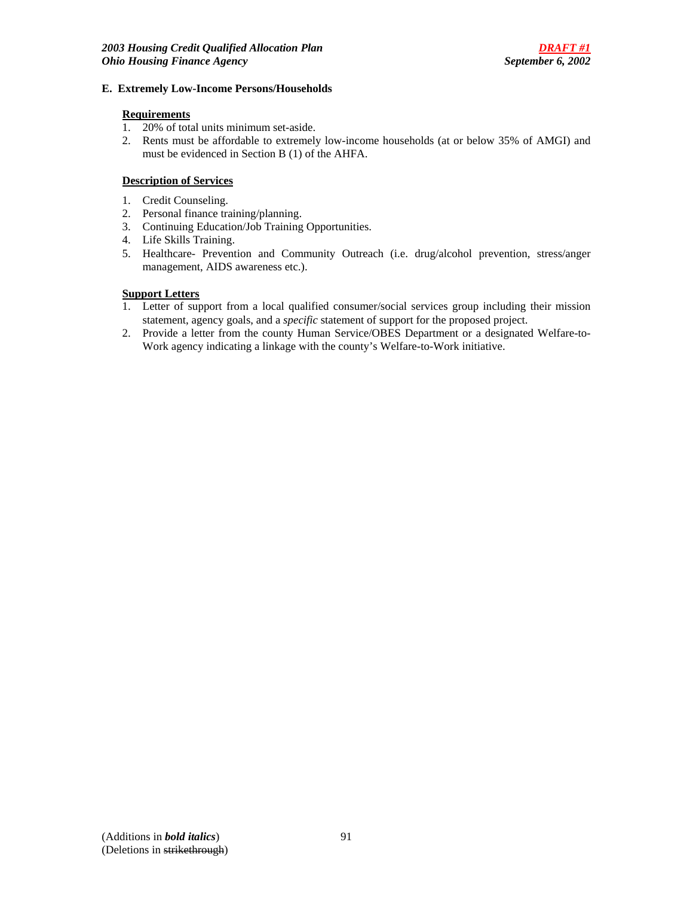## E. Extremely Low-Income Persons/Households

**Requirements**

1. 20% of total units minimum set-aside.
2. Rents must be affordable to extremely low-income households (at or below 35% of AMGI) and must be evidenced in Section B (1) of the AHFA.

**Description of Services**

1. Credit Counseling.
2. Personal finance training/planning.
3. Continuing Education/Job Training Opportunities.
4. Life Skills Training.
5. Healthcare- Prevention and Community Outreach (i.e. drug/alcohol prevention, stress/anger management, AIDS awareness etc.).

**Support Letters**

1. Letter of support from a local qualified consumer/social services group including their mission statement, agency goals, and a *specific* statement of support for the proposed project.
2. Provide a letter from the county Human Service/OBES Department or a designated Welfare-to-Work agency indicating a linkage with the county's Welfare-to-Work initiative.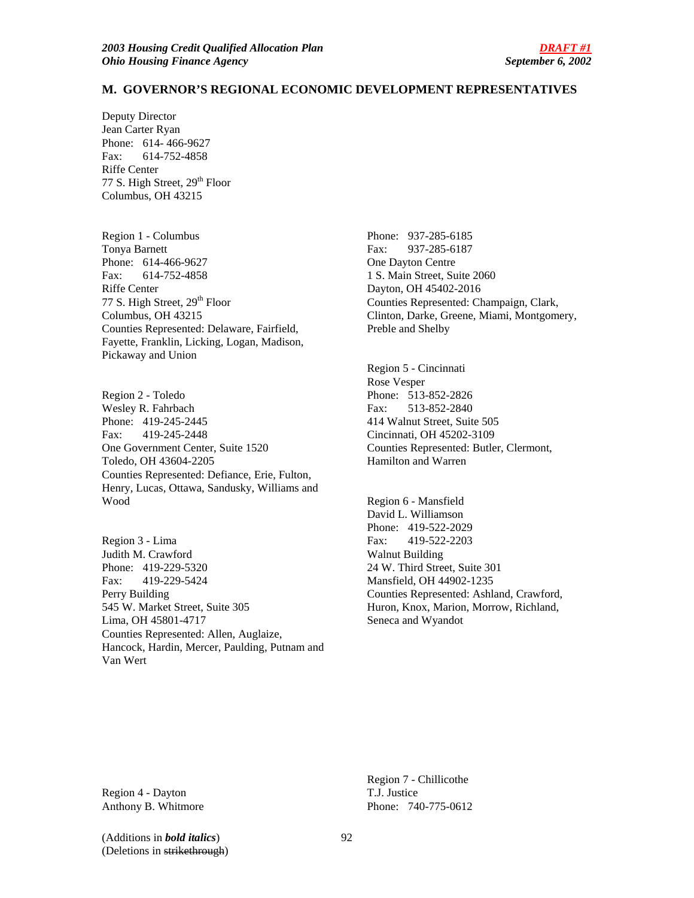## M. GOVERNOR'S REGIONAL ECONOMIC DEVELOPMENT REPRESENTATIVES

Deputy Director
Jean Carter Ryan
Phone: 614- 466-9627
Fax: 614-752-4858
Riffe Center
77 S. High Street, 29th Floor
Columbus, OH 43215

Region 1 - Columbus
Tonya Barnett
Phone: 614-466-9627
Fax: 614-752-4858
Riffe Center
77 S. High Street, 29th Floor
Columbus, OH 43215
Counties Represented: Delaware, Fairfield, Fayette, Franklin, Licking, Logan, Madison, Pickaway and Union

Region 2 - Toledo
Wesley R. Fahrbach
Phone: 419-245-2445
Fax: 419-245-2448
One Government Center, Suite 1520
Toledo, OH 43604-2205
Counties Represented: Defiance, Erie, Fulton, Henry, Lucas, Ottawa, Sandusky, Williams and Wood

Region 3 - Lima
Judith M. Crawford
Phone: 419-229-5320
Fax: 419-229-5424
Perry Building
545 W. Market Street, Suite 305
Lima, OH 45801-4717
Counties Represented: Allen, Auglaize, Hancock, Hardin, Mercer, Paulding, Putnam and Van Wert

Region 4 - Dayton
Anthony B. Whitmore
Phone: 937-285-6185
Fax: 937-285-6187
One Dayton Centre
1 S. Main Street, Suite 2060
Dayton, OH 45402-2016
Counties Represented: Champaign, Clark, Clinton, Darke, Greene, Miami, Montgomery, Preble and Shelby

Region 5 - Cincinnati
Rose Vesper
Phone: 513-852-2826
Fax: 513-852-2840
414 Walnut Street, Suite 505
Cincinnati, OH 45202-3109
Counties Represented: Butler, Clermont, Hamilton and Warren

Region 6 - Mansfield
David L. Williamson
Phone: 419-522-2029
Fax: 419-522-2203
Walnut Building
24 W. Third Street, Suite 301
Mansfield, OH 44902-1235
Counties Represented: Ashland, Crawford, Huron, Knox, Marion, Morrow, Richland, Seneca and Wyandot

Region 7 - Chillicothe
T.J. Justice
Phone: 740-775-0612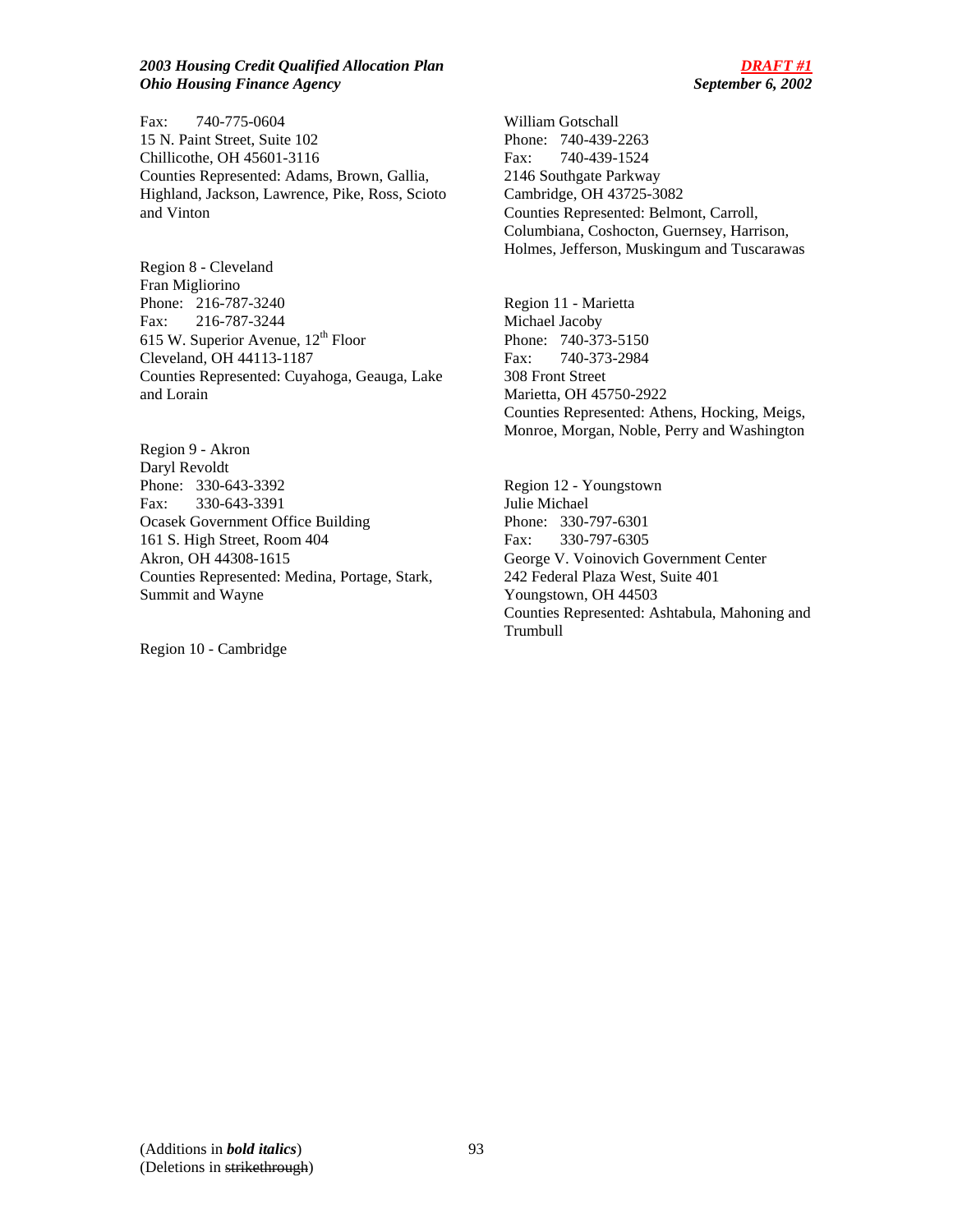Fax: 740-775-0604
15 N. Paint Street, Suite 102
Chillicothe, OH 45601-3116
Counties Represented: Adams, Brown, Gallia, Highland, Jackson, Lawrence, Pike, Ross, Scioto and Vinton

Region 8 - Cleveland
Fran Migliorino
Phone: 216-787-3240
Fax: 216-787-3244
615 W. Superior Avenue, 12th Floor
Cleveland, OH 44113-1187
Counties Represented: Cuyahoga, Geauga, Lake and Lorain

Region 9 - Akron
Daryl Revoldt
Phone: 330-643-3392
Fax: 330-643-3391
Ocasek Government Office Building
161 S. High Street, Room 404
Akron, OH 44308-1615
Counties Represented: Medina, Portage, Stark, Summit and Wayne

Region 10 - Cambridge
William Gotschall
Phone: 740-439-2263
Fax: 740-439-1524
2146 Southgate Parkway
Cambridge, OH 43725-3082
Counties Represented: Belmont, Carroll, Columbiana, Coshocton, Guernsey, Harrison, Holmes, Jefferson, Muskingum and Tuscarawas

Region 11 - Marietta
Michael Jacoby
Phone: 740-373-5150
Fax: 740-373-2984
308 Front Street
Marietta, OH 45750-2922
Counties Represented: Athens, Hocking, Meigs, Monroe, Morgan, Noble, Perry and Washington

Region 12 - Youngstown
Julie Michael
Phone: 330-797-6301
Fax: 330-797-6305
George V. Voinovich Government Center
242 Federal Plaza West, Suite 401
Youngstown, OH 44503
Counties Represented: Ashtabula, Mahoning and Trumbull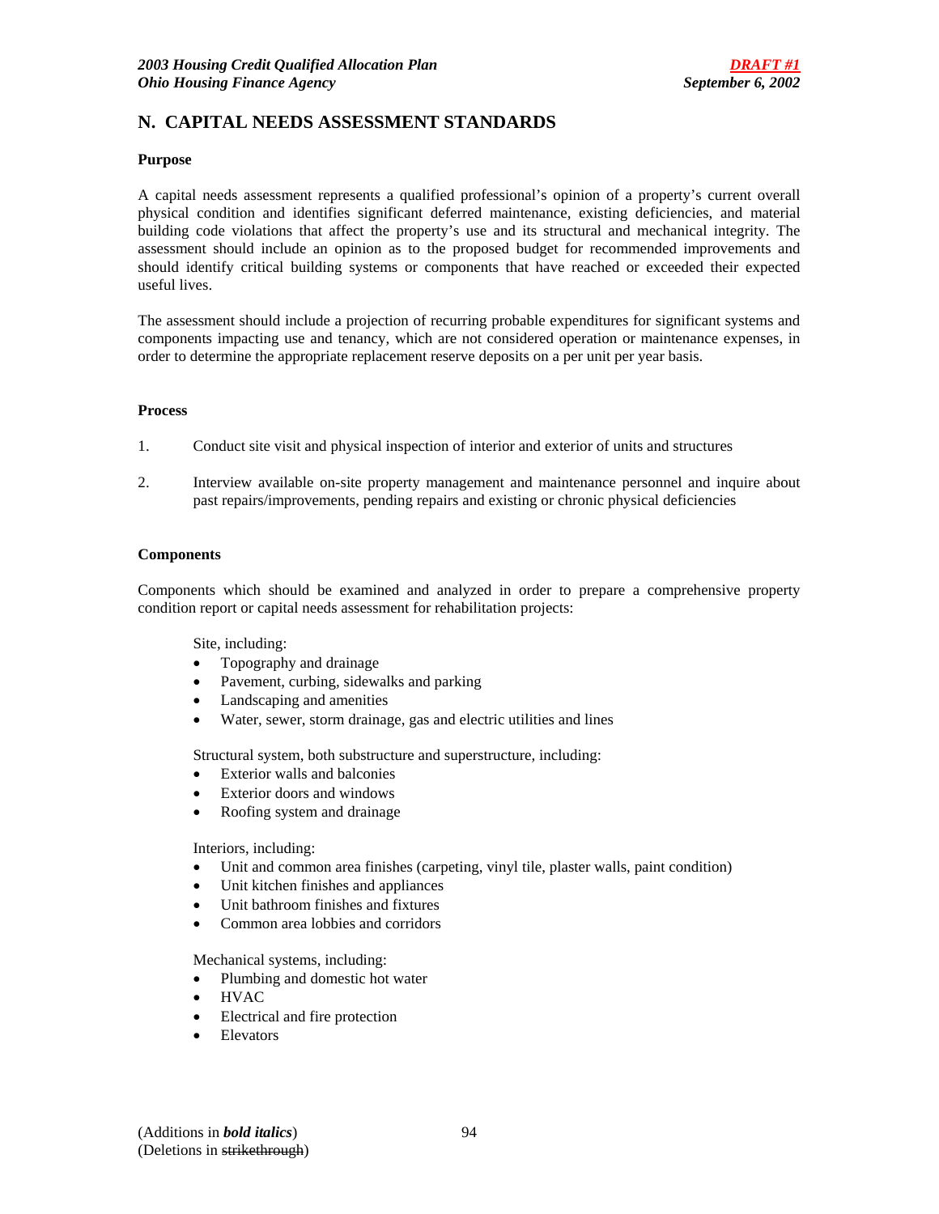## N. CAPITAL NEEDS ASSESSMENT STANDARDS

**Purpose**

A capital needs assessment represents a qualified professional's opinion of a property's current overall physical condition and identifies significant deferred maintenance, existing deficiencies, and material building code violations that affect the property's use and its structural and mechanical integrity. The assessment should include an opinion as to the proposed budget for recommended improvements and should identify critical building systems or components that have reached or exceeded their expected useful lives.

The assessment should include a projection of recurring probable expenditures for significant systems and components impacting use and tenancy, which are not considered operation or maintenance expenses, in order to determine the appropriate replacement reserve deposits on a per unit per year basis.

**Process**

1. Conduct site visit and physical inspection of interior and exterior of units and structures

2. Interview available on-site property management and maintenance personnel and inquire about past repairs/improvements, pending repairs and existing or chronic physical deficiencies

**Components**

Components which should be examined and analyzed in order to prepare a comprehensive property condition report or capital needs assessment for rehabilitation projects:

Site, including:
- Topography and drainage
- Pavement, curbing, sidewalks and parking
- Landscaping and amenities
- Water, sewer, storm drainage, gas and electric utilities and lines

Structural system, both substructure and superstructure, including:
- Exterior walls and balconies
- Exterior doors and windows
- Roofing system and drainage

Interiors, including:
- Unit and common area finishes (carpeting, vinyl tile, plaster walls, paint condition)
- Unit kitchen finishes and appliances
- Unit bathroom finishes and fixtures
- Common area lobbies and corridors

Mechanical systems, including:
- Plumbing and domestic hot water
- HVAC
- Electrical and fire protection
- Elevators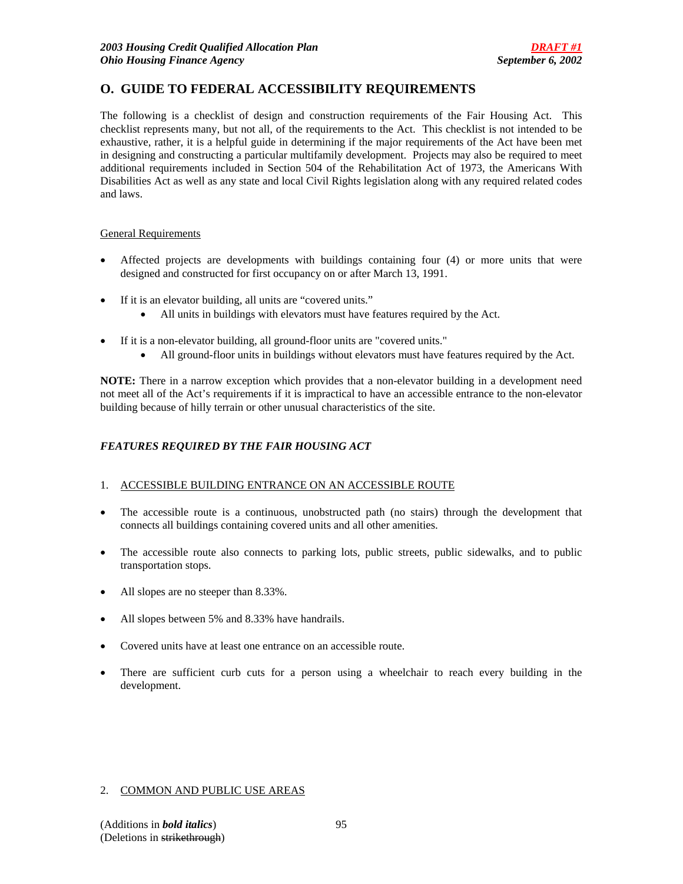## O. GUIDE TO FEDERAL ACCESSIBILITY REQUIREMENTS

The following is a checklist of design and construction requirements of the Fair Housing Act. This checklist represents many, but not all, of the requirements to the Act. This checklist is not intended to be exhaustive, rather, it is a helpful guide in determining if the major requirements of the Act have been met in designing and constructing a particular multifamily development. Projects may also be required to meet additional requirements included in Section 504 of the Rehabilitation Act of 1973, the Americans With Disabilities Act as well as any state and local Civil Rights legislation along with any required related codes and laws.

General Requirements

- Affected projects are developments with buildings containing four (4) or more units that were designed and constructed for first occupancy on or after March 13, 1991.
- If it is an elevator building, all units are "covered units."
  - All units in buildings with elevators must have features required by the Act.
- If it is a non-elevator building, all ground-floor units are "covered units."
  - All ground-floor units in buildings without elevators must have features required by the Act.

**NOTE:** There in a narrow exception which provides that a non-elevator building in a development need not meet all of the Act's requirements if it is impractical to have an accessible entrance to the non-elevator building because of hilly terrain or other unusual characteristics of the site.

### *FEATURES REQUIRED BY THE FAIR HOUSING ACT*

1. ACCESSIBLE BUILDING ENTRANCE ON AN ACCESSIBLE ROUTE

- The accessible route is a continuous, unobstructed path (no stairs) through the development that connects all buildings containing covered units and all other amenities.
- The accessible route also connects to parking lots, public streets, public sidewalks, and to public transportation stops.
- All slopes are no steeper than 8.33%.
- All slopes between 5% and 8.33% have handrails.
- Covered units have at least one entrance on an accessible route.
- There are sufficient curb cuts for a person using a wheelchair to reach every building in the development.

2. COMMON AND PUBLIC USE AREAS

(Additions in ***bold italics***)
(Deletions in ~~strikethrough~~)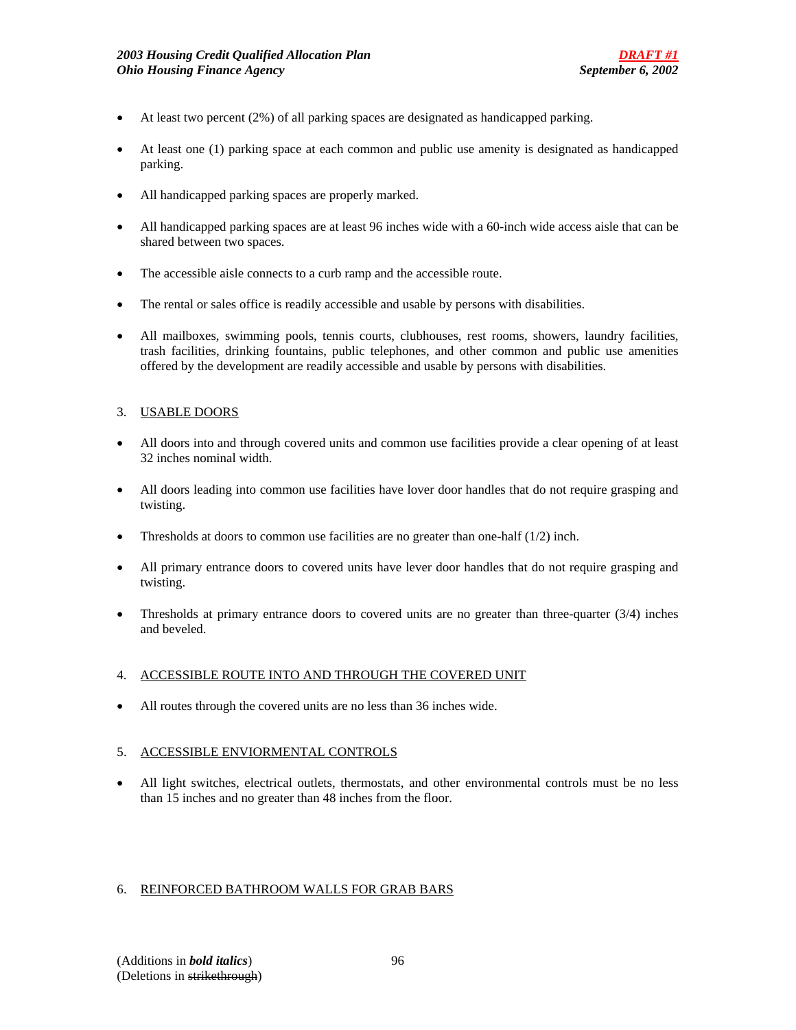- At least two percent (2%) of all parking spaces are designated as handicapped parking.
- At least one (1) parking space at each common and public use amenity is designated as handicapped parking.
- All handicapped parking spaces are properly marked.
- All handicapped parking spaces are at least 96 inches wide with a 60-inch wide access aisle that can be shared between two spaces.
- The accessible aisle connects to a curb ramp and the accessible route.
- The rental or sales office is readily accessible and usable by persons with disabilities.
- All mailboxes, swimming pools, tennis courts, clubhouses, rest rooms, showers, laundry facilities, trash facilities, drinking fountains, public telephones, and other common and public use amenities offered by the development are readily accessible and usable by persons with disabilities.

3. USABLE DOORS

- All doors into and through covered units and common use facilities provide a clear opening of at least 32 inches nominal width.
- All doors leading into common use facilities have lover door handles that do not require grasping and twisting.
- Thresholds at doors to common use facilities are no greater than one-half (1/2) inch.
- All primary entrance doors to covered units have lever door handles that do not require grasping and twisting.
- Thresholds at primary entrance doors to covered units are no greater than three-quarter (3/4) inches and beveled.

4. ACCESSIBLE ROUTE INTO AND THROUGH THE COVERED UNIT

- All routes through the covered units are no less than 36 inches wide.

5. ACCESSIBLE ENVIORMENTAL CONTROLS

- All light switches, electrical outlets, thermostats, and other environmental controls must be no less than 15 inches and no greater than 48 inches from the floor.

6. REINFORCED BATHROOM WALLS FOR GRAB BARS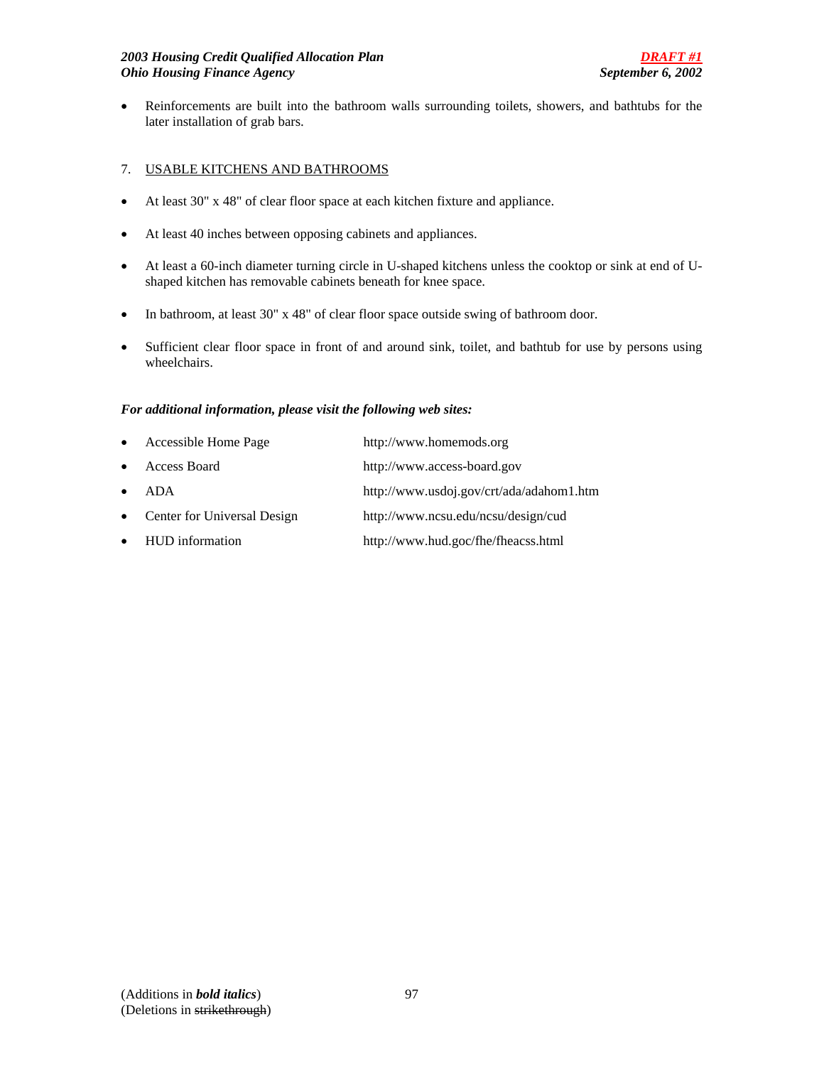- Reinforcements are built into the bathroom walls surrounding toilets, showers, and bathtubs for the later installation of grab bars.

7. USABLE KITCHENS AND BATHROOMS

- At least 30" x 48" of clear floor space at each kitchen fixture and appliance.
- At least 40 inches between opposing cabinets and appliances.
- At least a 60-inch diameter turning circle in U-shaped kitchens unless the cooktop or sink at end of U-shaped kitchen has removable cabinets beneath for knee space.
- In bathroom, at least 30" x 48" of clear floor space outside swing of bathroom door.
- Sufficient clear floor space in front of and around sink, toilet, and bathtub for use by persons using wheelchairs.

***For additional information, please visit the following web sites:***

- Accessible Home Page — http://www.homemods.org
- Access Board — http://www.access-board.gov
- ADA — http://www.usdoj.gov/crt/ada/adahom1.htm
- Center for Universal Design — http://www.ncsu.edu/ncsu/design/cud
- HUD information — http://www.hud.goc/fhe/fheacss.html

(Additions in ***bold italics***)
(Deletions in ~~strikethrough~~)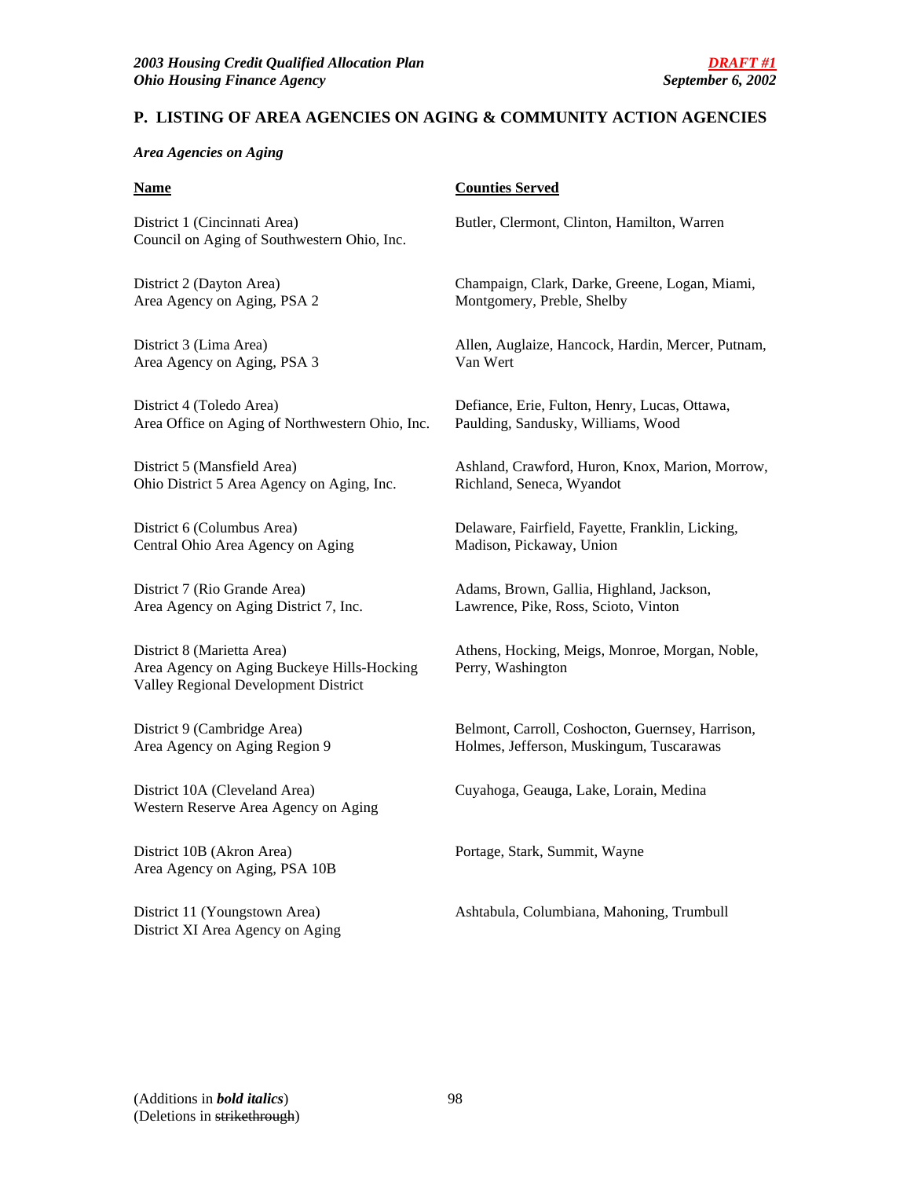## P. LISTING OF AREA AGENCIES ON AGING & COMMUNITY ACTION AGENCIES

*Area Agencies on Aging*

| Name | Counties Served |
|---|---|
| District 1 (Cincinnati Area)<br>Council on Aging of Southwestern Ohio, Inc. | Butler, Clermont, Clinton, Hamilton, Warren |
| District 2 (Dayton Area)<br>Area Agency on Aging, PSA 2 | Champaign, Clark, Darke, Greene, Logan, Miami, Montgomery, Preble, Shelby |
| District 3 (Lima Area)<br>Area Agency on Aging, PSA 3 | Allen, Auglaize, Hancock, Hardin, Mercer, Putnam, Van Wert |
| District 4 (Toledo Area)<br>Area Office on Aging of Northwestern Ohio, Inc. | Defiance, Erie, Fulton, Henry, Lucas, Ottawa, Paulding, Sandusky, Williams, Wood |
| District 5 (Mansfield Area)<br>Ohio District 5 Area Agency on Aging, Inc. | Ashland, Crawford, Huron, Knox, Marion, Morrow, Richland, Seneca, Wyandot |
| District 6 (Columbus Area)<br>Central Ohio Area Agency on Aging | Delaware, Fairfield, Fayette, Franklin, Licking, Madison, Pickaway, Union |
| District 7 (Rio Grande Area)<br>Area Agency on Aging District 7, Inc. | Adams, Brown, Gallia, Highland, Jackson, Lawrence, Pike, Ross, Scioto, Vinton |
| District 8 (Marietta Area)<br>Area Agency on Aging Buckeye Hills-Hocking Valley Regional Development District | Athens, Hocking, Meigs, Monroe, Morgan, Noble, Perry, Washington |
| District 9 (Cambridge Area)<br>Area Agency on Aging Region 9 | Belmont, Carroll, Coshocton, Guernsey, Harrison, Holmes, Jefferson, Muskingum, Tuscarawas |
| District 10A (Cleveland Area)<br>Western Reserve Area Agency on Aging | Cuyahoga, Geauga, Lake, Lorain, Medina |
| District 10B (Akron Area)<br>Area Agency on Aging, PSA 10B | Portage, Stark, Summit, Wayne |
| District 11 (Youngstown Area)<br>District XI Area Agency on Aging | Ashtabula, Columbiana, Mahoning, Trumbull |

(Additions in ***bold italics***)
(Deletions in ~~strikethrough~~)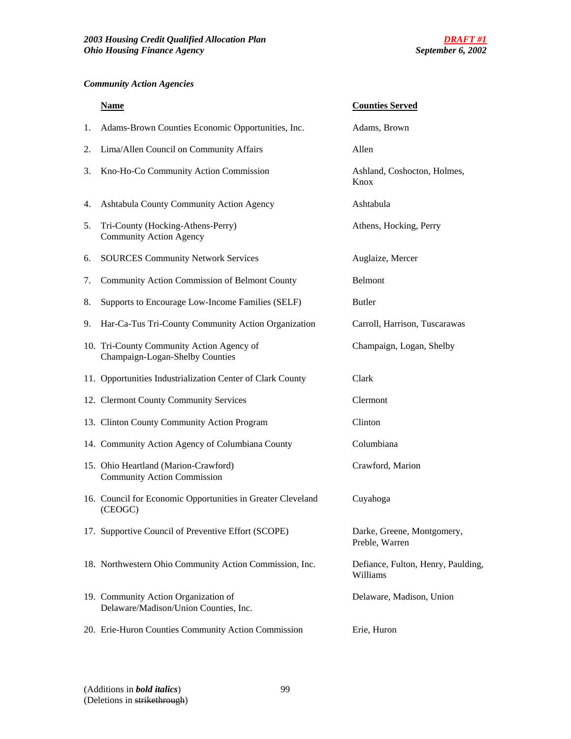*Community Action Agencies*

| | Name | Counties Served |
|---|---|---|
| 1. | Adams-Brown Counties Economic Opportunities, Inc. | Adams, Brown |
| 2. | Lima/Allen Council on Community Affairs | Allen |
| 3. | Kno-Ho-Co Community Action Commission | Ashland, Coshocton, Holmes, Knox |
| 4. | Ashtabula County Community Action Agency | Ashtabula |
| 5. | Tri-County (Hocking-Athens-Perry) Community Action Agency | Athens, Hocking, Perry |
| 6. | SOURCES Community Network Services | Auglaize, Mercer |
| 7. | Community Action Commission of Belmont County | Belmont |
| 8. | Supports to Encourage Low-Income Families (SELF) | Butler |
| 9. | Har-Ca-Tus Tri-County Community Action Organization | Carroll, Harrison, Tuscarawas |
| 10. | Tri-County Community Action Agency of Champaign-Logan-Shelby Counties | Champaign, Logan, Shelby |
| 11. | Opportunities Industrialization Center of Clark County | Clark |
| 12. | Clermont County Community Services | Clermont |
| 13. | Clinton County Community Action Program | Clinton |
| 14. | Community Action Agency of Columbiana County | Columbiana |
| 15. | Ohio Heartland (Marion-Crawford) Community Action Commission | Crawford, Marion |
| 16. | Council for Economic Opportunities in Greater Cleveland (CEOGC) | Cuyahoga |
| 17. | Supportive Council of Preventive Effort (SCOPE) | Darke, Greene, Montgomery, Preble, Warren |
| 18. | Northwestern Ohio Community Action Commission, Inc. | Defiance, Fulton, Henry, Paulding, Williams |
| 19. | Community Action Organization of Delaware/Madison/Union Counties, Inc. | Delaware, Madison, Union |
| 20. | Erie-Huron Counties Community Action Commission | Erie, Huron |

(Additions in ***bold italics***)
(Deletions in ~~strikethrough~~)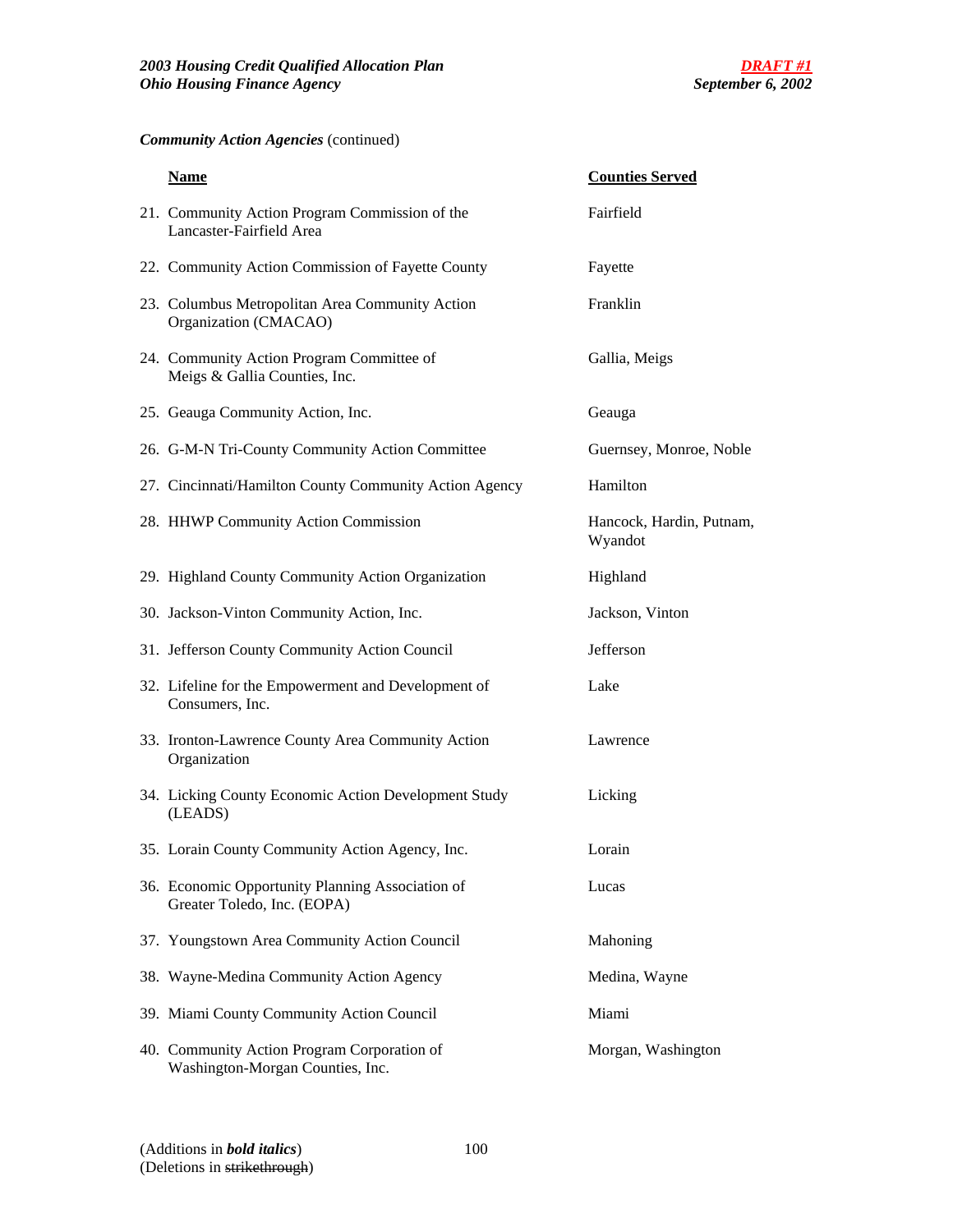***Community Action Agencies*** (continued)

| Name | Counties Served |
| --- | --- |
| 21. Community Action Program Commission of the Lancaster-Fairfield Area | Fairfield |
| 22. Community Action Commission of Fayette County | Fayette |
| 23. Columbus Metropolitan Area Community Action Organization (CMACAO) | Franklin |
| 24. Community Action Program Committee of Meigs & Gallia Counties, Inc. | Gallia, Meigs |
| 25. Geauga Community Action, Inc. | Geauga |
| 26. G-M-N Tri-County Community Action Committee | Guernsey, Monroe, Noble |
| 27. Cincinnati/Hamilton County Community Action Agency | Hamilton |
| 28. HHWP Community Action Commission | Hancock, Hardin, Putnam, Wyandot |
| 29. Highland County Community Action Organization | Highland |
| 30. Jackson-Vinton Community Action, Inc. | Jackson, Vinton |
| 31. Jefferson County Community Action Council | Jefferson |
| 32. Lifeline for the Empowerment and Development of Consumers, Inc. | Lake |
| 33. Ironton-Lawrence County Area Community Action Organization | Lawrence |
| 34. Licking County Economic Action Development Study (LEADS) | Licking |
| 35. Lorain County Community Action Agency, Inc. | Lorain |
| 36. Economic Opportunity Planning Association of Greater Toledo, Inc. (EOPA) | Lucas |
| 37. Youngstown Area Community Action Council | Mahoning |
| 38. Wayne-Medina Community Action Agency | Medina, Wayne |
| 39. Miami County Community Action Council | Miami |
| 40. Community Action Program Corporation of Washington-Morgan Counties, Inc. | Morgan, Washington |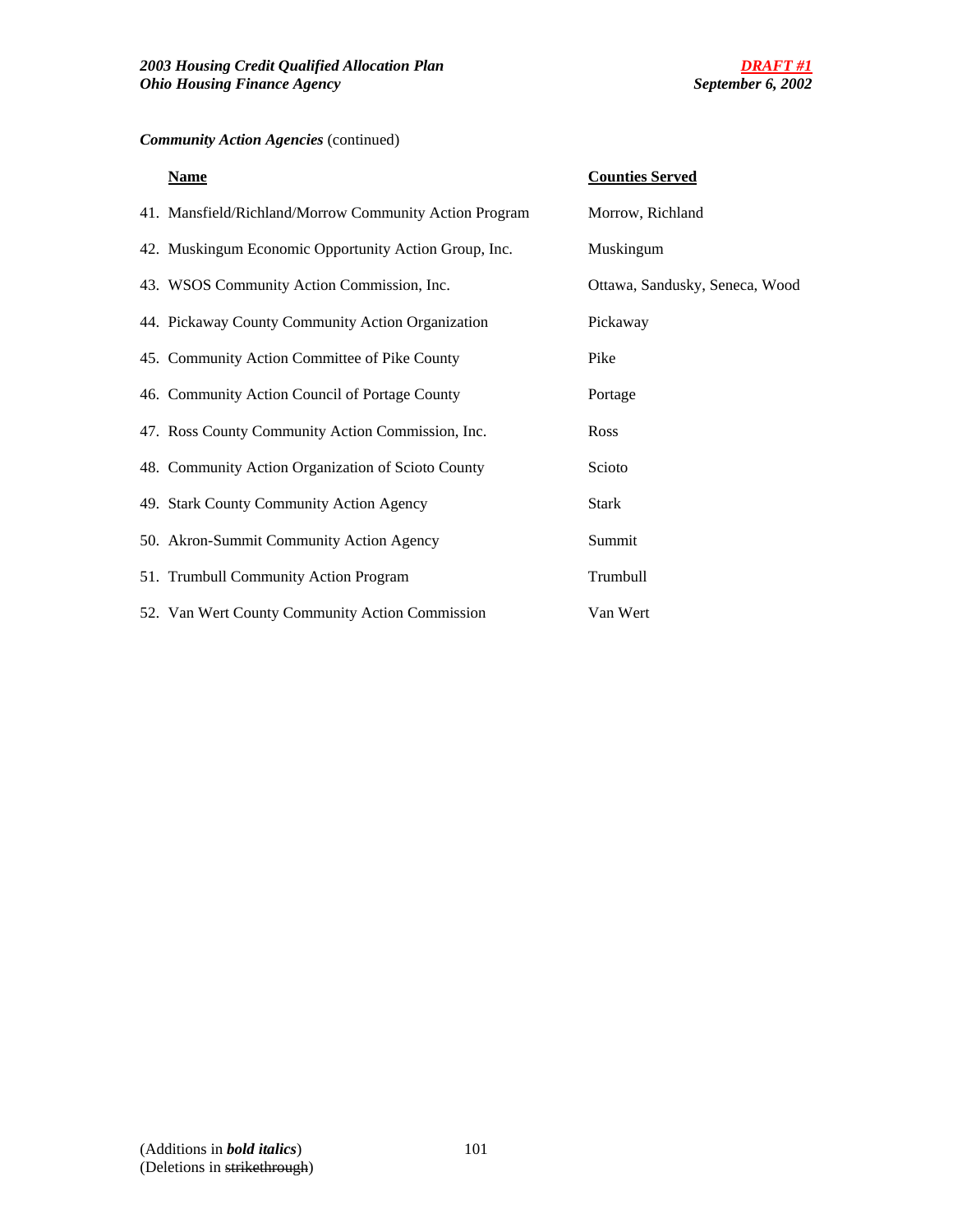***Community Action Agencies*** (continued)

| | Name | Counties Served |
|---|---|---|
| 41. | Mansfield/Richland/Morrow Community Action Program | Morrow, Richland |
| 42. | Muskingum Economic Opportunity Action Group, Inc. | Muskingum |
| 43. | WSOS Community Action Commission, Inc. | Ottawa, Sandusky, Seneca, Wood |
| 44. | Pickaway County Community Action Organization | Pickaway |
| 45. | Community Action Committee of Pike County | Pike |
| 46. | Community Action Council of Portage County | Portage |
| 47. | Ross County Community Action Commission, Inc. | Ross |
| 48. | Community Action Organization of Scioto County | Scioto |
| 49. | Stark County Community Action Agency | Stark |
| 50. | Akron-Summit Community Action Agency | Summit |
| 51. | Trumbull Community Action Program | Trumbull |
| 52. | Van Wert County Community Action Commission | Van Wert |

(Additions in ***bold italics***)
(Deletions in ~~strikethrough~~)